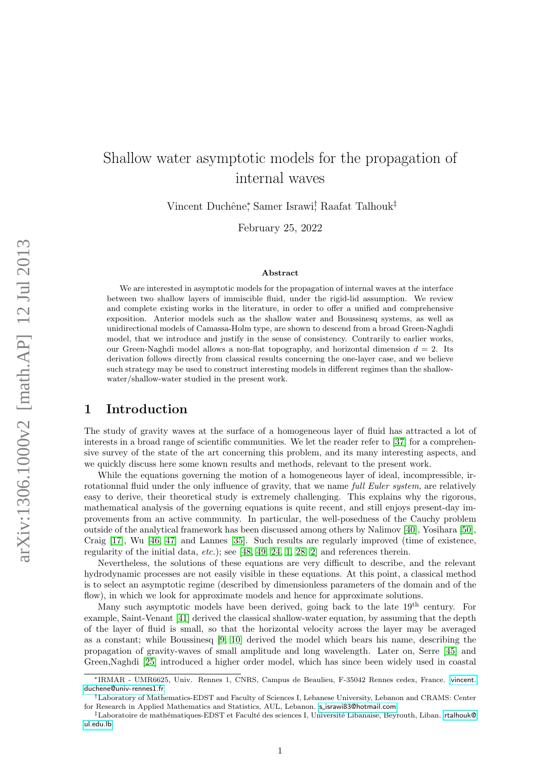# Shallow water asymptotic models for the propagation of internal waves

Vincent Duchêne[*], Samer Israwi[†], Raafat Talhouk[‡]

February 25, 2022

### Abstract

We are interested in asymptotic models for the propagation of internal waves at the interface between two shallow layers of immiscible fluid, under the rigid-lid assumption. We review and complete existing works in the literature, in order to offer a unified and comprehensive exposition. Anterior models such as the shallow water and Boussinesq systems, as well as unidirectional models of Camassa-Holm type, are shown to descend from a broad Green-Naghdi model, that we introduce and justify in the sense of consistency. Contrarily to earlier works, our Green-Naghdi model allows a non-flat topography, and horizontal dimension $d = 2$. Its derivation follows directly from classical results concerning the one-layer case, and we believe such strategy may be used to construct interesting models in different regimes than the shallow-water/shallow-water studied in the present work.

## 1 Introduction

The study of gravity waves at the surface of a homogeneous layer of fluid has attracted a lot of interests in a broad range of scientific communities. We let the reader refer to [37] for a comprehensive survey of the state of the art concerning this problem, and its many interesting aspects, and we quickly discuss here some known results and methods, relevant to the present work.

While the equations governing the motion of a homogeneous layer of ideal, incompressible, irrotationnal fluid under the only influence of gravity, that we name *full Euler system*, are relatively easy to derive, their theoretical study is extremely challenging. This explains why the rigorous, mathematical analysis of the governing equations is quite recent, and still enjoys present-day improvements from an active community. In particular, the well-posedness of the Cauchy problem outside of the analytical framework has been discussed among others by Nalimov [40], Yosihara [50], Craig [17], Wu [46, 47] and Lannes [35]. Such results are regularly improved (time of existence, regularity of the initial data, *etc.*); see [48, 49, 24, 1, 28, 2] and references therein.

Nevertheless, the solutions of these equations are very difficult to describe, and the relevant hydrodynamic processes are not easily visible in these equations. At this point, a classical method is to select an asymptotic regime (described by dimensionless parameters of the domain and of the flow), in which we look for approximate models and hence for approximate solutions.

Many such asymptotic models have been derived, going back to the late 19th century. For example, Saint-Venant [41] derived the classical shallow-water equation, by assuming that the depth of the layer of fluid is small, so that the horizontal velocity across the layer may be averaged as a constant; while Boussinesq [9, 10] derived the model which bears his name, describing the propagation of gravity-waves of small amplitude and long wavelength. Later on, Serre [45] and Green,Naghdi [25] introduced a higher order model, which has since been widely used in coastal

---

[*] IRMAR - UMR6625, Univ. Rennes 1, CNRS, Campus de Beaulieu, F-35042 Rennes cedex, France. vincent.duchene@univ-rennes1.fr

[†] Laboratory of Mathematics-EDST and Faculty of Sciences I, Lebanese University, Lebanon and CRAMS: Center for Research in Applied Mathematics and Statistics, AUL, Lebanon. s_israwi83@hotmail.com

[‡] Laboratoire de mathématiques-EDST et Faculté des sciences I, Université Libanaise, Beyrouth, Liban. rtalhouk@ul.edu.lb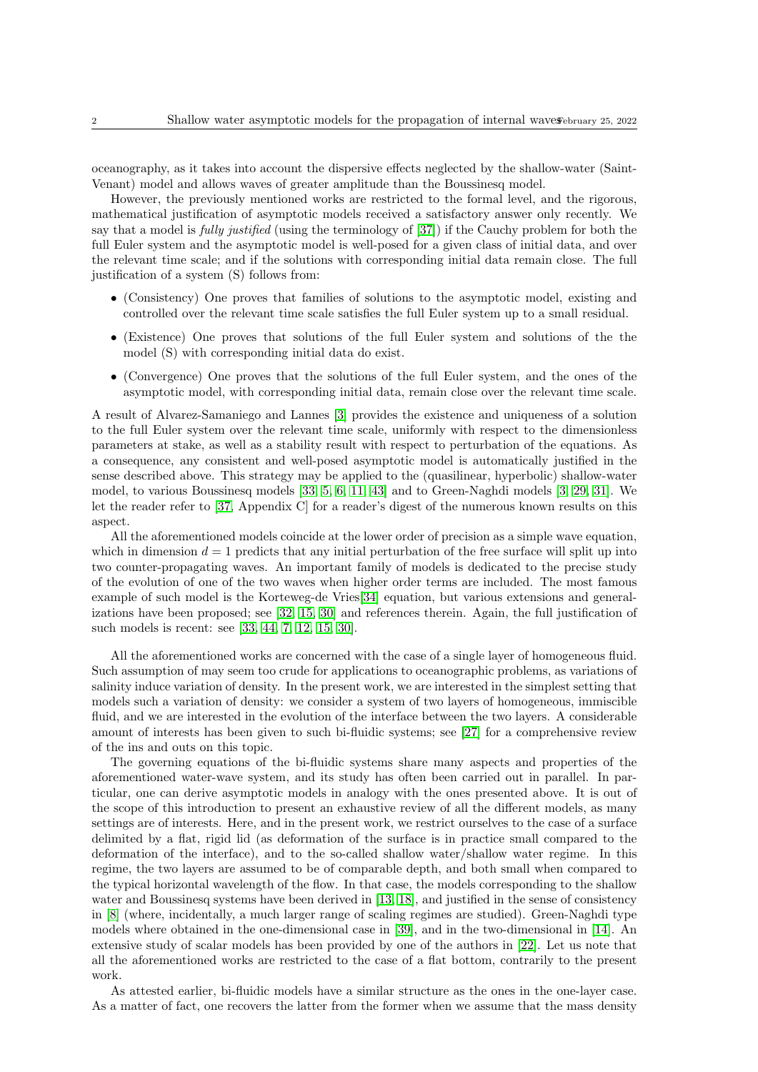oceanography, as it takes into account the dispersive effects neglected by the shallow-water (Saint-Venant) model and allows waves of greater amplitude than the Boussinesq model.

However, the previously mentioned works are restricted to the formal level, and the rigorous, mathematical justification of asymptotic models received a satisfactory answer only recently. We say that a model is *fully justified* (using the terminology of [37]) if the Cauchy problem for both the full Euler system and the asymptotic model is well-posed for a given class of initial data, and over the relevant time scale; and if the solutions with corresponding initial data remain close. The full justification of a system (S) follows from:

- (Consistency) One proves that families of solutions to the asymptotic model, existing and controlled over the relevant time scale satisfies the full Euler system up to a small residual.
- (Existence) One proves that solutions of the full Euler system and solutions of the the model (S) with corresponding initial data do exist.
- (Convergence) One proves that the solutions of the full Euler system, and the ones of the asymptotic model, with corresponding initial data, remain close over the relevant time scale.

A result of Alvarez-Samaniego and Lannes [3] provides the existence and uniqueness of a solution to the full Euler system over the relevant time scale, uniformly with respect to the dimensionless parameters at stake, as well as a stability result with respect to perturbation of the equations. As a consequence, any consistent and well-posed asymptotic model is automatically justified in the sense described above. This strategy may be applied to the (quasilinear, hyperbolic) shallow-water model, to various Boussinesq models [33, 5, 6, 11, 43] and to Green-Naghdi models [3, 29, 31]. We let the reader refer to [37, Appendix C] for a reader's digest of the numerous known results on this aspect.

All the aforementioned models coincide at the lower order of precision as a simple wave equation, which in dimension $d = 1$ predicts that any initial perturbation of the free surface will split up into two counter-propagating waves. An important family of models is dedicated to the precise study of the evolution of one of the two waves when higher order terms are included. The most famous example of such model is the Korteweg-de Vries[34] equation, but various extensions and generalizations have been proposed; see [32, 15, 30] and references therein. Again, the full justification of such models is recent: see [33, 44, 7, 12, 15, 30].

All the aforementioned works are concerned with the case of a single layer of homogeneous fluid. Such assumption of may seem too crude for applications to oceanographic problems, as variations of salinity induce variation of density. In the present work, we are interested in the simplest setting that models such a variation of density: we consider a system of two layers of homogeneous, immiscible fluid, and we are interested in the evolution of the interface between the two layers. A considerable amount of interests has been given to such bi-fluidic systems; see [27] for a comprehensive review of the ins and outs on this topic.

The governing equations of the bi-fluidic systems share many aspects and properties of the aforementioned water-wave system, and its study has often been carried out in parallel. In particular, one can derive asymptotic models in analogy with the ones presented above. It is out of the scope of this introduction to present an exhaustive review of all the different models, as many settings are of interests. Here, and in the present work, we restrict ourselves to the case of a surface delimited by a flat, rigid lid (as deformation of the surface is in practice small compared to the deformation of the interface), and to the so-called shallow water/shallow water regime. In this regime, the two layers are assumed to be of comparable depth, and both small when compared to the typical horizontal wavelength of the flow. In that case, the models corresponding to the shallow water and Boussinesq systems have been derived in [13, 18], and justified in the sense of consistency in [8] (where, incidentally, a much larger range of scaling regimes are studied). Green-Naghdi type models where obtained in the one-dimensional case in [39], and in the two-dimensional in [14]. An extensive study of scalar models has been provided by one of the authors in [22]. Let us note that all the aforementioned works are restricted to the case of a flat bottom, contrarily to the present work.

As attested earlier, bi-fluidic models have a similar structure as the ones in the one-layer case. As a matter of fact, one recovers the latter from the former when we assume that the mass density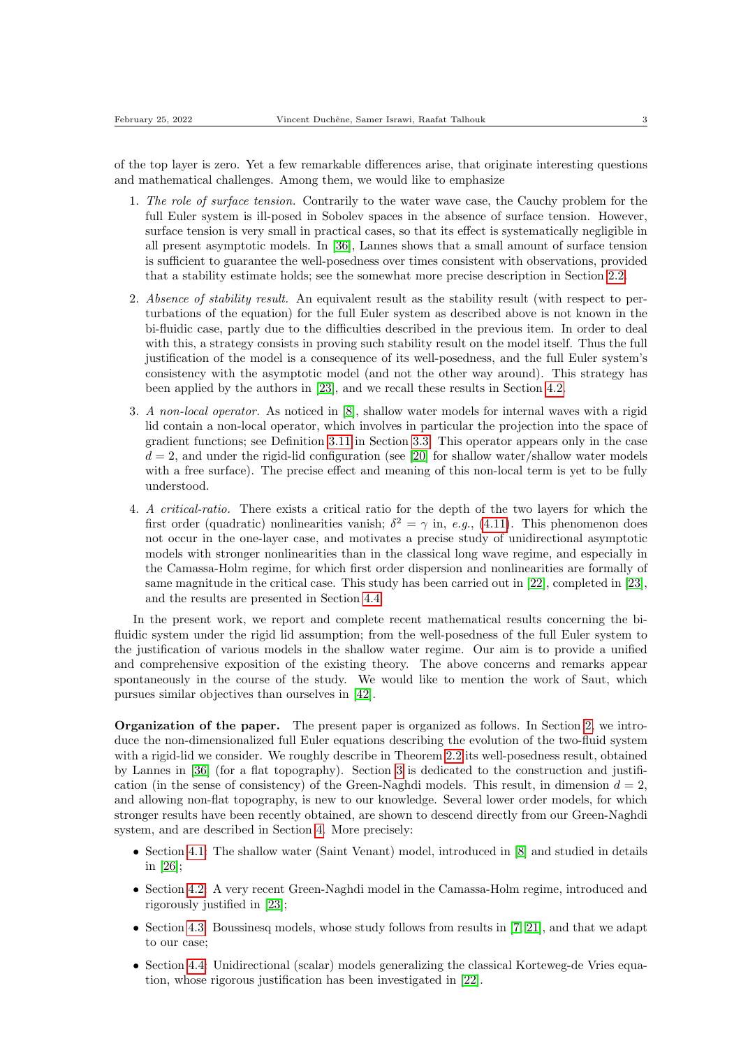of the top layer is zero. Yet a few remarkable differences arise, that originate interesting questions and mathematical challenges. Among them, we would like to emphasize

1. *The role of surface tension.* Contrarily to the water wave case, the Cauchy problem for the full Euler system is ill-posed in Sobolev spaces in the absence of surface tension. However, surface tension is very small in practical cases, so that its effect is systematically negligible in all present asymptotic models. In [36], Lannes shows that a small amount of surface tension is sufficient to guarantee the well-posedness over times consistent with observations, provided that a stability estimate holds; see the somewhat more precise description in Section 2.2.
2. *Absence of stability result.* An equivalent result as the stability result (with respect to perturbations of the equation) for the full Euler system as described above is not known in the bi-fluidic case, partly due to the difficulties described in the previous item. In order to deal with this, a strategy consists in proving such stability result on the model itself. Thus the full justification of the model is a consequence of its well-posedness, and the full Euler system's consistency with the asymptotic model (and not the other way around). This strategy has been applied by the authors in [23], and we recall these results in Section 4.2.
3. *A non-local operator.* As noticed in [8], shallow water models for internal waves with a rigid lid contain a non-local operator, which involves in particular the projection into the space of gradient functions; see Definition 3.11 in Section 3.3. This operator appears only in the case $d = 2$, and under the rigid-lid configuration (see [20] for shallow water/shallow water models with a free surface). The precise effect and meaning of this non-local term is yet to be fully understood.
4. *A critical-ratio.* There exists a critical ratio for the depth of the two layers for which the first order (quadratic) nonlinearities vanish; $\delta^2 = \gamma$ in, *e.g.*, (4.11). This phenomenon does not occur in the one-layer case, and motivates a precise study of unidirectional asymptotic models with stronger nonlinearities than in the classical long wave regime, and especially in the Camassa-Holm regime, for which first order dispersion and nonlinearities are formally of same magnitude in the critical case. This study has been carried out in [22], completed in [23], and the results are presented in Section 4.4.

In the present work, we report and complete recent mathematical results concerning the bi-fluidic system under the rigid lid assumption; from the well-posedness of the full Euler system to the justification of various models in the shallow water regime. Our aim is to provide a unified and comprehensive exposition of the existing theory. The above concerns and remarks appear spontaneously in the course of the study. We would like to mention the work of Saut, which pursues similar objectives than ourselves in [42].

**Organization of the paper.** The present paper is organized as follows. In Section 2, we introduce the non-dimensionalized full Euler equations describing the evolution of the two-fluid system with a rigid-lid we consider. We roughly describe in Theorem 2.2 its well-posedness result, obtained by Lannes in [36] (for a flat topography). Section 3 is dedicated to the construction and justification (in the sense of consistency) of the Green-Naghdi models. This result, in dimension $d = 2$, and allowing non-flat topography, is new to our knowledge. Several lower order models, for which stronger results have been recently obtained, are shown to descend directly from our Green-Naghdi system, and are described in Section 4. More precisely:

- Section 4.1: The shallow water (Saint Venant) model, introduced in [8] and studied in details in [26];
- Section 4.2: A very recent Green-Naghdi model in the Camassa-Holm regime, introduced and rigorously justified in [23];
- Section 4.3: Boussinesq models, whose study follows from results in [7, 21], and that we adapt to our case;
- Section 4.4: Unidirectional (scalar) models generalizing the classical Korteweg-de Vries equation, whose rigorous justification has been investigated in [22].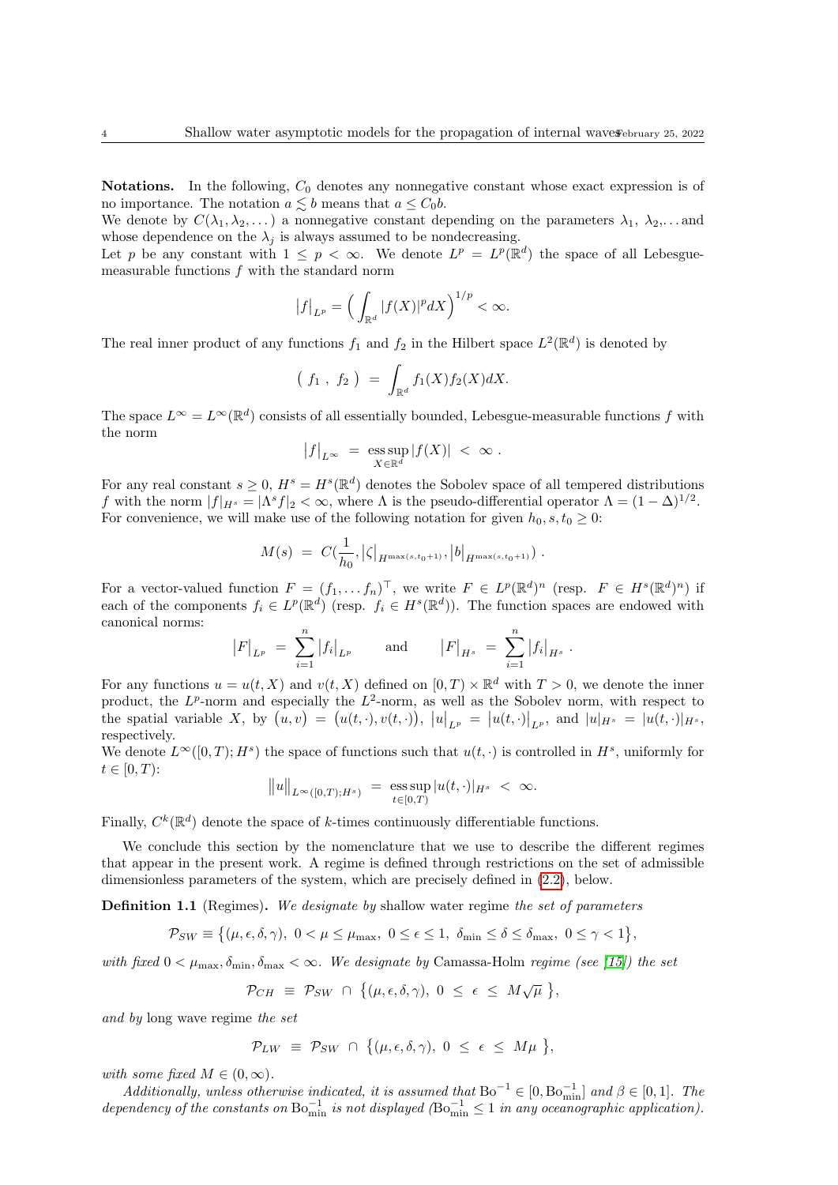**Notations.** In the following, $C_0$ denotes any nonnegative constant whose exact expression is of no importance. The notation $a \lesssim b$ means that $a \leq C_0 b$.
We denote by $C(\lambda_1, \lambda_2, \dots)$ a nonnegative constant depending on the parameters $\lambda_1$, $\lambda_2$,... and whose dependence on the $\lambda_j$ is always assumed to be nondecreasing.
Let $p$ be any constant with $1 \leq p < \infty$. We denote $L^p = L^p(\mathbb{R}^d)$ the space of all Lebesgue-measurable functions $f$ with the standard norm

$$\big|f\big|_{L^p} = \Big(\int_{\mathbb{R}^d} |f(X)|^p dX\Big)^{1/p} < \infty.$$

The real inner product of any functions $f_1$ and $f_2$ in the Hilbert space $L^2(\mathbb{R}^d)$ is denoted by

$$\big(\ f_1\ ,\ f_2\ \big)\ =\ \int_{\mathbb{R}^d} f_1(X) f_2(X) dX.$$

The space $L^\infty = L^\infty(\mathbb{R}^d)$ consists of all essentially bounded, Lebesgue-measurable functions $f$ with the norm

$$\big|f\big|_{L^\infty}\ =\ \operatorname*{ess\,sup}_{X\in\mathbb{R}^d} |f(X)|\ <\ \infty\ .$$

For any real constant $s \geq 0$, $H^s = H^s(\mathbb{R}^d)$ denotes the Sobolev space of all tempered distributions $f$ with the norm $|f|_{H^s} = |\Lambda^s f|_2 < \infty$, where $\Lambda$ is the pseudo-differential operator $\Lambda = (1-\Delta)^{1/2}$.
For convenience, we will make use of the following notation for given $h_0, s, t_0 \geq 0$:

$$M(s)\ =\ C\big(\frac{1}{h_0}, \big|\zeta\big|_{H^{\max(s,t_0+1)}}, \big|b\big|_{H^{\max(s,t_0+1)}}\big)\ .$$

For a vector-valued function $F = (f_1, \dots f_n)^\top$, we write $F \in L^p(\mathbb{R}^d)^n$ (resp. $F \in H^s(\mathbb{R}^d)^n$) if each of the components $f_i \in L^p(\mathbb{R}^d)$ (resp. $f_i \in H^s(\mathbb{R}^d)$). The function spaces are endowed with canonical norms:

$$\big|F\big|_{L^p}\ =\ \sum_{i=1}^n \big|f_i\big|_{L^p} \qquad \text{and} \qquad \big|F\big|_{H^s}\ =\ \sum_{i=1}^n \big|f_i\big|_{H^s}\ .$$

For any functions $u = u(t, X)$ and $v(t, X)$ defined on $[0, T) \times \mathbb{R}^d$ with $T > 0$, we denote the inner product, the $L^p$-norm and especially the $L^2$-norm, as well as the Sobolev norm, with respect to the spatial variable $X$, by $\big(u, v\big) = \big(u(t,\cdot), v(t,\cdot)\big)$, $\big|u\big|_{L^p} = \big|u(t,\cdot)\big|_{L^p}$, and $|u|_{H^s} = |u(t,\cdot)|_{H^s}$, respectively.
We denote $L^\infty([0,T); H^s)$ the space of functions such that $u(t,\cdot)$ is controlled in $H^s$, uniformly for $t \in [0,T)$:

$$\big\|u\big\|_{L^\infty([0,T);H^s)}\ =\ \operatorname*{ess\,sup}_{t\in[0,T)} |u(t,\cdot)|_{H^s}\ <\ \infty.$$

Finally, $C^k(\mathbb{R}^d)$ denote the space of $k$-times continuously differentiable functions.

We conclude this section by the nomenclature that we use to describe the different regimes that appear in the present work. A regime is defined through restrictions on the set of admissible dimensionless parameters of the system, which are precisely defined in (2.2), below.

**Definition 1.1** (Regimes)**.** *We designate by* shallow water regime *the set of parameters*

$$\mathcal{P}_{SW} \equiv \big\{(\mu, \epsilon, \delta, \gamma),\ 0 < \mu \leq \mu_{\max},\ 0 \leq \epsilon \leq 1,\ \delta_{\min} \leq \delta \leq \delta_{\max},\ 0 \leq \gamma < 1\big\},$$

*with fixed* $0 < \mu_{\max}, \delta_{\min}, \delta_{\max} < \infty$. *We designate by* Camassa-Holm *regime (see [15]) the set*

$$\mathcal{P}_{CH}\ \equiv\ \mathcal{P}_{SW}\ \cap\ \big\{(\mu, \epsilon, \delta, \gamma),\ 0\ \leq\ \epsilon\ \leq\ M\sqrt{\mu}\ \big\},$$

*and by* long wave regime *the set*

$$\mathcal{P}_{LW}\ \equiv\ \mathcal{P}_{SW}\ \cap\ \big\{(\mu, \epsilon, \delta, \gamma),\ 0\ \leq\ \epsilon\ \leq\ M\mu\ \big\},$$

*with some fixed* $M \in (0, \infty)$.

*Additionally, unless otherwise indicated, it is assumed that* $\mathrm{Bo}^{-1} \in [0, \mathrm{Bo}_{\min}^{-1}]$ *and* $\beta \in [0,1]$. *The dependency of the constants on* $\mathrm{Bo}_{\min}^{-1}$ *is not displayed (*$\mathrm{Bo}_{\min}^{-1} \leq 1$ *in any oceanographic application).*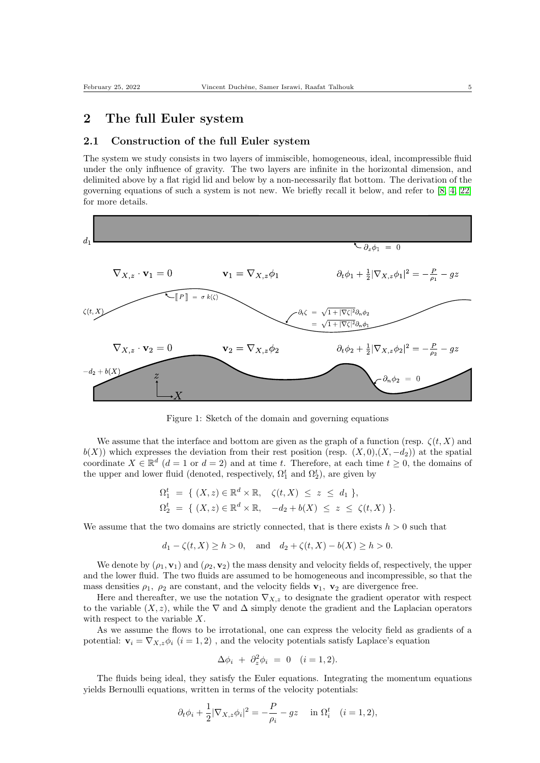## 2 The full Euler system

### 2.1 Construction of the full Euler system

The system we study consists in two layers of immiscible, homogeneous, ideal, incompressible fluid under the only influence of gravity. The two layers are infinite in the horizontal dimension, and delimited above by a flat rigid lid and below by a non-necessarily flat bottom. The derivation of the governing equations of such a system is not new. We briefly recall it below, and refer to [8, 4, 22] for more details.

Figure 1: Sketch of the domain and governing equations

We assume that the interface and bottom are given as the graph of a function (resp. $\zeta(t,X)$ and $b(X)$) which expresses the deviation from their rest position (resp. $(X,0)$,$(X,-d_2)$) at the spatial coordinate $X \in \mathbb{R}^d$ ($d = 1$ or $d = 2$) and at time $t$. Therefore, at each time $t \geq 0$, the domains of the upper and lower fluid (denoted, respectively, $\Omega_1^t$ and $\Omega_2^t$), are given by

$$
\begin{aligned}
\Omega_1^t &= \{ \ (X,z) \in \mathbb{R}^d \times \mathbb{R}, \quad \zeta(t,X) \ \leq \ z \ \leq \ d_1 \ \}, \\
\Omega_2^t &= \{ \ (X,z) \in \mathbb{R}^d \times \mathbb{R}, \quad -d_2 + b(X) \ \leq \ z \ \leq \ \zeta(t,X) \ \}.
\end{aligned}
$$

We assume that the two domains are strictly connected, that is there exists $h > 0$ such that

$$
d_1 - \zeta(t,X) \geq h > 0, \quad \text{and} \quad d_2 + \zeta(t,X) - b(X) \geq h > 0.
$$

We denote by $(\rho_1, \mathbf{v}_1)$ and $(\rho_2, \mathbf{v}_2)$ the mass density and velocity fields of, respectively, the upper and the lower fluid. The two fluids are assumed to be homogeneous and incompressible, so that the mass densities $\rho_1, \ \rho_2$ are constant, and the velocity fields $\mathbf{v}_1, \ \mathbf{v}_2$ are divergence free.

Here and thereafter, we use the notation $\nabla_{X,z}$ to designate the gradient operator with respect to the variable $(X,z)$, while the $\nabla$ and $\Delta$ simply denote the gradient and the Laplacian operators with respect to the variable $X$.

As we assume the flows to be irrotational, one can express the velocity field as gradients of a potential: $\mathbf{v}_i = \nabla_{X,z}\phi_i$ $(i = 1,2)$ , and the velocity potentials satisfy Laplace's equation

$$
\Delta \phi_i \ + \ \partial_z^2 \phi_i \ = \ 0 \quad (i = 1,2).
$$

The fluids being ideal, they satisfy the Euler equations. Integrating the momentum equations yields Bernoulli equations, written in terms of the velocity potentials:

$$
\partial_t \phi_i + \frac{1}{2} |\nabla_{X,z}\phi_i|^2 = -\frac{P}{\rho_i} - gz \quad \text{in } \Omega_i^t \quad (i = 1,2),
$$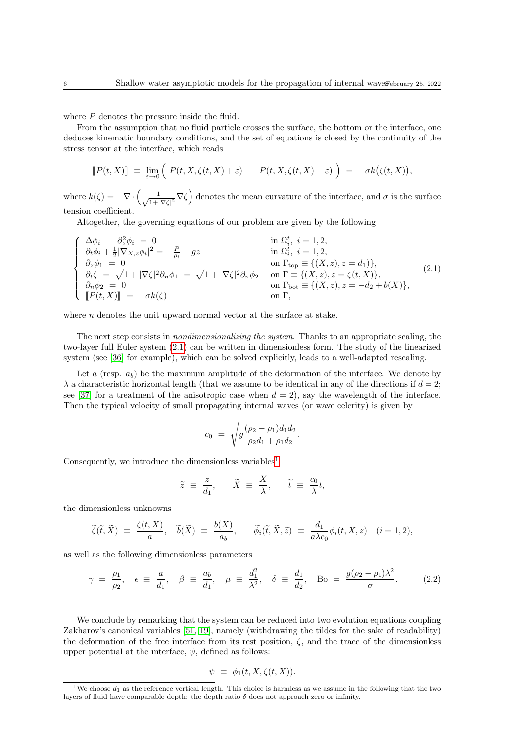where $P$ denotes the pressure inside the fluid.

From the assumption that no fluid particle crosses the surface, the bottom or the interface, one deduces kinematic boundary conditions, and the set of equations is closed by the continuity of the stress tensor at the interface, which reads

$$
[\![P(t,X)]\!] \;\equiv\; \lim_{\varepsilon\to 0}\Big(\; P(t,X,\zeta(t,X)+\varepsilon) \;-\; P(t,X,\zeta(t,X)-\varepsilon)\;\Big) \;=\; -\sigma k\big(\zeta(t,X)\big),
$$

where $k(\zeta) = -\nabla\cdot\Big(\frac{1}{\sqrt{1+|\nabla\zeta|^2}}\nabla\zeta\Big)$ denotes the mean curvature of the interface, and $\sigma$ is the surface tension coefficient.

Altogether, the governing equations of our problem are given by the following

$$
\left\{\begin{array}{lll}
\Delta\phi_i \;+\; \partial_z^2\phi_i \;=\; 0 & & \text{in } \Omega_i^t,\ i=1,2,\\
\partial_t\phi_i + \frac{1}{2}|\nabla_{X,z}\phi_i|^2 = -\frac{P}{\rho_i} - gz & & \text{in } \Omega_i^t,\ i=1,2,\\
\partial_z\phi_1 \;=\; 0 & & \text{on } \Gamma_{\rm top}\equiv\{(X,z), z=d_1)\},\\
\partial_t\zeta \;=\; \sqrt{1+|\nabla\zeta|^2}\partial_n\phi_1 \;=\; \sqrt{1+|\nabla\zeta|^2}\partial_n\phi_2 & & \text{on } \Gamma\equiv\{(X,z), z=\zeta(t,X)\},\\
\partial_n\phi_2 \;=\; 0 & & \text{on } \Gamma_{\rm bot}\equiv\{(X,z), z=-d_2+b(X)\},\\
[\![P(t,X)]\!] \;=\; -\sigma k(\zeta) & & \text{on } \Gamma,
\end{array}\right.
\tag{2.1}
$$

where $n$ denotes the unit upward normal vector at the surface at stake.

The next step consists in *nondimensionalizing the system*. Thanks to an appropriate scaling, the two-layer full Euler system (2.1) can be written in dimensionless form. The study of the linearized system (see [36] for example), which can be solved explicitly, leads to a well-adapted rescaling.

Let $a$ (resp. $a_b$) be the maximum amplitude of the deformation of the interface. We denote by $\lambda$ a characteristic horizontal length (that we assume to be identical in any of the directions if $d=2$; see [37] for a treatment of the anisotropic case when $d=2$), say the wavelength of the interface. Then the typical velocity of small propagating internal waves (or wave celerity) is given by

$$
c_0 \;=\; \sqrt{g\frac{(\rho_2-\rho_1)d_1d_2}{\rho_2 d_1+\rho_1 d_2}}.
$$

Consequently, we introduce the dimensionless variables[1]

$$
\widetilde{z} \;\equiv\; \frac{z}{d_1}, \qquad \widetilde{X} \;\equiv\; \frac{X}{\lambda}, \qquad \widetilde{t} \;\equiv\; \frac{c_0}{\lambda}t,
$$

the dimensionless unknowns

$$
\widetilde{\zeta}(\widetilde{t},\widetilde{X}) \;\equiv\; \frac{\zeta(t,X)}{a}, \quad \widetilde{b}(\widetilde{X}) \;\equiv\; \frac{b(X)}{a_b}, \qquad \widetilde{\phi_i}(\widetilde{t},\widetilde{X},\widetilde{z}) \;\equiv\; \frac{d_1}{a\lambda c_0}\phi_i(t,X,z) \quad (i=1,2),
$$

as well as the following dimensionless parameters

$$
\gamma \;=\; \frac{\rho_1}{\rho_2}, \quad \epsilon \;\equiv\; \frac{a}{d_1}, \quad \beta \;\equiv\; \frac{a_b}{d_1}, \quad \mu \;\equiv\; \frac{d_1^2}{\lambda^2}, \quad \delta \;\equiv\; \frac{d_1}{d_2}, \quad \mathrm{Bo} \;=\; \frac{g(\rho_2-\rho_1)\lambda^2}{\sigma}.
\tag{2.2}
$$

We conclude by remarking that the system can be reduced into two evolution equations coupling Zakharov's canonical variables [51, 19], namely (withdrawing the tildes for the sake of readability) the deformation of the free interface from its rest position, $\zeta$, and the trace of the dimensionless upper potential at the interface, $\psi$, defined as follows:

$$
\psi \;\equiv\; \phi_1(t,X,\zeta(t,X)).
$$

[1] We choose $d_1$ as the reference vertical length. This choice is harmless as we assume in the following that the two layers of fluid have comparable depth: the depth ratio $\delta$ does not approach zero or infinity.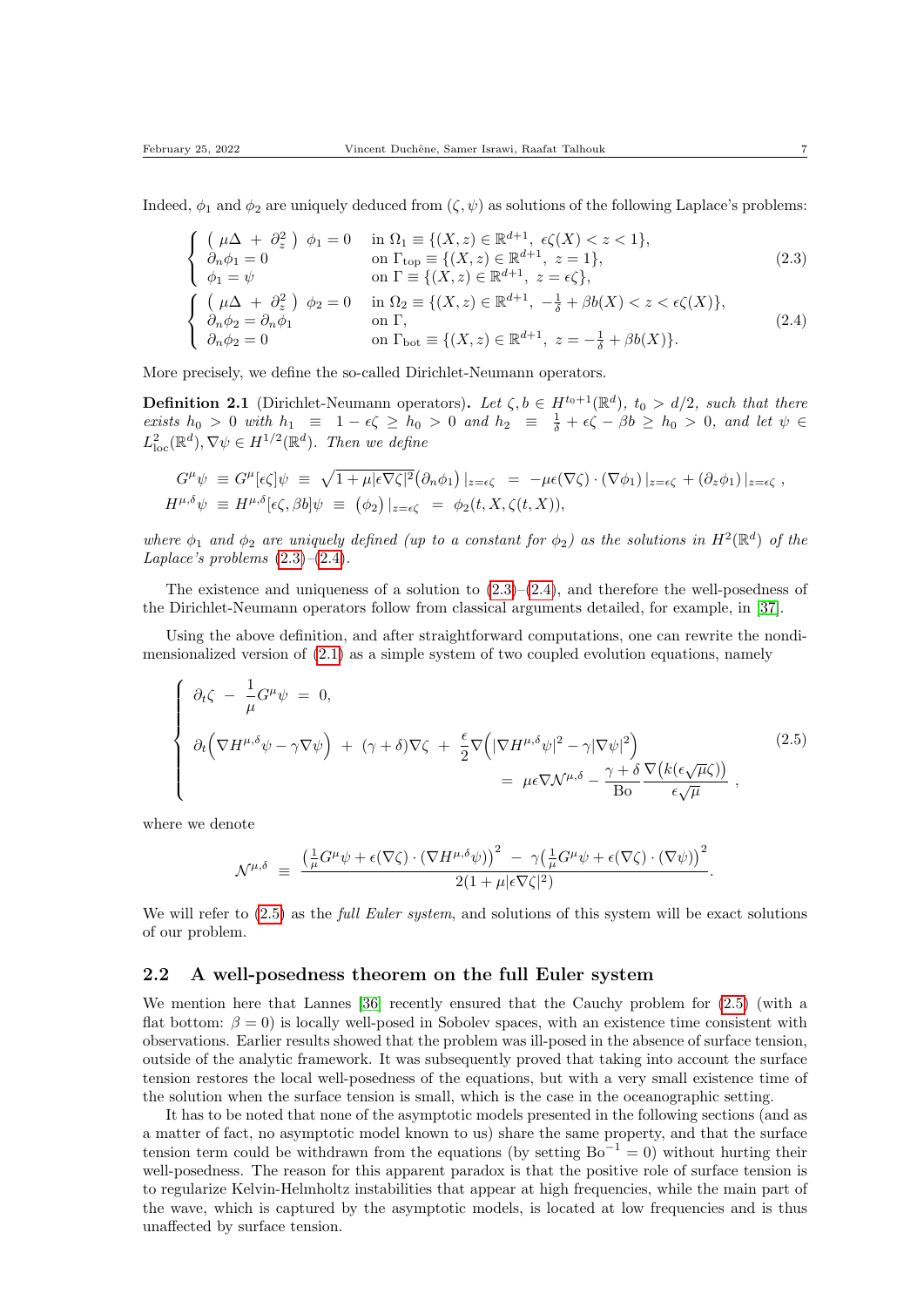Indeed, $\phi_1$ and $\phi_2$ are uniquely deduced from $(\zeta,\psi)$ as solutions of the following Laplace's problems:

$$
\left\{\begin{array}{ll}
\big(\ \mu\Delta\ +\ \partial_z^2\ \big)\ \phi_1 = 0 & \text{in } \Omega_1 \equiv \{(X,z)\in\mathbb{R}^{d+1},\ \epsilon\zeta(X)<z<1\},\\
\partial_n\phi_1 = 0 & \text{on } \Gamma_{\rm top}\equiv\{(X,z)\in\mathbb{R}^{d+1},\ z=1\},\\
\phi_1=\psi & \text{on } \Gamma\equiv\{(X,z)\in\mathbb{R}^{d+1},\ z=\epsilon\zeta\},
\end{array}\right. \tag{2.3}
$$

$$
\left\{\begin{array}{ll}
\big(\ \mu\Delta\ +\ \partial_z^2\ \big)\ \phi_2 = 0 & \text{in } \Omega_2 \equiv \{(X,z)\in\mathbb{R}^{d+1},\ -\frac{1}{\delta}+\beta b(X)<z<\epsilon\zeta(X)\},\\
\partial_n\phi_2 = \partial_n\phi_1 & \text{on } \Gamma,\\
\partial_n\phi_2=0 & \text{on } \Gamma_{\rm bot}\equiv\{(X,z)\in\mathbb{R}^{d+1},\ z=-\frac{1}{\delta}+\beta b(X)\}.
\end{array}\right. \tag{2.4}
$$

More precisely, we define the so-called Dirichlet-Neumann operators.

**Definition 2.1** (Dirichlet-Neumann operators)**.** *Let $\zeta,b\in H^{t_0+1}(\mathbb{R}^d)$, $t_0>d/2$, such that there exists $h_0>0$ with $h_1\ \equiv\ 1-\epsilon\zeta\geq h_0>0$ and $h_2\ \equiv\ \frac{1}{\delta}+\epsilon\zeta-\beta b\geq h_0>0$, and let $\psi\in L^2_{\rm loc}(\mathbb{R}^d),\nabla\psi\in H^{1/2}(\mathbb{R}^d)$. Then we define*

$$
G^{\mu}\psi\ \equiv\ G^{\mu}[\epsilon\zeta]\psi\ \equiv\ \sqrt{1+\mu|\epsilon\nabla\zeta|^2}\big(\partial_n\phi_1\big)\,|_{z=\epsilon\zeta}\ =\ -\mu\epsilon(\nabla\zeta)\cdot(\nabla\phi_1)\,|_{z=\epsilon\zeta}+(\partial_z\phi_1)\,|_{z=\epsilon\zeta}\ ,
$$

$$
H^{\mu,\delta}\psi\ \equiv\ H^{\mu,\delta}[\epsilon\zeta,\beta b]\psi\ \equiv\ \big(\phi_2\big)\,|_{z=\epsilon\zeta}\ =\ \phi_2(t,X,\zeta(t,X)),
$$

*where $\phi_1$ and $\phi_2$ are uniquely defined (up to a constant for $\phi_2$) as the solutions in $H^2(\mathbb{R}^d)$ of the Laplace's problems (2.3)–(2.4).*

The existence and uniqueness of a solution to (2.3)–(2.4), and therefore the well-posedness of the Dirichlet-Neumann operators follow from classical arguments detailed, for example, in [37].

Using the above definition, and after straightforward computations, one can rewrite the nondimensionalized version of (2.1) as a simple system of two coupled evolution equations, namely

$$
\left\{\begin{array}{l}
\partial_t\zeta\ -\ \dfrac{1}{\mu}G^{\mu}\psi\ =\ 0,\\[2mm]
\partial_t\Big(\nabla H^{\mu,\delta}\psi-\gamma\nabla\psi\Big)\ +\ (\gamma+\delta)\nabla\zeta\ +\ \dfrac{\epsilon}{2}\nabla\Big(|\nabla H^{\mu,\delta}\psi|^2-\gamma|\nabla\psi|^2\Big)\\[2mm]
\qquad\qquad\qquad\qquad\qquad\qquad\qquad\qquad =\ \mu\epsilon\nabla\mathcal{N}^{\mu,\delta}-\dfrac{\gamma+\delta}{\rm Bo}\dfrac{\nabla\big(k(\epsilon\sqrt{\mu}\zeta)\big)}{\epsilon\sqrt{\mu}}\ ,
\end{array}\right. \tag{2.5}
$$

where we denote

$$
\mathcal{N}^{\mu,\delta}\ \equiv\ \frac{\big(\frac{1}{\mu}G^{\mu}\psi+\epsilon(\nabla\zeta)\cdot(\nabla H^{\mu,\delta}\psi)\big)^2\ -\ \gamma\big(\frac{1}{\mu}G^{\mu}\psi+\epsilon(\nabla\zeta)\cdot(\nabla\psi)\big)^2}{2(1+\mu|\epsilon\nabla\zeta|^2)}.
$$

We will refer to (2.5) as the *full Euler system*, and solutions of this system will be exact solutions of our problem.

## 2.2 A well-posedness theorem on the full Euler system

We mention here that Lannes [36] recently ensured that the Cauchy problem for (2.5) (with a flat bottom: $\beta=0$) is locally well-posed in Sobolev spaces, with an existence time consistent with observations. Earlier results showed that the problem was ill-posed in the absence of surface tension, outside of the analytic framework. It was subsequently proved that taking into account the surface tension restores the local well-posedness of the equations, but with a very small existence time of the solution when the surface tension is small, which is the case in the oceanographic setting.

It has to be noted that none of the asymptotic models presented in the following sections (and as a matter of fact, no asymptotic model known to us) share the same property, and that the surface tension term could be withdrawn from the equations (by setting ${\rm Bo}^{-1}=0$) without hurting their well-posedness. The reason for this apparent paradox is that the positive role of surface tension is to regularize Kelvin-Helmholtz instabilities that appear at high frequencies, while the main part of the wave, which is captured by the asymptotic models, is located at low frequencies and is thus unaffected by surface tension.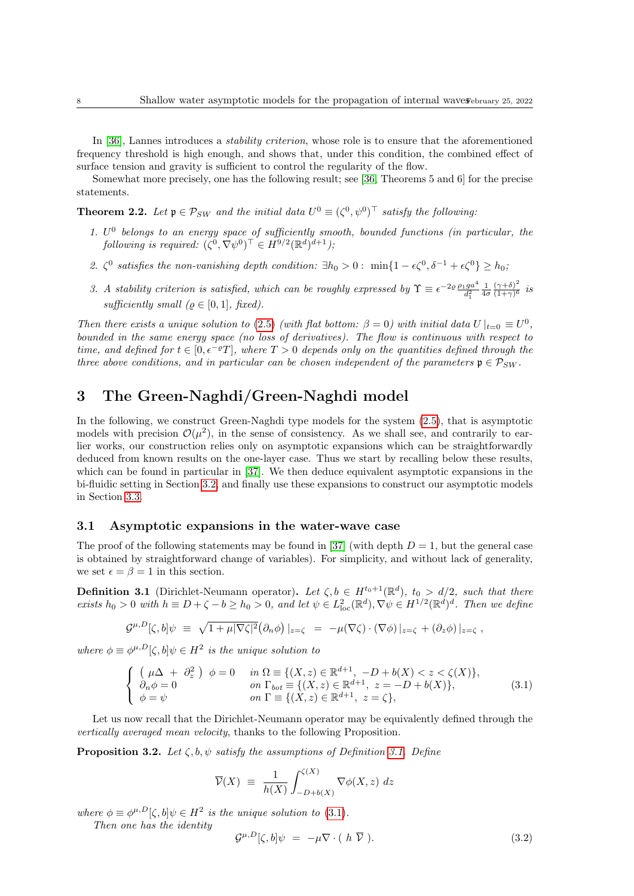In [36], Lannes introduces a *stability criterion*, whose role is to ensure that the aforementioned frequency threshold is high enough, and shows that, under this condition, the combined effect of surface tension and gravity is sufficient to control the regularity of the flow.

Somewhat more precisely, one has the following result; see [36, Theorems 5 and 6] for the precise statements.

**Theorem 2.2.** *Let $\mathfrak{p} \in \mathcal{P}_{SW}$ and the initial data $U^0 \equiv (\zeta^0, \psi^0)^\top$ satisfy the following:*

1. *$U^0$ belongs to an energy space of sufficiently smooth, bounded functions (in particular, the following is required: $(\zeta^0, \nabla\psi^0)^\top \in H^{9/2}(\mathbb{R}^d)^{d+1}$);*
2. *$\zeta^0$ satisfies the non-vanishing depth condition: $\exists h_0 > 0: \ \min\{1 - \epsilon\zeta^0, \delta^{-1} + \epsilon\zeta^0\} \geq h_0$;*
3. *A stability criterion is satisfied, which can be roughly expressed by $\Upsilon \equiv \epsilon^{-2\varrho}\frac{\rho_1 g a^4}{d_1^2}\frac{1}{4\sigma}\frac{(\gamma+\delta)^2}{(1+\gamma)^6}$ is sufficiently small ($\varrho \in [0,1]$, fixed).*

*Then there exists a unique solution to (2.5) (with flat bottom: $\beta = 0$) with initial data $U\mid_{t=0} \equiv U^0$, bounded in the same energy space (no loss of derivatives). The flow is continuous with respect to time, and defined for $t \in [0, \epsilon^{-\varrho}T]$, where $T > 0$ depends only on the quantities defined through the three above conditions, and in particular can be chosen independent of the parameters $\mathfrak{p} \in \mathcal{P}_{SW}$.*

# 3 The Green-Naghdi/Green-Naghdi model

In the following, we construct Green-Naghdi type models for the system (2.5), that is asymptotic models with precision $\mathcal{O}(\mu^2)$, in the sense of consistency. As we shall see, and contrarily to earlier works, our construction relies only on asymptotic expansions which can be straightforwardly deduced from known results on the one-layer case. Thus we start by recalling below these results, which can be found in particular in [37]. We then deduce equivalent asymptotic expansions in the bi-fluidic setting in Section 3.2, and finally use these expansions to construct our asymptotic models in Section 3.3.

## 3.1 Asymptotic expansions in the water-wave case

The proof of the following statements may be found in [37] (with depth $D = 1$, but the general case is obtained by straightforward change of variables). For simplicity, and without lack of generality, we set $\epsilon = \beta = 1$ in this section.

**Definition 3.1** (Dirichlet-Neumann operator). *Let $\zeta, b \in H^{t_0+1}(\mathbb{R}^d)$, $t_0 > d/2$, such that there exists $h_0 > 0$ with $h \equiv D + \zeta - b \geq h_0 > 0$, and let $\psi \in L^2_{\rm loc}(\mathbb{R}^d), \nabla\psi \in H^{1/2}(\mathbb{R}^d)^d$. Then we define*

$$\mathcal{G}^{\mu,D}[\zeta,b]\psi \ \equiv \ \sqrt{1+\mu|\nabla\zeta|^2}\big(\partial_n\phi\big)\mid_{z=\zeta} \ = \ -\mu(\nabla\zeta)\cdot(\nabla\phi)\mid_{z=\zeta} + (\partial_z\phi)\mid_{z=\zeta}\ ,$$

*where $\phi \equiv \phi^{\mu,D}[\zeta,b]\psi \in H^2$ is the unique solution to*

$$\begin{cases} \ (\ \mu\Delta \ + \ \partial_z^2\ ) \ \ \phi = 0 & \text{in } \Omega \equiv \{(X,z) \in \mathbb{R}^{d+1},\ -D + b(X) < z < \zeta(X)\}, \\ \partial_n\phi = 0 & \text{on } \Gamma_{bot} \equiv \{(X,z) \in \mathbb{R}^{d+1},\ z = -D + b(X)\}, \\ \phi = \psi & \text{on } \Gamma \equiv \{(X,z) \in \mathbb{R}^{d+1},\ z = \zeta\}, \end{cases} \tag{3.1}$$

Let us now recall that the Dirichlet-Neumann operator may be equivalently defined through the *vertically averaged mean velocity*, thanks to the following Proposition.

**Proposition 3.2.** *Let $\zeta, b, \psi$ satisfy the assumptions of Definition 3.1. Define*

$$\overline{V}(X) \ \equiv \ \frac{1}{h(X)}\int_{-D+b(X)}^{\zeta(X)} \nabla\phi(X,z)\ dz$$

*where $\phi \equiv \phi^{\mu,D}[\zeta,b]\psi \in H^2$ is the unique solution to (3.1).*

*Then one has the identity*

$$\mathcal{G}^{\mu,D}[\zeta,b]\psi \ = \ -\mu\nabla\cdot(\ h\ \overline{V}\ ). \tag{3.2}$$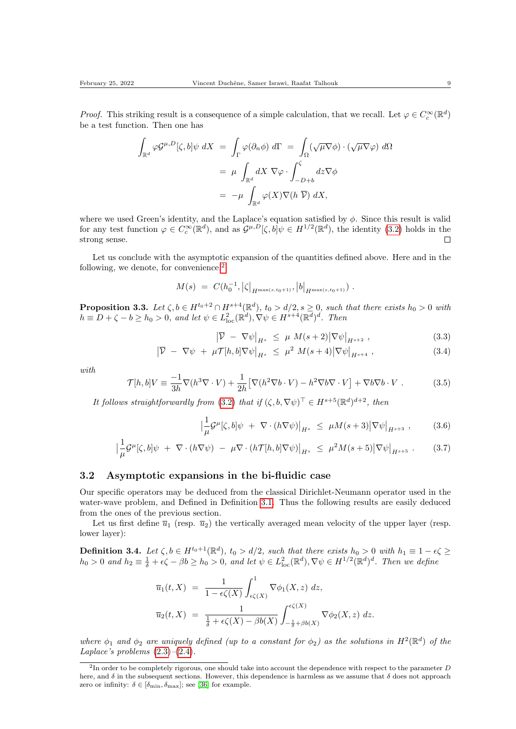*Proof.* This striking result is a consequence of a simple calculation, that we recall. Let $\varphi \in C_c^\infty(\mathbb{R}^d)$ be a test function. Then one has

$$
\begin{aligned}
\int_{\mathbb{R}^d} \varphi \mathcal{G}^{\mu,D}[\zeta,b]\psi \, dX &= \int_\Gamma \varphi(\partial_n \phi) \, d\Gamma \;=\; \int_\Omega (\sqrt{\mu}\nabla\phi)\cdot(\sqrt{\mu}\nabla\varphi) \, d\Omega \\
&= \mu \int_{\mathbb{R}^d} dX \; \nabla\varphi \cdot \int_{-D+b}^{\zeta} dz \nabla\phi \\
&= -\mu \int_{\mathbb{R}^d} \varphi(X)\nabla(h\;\overline{V}) \, dX,
\end{aligned}
$$

where we used Green's identity, and the Laplace's equation satisfied by $\phi$. Since this result is valid for any test function $\varphi \in C_c^\infty(\mathbb{R}^d)$, and as $\mathcal{G}^{\mu,D}[\zeta,b]\psi \in H^{1/2}(\mathbb{R}^d)$, the identity (3.2) holds in the strong sense. □

Let us conclude with the asymptotic expansion of the quantities defined above. Here and in the following, we denote, for convenience[2]

$$
M(s) \;=\; C(h_0^{-1}, \big|\zeta\big|_{H^{\max(s,t_0+1)}}, \big|b\big|_{H^{\max(s,t_0+1)}}) \; .
$$

**Proposition 3.3.** *Let $\zeta, b \in H^{t_0+2}\cap H^{s+4}(\mathbb{R}^d)$, $t_0 > d/2, s \geq 0$, such that there exists $h_0 > 0$ with $h \equiv D + \zeta - b \geq h_0 > 0$, and let $\psi \in L^2_{\rm loc}(\mathbb{R}^d), \nabla\psi \in H^{s+4}(\mathbb{R}^d)^d$. Then*

$$
\big|\overline{V} \;-\; \nabla\psi\big|_{H^s} \;\leq\; \mu \; M(s+2)\big|\nabla\psi\big|_{H^{s+2}} \; , \tag{3.3}
$$

$$
\big|\overline{V} \;-\; \nabla\psi \;+\; \mu\mathcal{T}[h,b]\nabla\psi\big|_{H^s} \;\leq\; \mu^2 \; M(s+4)\big|\nabla\psi\big|_{H^{s+4}} \; , \tag{3.4}
$$

*with*

$$
\mathcal{T}[h,b]V \equiv \frac{-1}{3h}\nabla(h^3\nabla\cdot V) + \frac{1}{2h}\big[\nabla(h^2\nabla b\cdot V) - h^2\nabla b\nabla\cdot V\big] + \nabla b\nabla b\cdot V \; . \tag{3.5}
$$

*It follows straightforwardly from (3.2) that if $(\zeta,b,\nabla\psi)^\top \in H^{s+5}(\mathbb{R}^d)^{d+2}$, then*

$$
\big|\frac{1}{\mu}\mathcal{G}^\mu[\zeta,b]\psi \;+\; \nabla\cdot(h\nabla\psi)\big|_{H^s} \;\leq\; \mu M(s+3)\big|\nabla\psi\big|_{H^{s+3}} \; , \tag{3.6}
$$

$$
\big|\frac{1}{\mu}\mathcal{G}^\mu[\zeta,b]\psi \;+\; \nabla\cdot(h\nabla\psi) \;-\; \mu\nabla\cdot(h\mathcal{T}[h,b]\nabla\psi)\big|_{H^s} \;\leq\; \mu^2 M(s+5)\big|\nabla\psi\big|_{H^{s+5}} \; . \tag{3.7}
$$

## 3.2 Asymptotic expansions in the bi-fluidic case

Our specific operators may be deduced from the classical Dirichlet-Neumann operator used in the water-wave problem, and Defined in Definition 3.1. Thus the following results are easily deduced from the ones of the previous section.

Let us first define $\overline{u}_1$ (resp. $\overline{u}_2$) the vertically averaged mean velocity of the upper layer (resp. lower layer):

**Definition 3.4.** *Let $\zeta, b \in H^{t_0+1}(\mathbb{R}^d)$, $t_0 > d/2$, such that there exists $h_0 > 0$ with $h_1 \equiv 1 - \epsilon\zeta \geq h_0 > 0$ and $h_2 \equiv \frac{1}{\delta} + \epsilon\zeta - \beta b \geq h_0 > 0$, and let $\psi \in L^2_{\rm loc}(\mathbb{R}^d), \nabla\psi \in H^{1/2}(\mathbb{R}^d)^d$. Then we define*

$$
\begin{aligned}
\overline{u}_1(t,X) &= \frac{1}{1-\epsilon\zeta(X)}\int_{\epsilon\zeta(X)}^{1} \nabla\phi_1(X,z) \; dz, \\
\overline{u}_2(t,X) &= \frac{1}{\frac{1}{\delta}+\epsilon\zeta(X)-\beta b(X)}\int_{-\frac{1}{\delta}+\beta b(X)}^{\epsilon\zeta(X)} \nabla\phi_2(X,z) \; dz.
\end{aligned}
$$

*where $\phi_1$ and $\phi_2$ are uniquely defined (up to a constant for $\phi_2$) as the solutions in $H^2(\mathbb{R}^d)$ of the Laplace's problems (2.3)–(2.4).*

---

[2] In order to be completely rigorous, one should take into account the dependence with respect to the parameter $D$ here, and $\delta$ in the subsequent sections. However, this dependence is harmless as we assume that $\delta$ does not approach zero or infinity: $\delta \in [\delta_{\min}, \delta_{\max}]$; see [36] for example.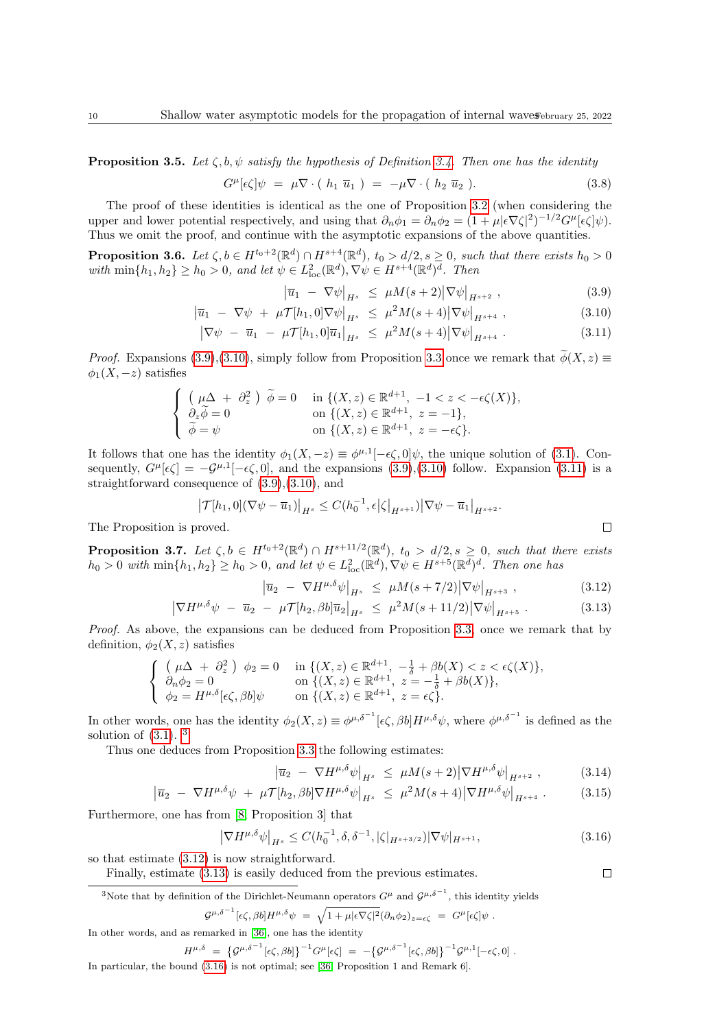**Proposition 3.5.** *Let $\zeta, b, \psi$ satisfy the hypothesis of Definition 3.4. Then one has the identity*

$$G^\mu[\epsilon\zeta]\psi \;=\; \mu\nabla\cdot\big(\; h_1\, \overline{u}_1 \;\big) \;=\; -\mu\nabla\cdot\big(\; h_2\, \overline{u}_2 \;\big). \tag{3.8}$$

The proof of these identities is identical as the one of Proposition 3.2 (when considering the upper and lower potential respectively, and using that $\partial_n\phi_1 = \partial_n\phi_2 = (1+\mu|\epsilon\nabla\zeta|^2)^{-1/2}G^\mu[\epsilon\zeta]\psi$). Thus we omit the proof, and continue with the asymptotic expansions of the above quantities.

**Proposition 3.6.** *Let $\zeta, b \in H^{t_0+2}(\mathbb{R}^d)\cap H^{s+4}(\mathbb{R}^d)$, $t_0 > d/2, s \geq 0$, such that there exists $h_0 > 0$ with $\min\{h_1, h_2\} \geq h_0 > 0$, and let $\psi \in L^2_{\rm loc}(\mathbb{R}^d), \nabla\psi \in H^{s+4}(\mathbb{R}^d)^d$. Then*

$$\big|\overline{u}_1 \;-\; \nabla\psi\big|_{H^s} \;\leq\; \mu M(s+2)\big|\nabla\psi\big|_{H^{s+2}}\;, \tag{3.9}$$

$$\big|\overline{u}_1 \;-\; \nabla\psi \;+\; \mu\mathcal{T}[h_1,0]\nabla\psi\big|_{H^s} \;\leq\; \mu^2 M(s+4)\big|\nabla\psi\big|_{H^{s+4}}\;, \tag{3.10}$$

$$\big|\nabla\psi \;-\; \overline{u}_1 \;-\; \mu\mathcal{T}[h_1,0]\overline{u}_1\big|_{H^s} \;\leq\; \mu^2 M(s+4)\big|\nabla\psi\big|_{H^{s+4}}\;. \tag{3.11}$$

*Proof.* Expansions (3.9),(3.10), simply follow from Proposition 3.3 once we remark that $\widetilde{\phi}(X,z) \equiv \phi_1(X,-z)$ satisfies

$$\left\{\begin{array}{ll} \big(\;\mu\Delta \;+\; \partial_z^2\;\big)\;\widetilde{\phi} = 0 & \text{in } \{(X,z)\in\mathbb{R}^{d+1},\; -1 < z < -\epsilon\zeta(X)\}, \\ \partial_z\widetilde{\phi} = 0 & \text{on } \{(X,z)\in\mathbb{R}^{d+1},\; z = -1\}, \\ \widetilde{\phi} = \psi & \text{on } \{(X,z)\in\mathbb{R}^{d+1},\; z = -\epsilon\zeta\}. \end{array}\right.$$

It follows that one has the identity $\phi_1(X,-z) \equiv \phi^{\mu,1}[-\epsilon\zeta, 0]\psi$, the unique solution of (3.1). Consequently, $G^\mu[\epsilon\zeta] = -\mathcal{G}^{\mu,1}[-\epsilon\zeta, 0]$, and the expansions (3.9),(3.10) follow. Expansion (3.11) is a straightforward consequence of (3.9),(3.10), and

$$\big|\mathcal{T}[h_1,0](\nabla\psi - \overline{u}_1)\big|_{H^s} \leq C(h_0^{-1}, \epsilon\big|\zeta\big|_{H^{s+1}})\big|\nabla\psi - \overline{u}_1\big|_{H^{s+2}}.$$

The Proposition is proved. $\square$

**Proposition 3.7.** *Let $\zeta, b \in H^{t_0+2}(\mathbb{R}^d)\cap H^{s+11/2}(\mathbb{R}^d)$, $t_0 > d/2, s \geq 0$, such that there exists $h_0 > 0$ with $\min\{h_1, h_2\} \geq h_0 > 0$, and let $\psi \in L^2_{\rm loc}(\mathbb{R}^d), \nabla\psi \in H^{s+5}(\mathbb{R}^d)^d$. Then one has*

$$\big|\overline{u}_2 \;-\; \nabla H^{\mu,\delta}\psi\big|_{H^s} \;\leq\; \mu M(s+7/2)\big|\nabla\psi\big|_{H^{s+3}}\;, \tag{3.12}$$

$$\big|\nabla H^{\mu,\delta}\psi \;-\; \overline{u}_2 \;-\; \mu\mathcal{T}[h_2,\beta b]\overline{u}_2\big|_{H^s} \;\leq\; \mu^2 M(s+11/2)\big|\nabla\psi\big|_{H^{s+5}}\;. \tag{3.13}$$

*Proof.* As above, the expansions can be deduced from Proposition 3.3, once we remark that by definition, $\phi_2(X,z)$ satisfies

$$\left\{\begin{array}{ll} \big(\;\mu\Delta \;+\; \partial_z^2\;\big)\;\phi_2 = 0 & \text{in } \{(X,z)\in\mathbb{R}^{d+1},\; -\frac{1}{\delta} + \beta b(X) < z < \epsilon\zeta(X)\}, \\ \partial_n\phi_2 = 0 & \text{on } \{(X,z)\in\mathbb{R}^{d+1},\; z = -\frac{1}{\delta} + \beta b(X)\}, \\ \phi_2 = H^{\mu,\delta}[\epsilon\zeta, \beta b]\psi & \text{on } \{(X,z)\in\mathbb{R}^{d+1},\; z = \epsilon\zeta\}. \end{array}\right.$$

In other words, one has the identity $\phi_2(X,z) \equiv \phi^{\mu,\delta^{-1}}[\epsilon\zeta, \beta b]H^{\mu,\delta}\psi$, where $\phi^{\mu,\delta^{-1}}$ is defined as the solution of (3.1). [3]

Thus one deduces from Proposition 3.3 the following estimates:

$$\big|\overline{u}_2 \;-\; \nabla H^{\mu,\delta}\psi\big|_{H^s} \;\leq\; \mu M(s+2)\big|\nabla H^{\mu,\delta}\psi\big|_{H^{s+2}}\;, \tag{3.14}$$

$$\big|\overline{u}_2 \;-\; \nabla H^{\mu,\delta}\psi \;+\; \mu\mathcal{T}[h_2,\beta b]\nabla H^{\mu,\delta}\psi\big|_{H^s} \;\leq\; \mu^2 M(s+4)\big|\nabla H^{\mu,\delta}\psi\big|_{H^{s+4}}\;. \tag{3.15}$$

Furthermore, one has from [8, Proposition 3] that

$$\big|\nabla H^{\mu,\delta}\psi\big|_{H^s} \leq C(h_0^{-1}, \delta, \delta^{-1}, |\zeta|_{H^{s+3/2}})|\nabla\psi|_{H^{s+1}}, \tag{3.16}$$

so that estimate (3.12) is now straightforward.

Finally, estimate (3.13) is easily deduced from the previous estimates. $\square$

---

[3] Note that by definition of the Dirichlet-Neumann operators $G^\mu$ and $\mathcal{G}^{\mu,\delta^{-1}}$, this identity yields

$$\mathcal{G}^{\mu,\delta^{-1}}[\epsilon\zeta, \beta b]H^{\mu,\delta}\psi \;=\; \sqrt{1+\mu|\epsilon\nabla\zeta|^2}(\partial_n\phi_2)_{z=\epsilon\zeta} \;=\; G^\mu[\epsilon\zeta]\psi\;.$$

In other words, and as remarked in [36], one has the identity

$$H^{\mu,\delta} \;=\; \big\{\mathcal{G}^{\mu,\delta^{-1}}[\epsilon\zeta,\beta b]\big\}^{-1}G^\mu[\epsilon\zeta] \;=\; -\big\{\mathcal{G}^{\mu,\delta^{-1}}[\epsilon\zeta,\beta b]\big\}^{-1}\mathcal{G}^{\mu,1}[-\epsilon\zeta, 0]\;.$$

In particular, the bound (3.16) is not optimal; see [36, Proposition 1 and Remark 6].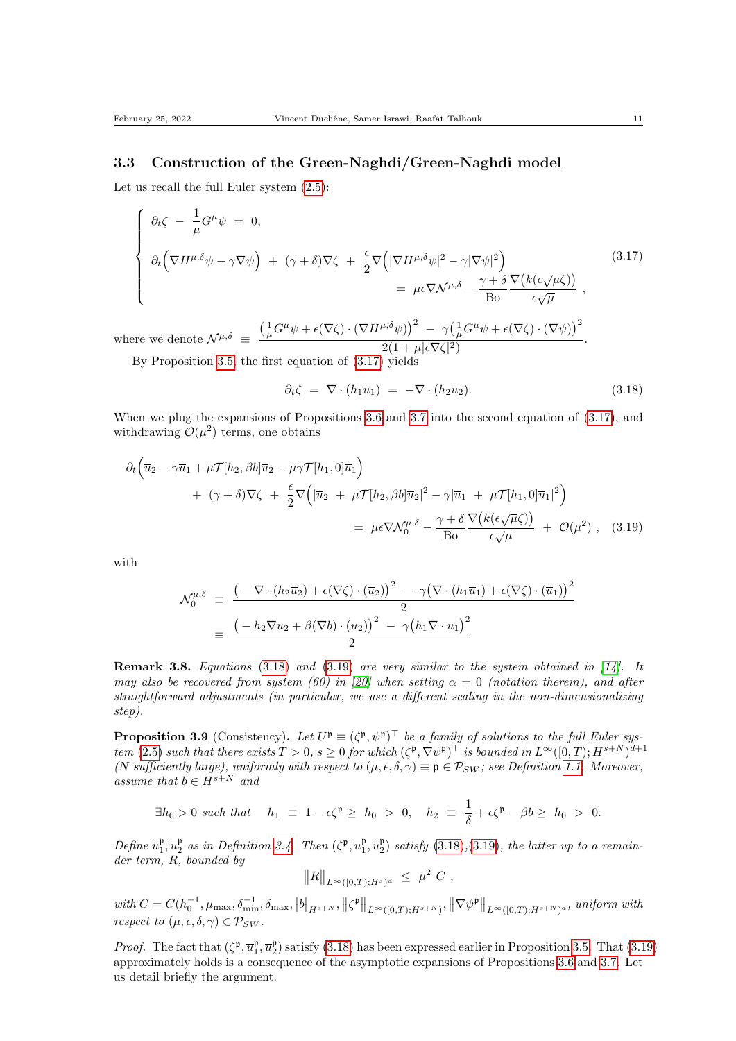## 3.3 Construction of the Green-Naghdi/Green-Naghdi model

Let us recall the full Euler system (2.5):

$$
\begin{cases}
\partial_t \zeta \; - \; \dfrac{1}{\mu} G^{\mu}\psi \; = \; 0, \\[2mm]
\partial_t \Big( \nabla H^{\mu,\delta}\psi - \gamma \nabla \psi \Big) \; + \; (\gamma+\delta)\nabla\zeta \; + \; \dfrac{\epsilon}{2}\nabla\Big( |\nabla H^{\mu,\delta}\psi|^2 - \gamma |\nabla\psi|^2 \Big) \\[2mm]
\qquad\qquad\qquad\qquad\qquad\qquad \; = \; \mu\epsilon\nabla\mathcal{N}^{\mu,\delta} - \dfrac{\gamma+\delta}{\mathrm{Bo}} \dfrac{\nabla\big(k(\epsilon\sqrt{\mu}\zeta)\big)}{\epsilon\sqrt{\mu}} \; ,
\end{cases}
\tag{3.17}
$$

where we denote $\mathcal{N}^{\mu,\delta} \; \equiv \; \dfrac{\big(\frac{1}{\mu}G^{\mu}\psi + \epsilon(\nabla\zeta)\cdot(\nabla H^{\mu,\delta}\psi)\big)^2 \; - \; \gamma\big(\frac{1}{\mu}G^{\mu}\psi + \epsilon(\nabla\zeta)\cdot(\nabla\psi)\big)^2}{2(1+\mu|\epsilon\nabla\zeta|^2)}$.

By Proposition 3.5, the first equation of (3.17) yields

$$
\partial_t \zeta \; = \; \nabla\cdot(h_1 \overline{u}_1) \; = \; -\nabla\cdot(h_2\overline{u}_2). \tag{3.18}
$$

When we plug the expansions of Propositions 3.6 and 3.7 into the second equation of (3.17), and withdrawing $\mathcal{O}(\mu^2)$ terms, one obtains

$$
\begin{aligned}
\partial_t\Big( \overline{u}_2 - \gamma\overline{u}_1 + \mu\mathcal{T}[h_2,\beta b]\overline{u}_2 - \mu\gamma\mathcal{T}[h_1,0]\overline{u}_1 \Big) \qquad\qquad\qquad\qquad \\
+ \; (\gamma+\delta)\nabla\zeta \; + \; \frac{\epsilon}{2}\nabla\Big( |\overline{u}_2 \; + \; \mu\mathcal{T}[h_2,\beta b]\overline{u}_2|^2 - \gamma|\overline{u}_1 \; + \; \mu\mathcal{T}[h_1,0]\overline{u}_1|^2 \Big) \\
= \; \mu\epsilon\nabla\mathcal{N}_0^{\mu,\delta} - \frac{\gamma+\delta}{\mathrm{Bo}}\frac{\nabla\big(k(\epsilon\sqrt{\mu}\zeta)\big)}{\epsilon\sqrt{\mu}} \; + \; \mathcal{O}(\mu^2) \; ,
\end{aligned}
\tag{3.19}
$$

with

$$
\begin{aligned}
\mathcal{N}_0^{\mu,\delta} \; &\equiv \; \frac{\big(-\nabla\cdot(h_2\overline{u}_2) + \epsilon(\nabla\zeta)\cdot(\overline{u}_2)\big)^2 \; - \; \gamma\big(\nabla\cdot(h_1\overline{u}_1) + \epsilon(\nabla\zeta)\cdot(\overline{u}_1)\big)^2}{2} \\
&\equiv \; \frac{\big(-h_2\nabla\overline{u}_2 + \beta(\nabla b)\cdot(\overline{u}_2)\big)^2 \; - \; \gamma\big(h_1\nabla\cdot\overline{u}_1\big)^2}{2}
\end{aligned}
$$

**Remark 3.8.** *Equations (3.18) and (3.19) are very similar to the system obtained in [14]. It may also be recovered from system (60) in [20] when setting $\alpha = 0$ (notation therein), and after straightforward adjustments (in particular, we use a different scaling in the non-dimensionalizing step).*

**Proposition 3.9** (Consistency)**.** *Let $U^{\mathfrak{p}} \equiv (\zeta^{\mathfrak{p}}, \psi^{\mathfrak{p}})^{\top}$ be a family of solutions to the full Euler system (2.5) such that there exists $T > 0$, $s \geq 0$ for which $(\zeta^{\mathfrak{p}}, \nabla\psi^{\mathfrak{p}})^{\top}$ is bounded in $L^{\infty}([0,T); H^{s+N})^{d+1}$ ($N$ sufficiently large), uniformly with respect to $(\mu,\epsilon,\delta,\gamma) \equiv \mathfrak{p} \in \mathcal{P}_{SW}$; see Definition 1.1. Moreover, assume that $b \in H^{s+N}$ and*

$$
\exists h_0 > 0 \text{ such that } \quad h_1 \; \equiv \; 1 - \epsilon\zeta^{\mathfrak{p}} \geq \; h_0 \; > \; 0, \quad h_2 \; \equiv \; \frac{1}{\delta} + \epsilon\zeta^{\mathfrak{p}} - \beta b \geq \; h_0 \; > \; 0.
$$

*Define $\overline{u}_1^{\mathfrak{p}}, \overline{u}_2^{\mathfrak{p}}$ as in Definition 3.4. Then $(\zeta^{\mathfrak{p}}, \overline{u}_1^{\mathfrak{p}}, \overline{u}_2^{\mathfrak{p}})$ satisfy (3.18),(3.19), the latter up to a remainder term, $R$, bounded by*

$$
\big\| R \big\|_{L^{\infty}([0,T);H^s)^d} \; \leq \; \mu^2 \; C \; ,
$$

*with $C = C(h_0^{-1}, \mu_{\max}, \delta_{\min}^{-1}, \delta_{\max}, \big|b\big|_{H^{s+N}}, \big\|\zeta^{\mathfrak{p}}\big\|_{L^{\infty}([0,T);H^{s+N})}, \big\|\nabla\psi^{\mathfrak{p}}\big\|_{L^{\infty}([0,T);H^{s+N})^d}$, uniform with respect to $(\mu,\epsilon,\delta,\gamma) \in \mathcal{P}_{SW}$.*

*Proof.* The fact that $(\zeta^{\mathfrak{p}}, \overline{u}_1^{\mathfrak{p}}, \overline{u}_2^{\mathfrak{p}})$ satisfy (3.18) has been expressed earlier in Proposition 3.5. That (3.19) approximately holds is a consequence of the asymptotic expansions of Propositions 3.6 and 3.7. Let us detail briefly the argument.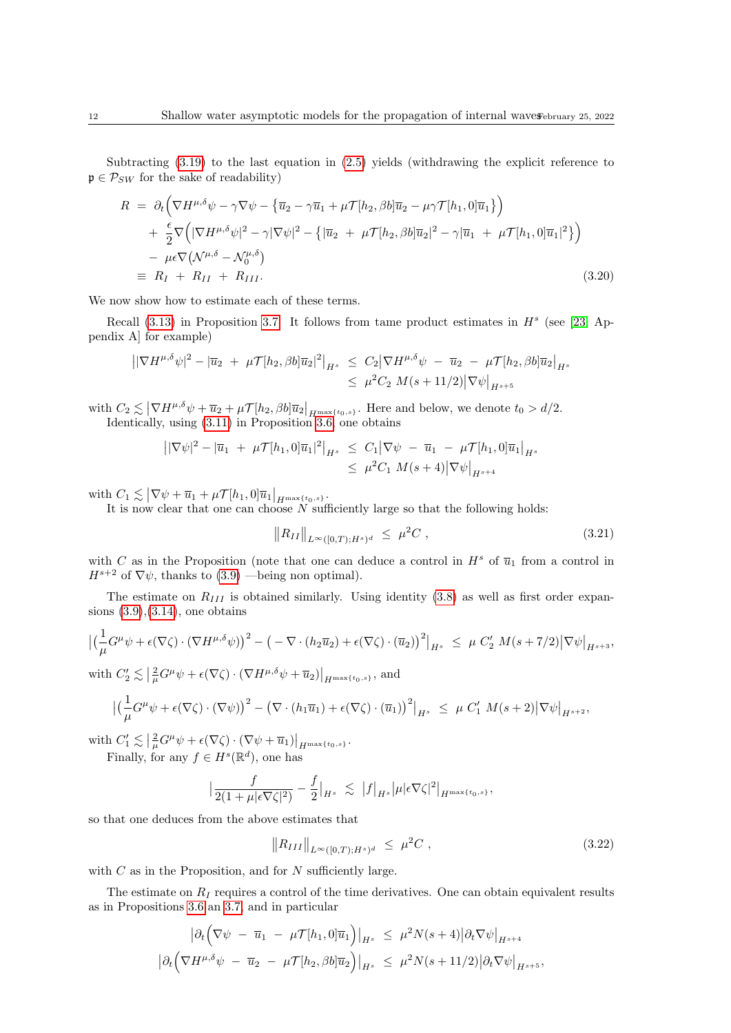Subtracting (3.19) to the last equation in (2.5) yields (withdrawing the explicit reference to $\mathfrak{p} \in \mathcal{P}_{SW}$ for the sake of readability)

$$
\begin{aligned}
R \ &= \ \partial_t \Big( \nabla H^{\mu,\delta}\psi - \gamma \nabla \psi - \big\{ \overline{u}_2 - \gamma \overline{u}_1 + \mu \mathcal{T}[h_2, \beta b] \overline{u}_2 - \mu \gamma \mathcal{T}[h_1, 0] \overline{u}_1 \big\} \Big) \\
&\quad + \ \frac{\epsilon}{2} \nabla \Big( |\nabla H^{\mu,\delta}\psi|^2 - \gamma |\nabla \psi|^2 - \big\{ |\overline{u}_2 \ + \ \mu \mathcal{T}[h_2, \beta b] \overline{u}_2|^2 - \gamma |\overline{u}_1 \ + \ \mu \mathcal{T}[h_1, 0] \overline{u}_1|^2 \big\} \Big) \\
&\quad - \ \mu \epsilon \nabla \big( \mathcal{N}^{\mu,\delta} - \mathcal{N}_0^{\mu,\delta} \big) \\
&\equiv \ R_I \ + \ R_{II} \ + \ R_{III}.
\end{aligned} \tag{3.20}
$$

We now show how to estimate each of these terms.

Recall (3.13) in Proposition 3.7. It follows from tame product estimates in $H^s$ (see [23, Appendix A] for example)

$$
\begin{aligned}
\big| |\nabla H^{\mu,\delta}\psi|^2 - |\overline{u}_2 \ + \ \mu \mathcal{T}[h_2, \beta b] \overline{u}_2|^2 \big|_{H^s} \ &\leq \ C_2 \big| \nabla H^{\mu,\delta}\psi \ - \ \overline{u}_2 \ - \ \mu \mathcal{T}[h_2, \beta b] \overline{u}_2 \big|_{H^s} \\
&\leq \ \mu^2 C_2 \ M(s + 11/2) \big| \nabla \psi \big|_{H^{s+5}}
\end{aligned}
$$

with $C_2 \lesssim \big| \nabla H^{\mu,\delta}\psi + \overline{u}_2 + \mu \mathcal{T}[h_2, \beta b] \overline{u}_2 \big|_{H^{\max\{t_0, s\}}}$. Here and below, we denote $t_0 > d/2$.

Identically, using (3.11) in Proposition 3.6, one obtains

$$
\begin{aligned}
\big| |\nabla \psi|^2 - |\overline{u}_1 \ + \ \mu \mathcal{T}[h_1, 0] \overline{u}_1|^2 \big|_{H^s} \ &\leq \ C_1 \big| \nabla \psi \ - \ \overline{u}_1 \ - \ \mu \mathcal{T}[h_1, 0] \overline{u}_1 \big|_{H^s} \\
&\leq \ \mu^2 C_1 \ M(s + 4) \big| \nabla \psi \big|_{H^{s+4}}
\end{aligned}
$$

with $C_1 \lesssim \big| \nabla \psi + \overline{u}_1 + \mu \mathcal{T}[h_1, 0] \overline{u}_1 \big|_{H^{\max\{t_0, s\}}}$.

It is now clear that one can choose $N$ sufficiently large so that the following holds:

$$
\big\| R_{II} \big\|_{L^\infty([0,T); H^s)^d} \ \leq \ \mu^2 C \ , \tag{3.21}
$$

with $C$ as in the Proposition (note that one can deduce a control in $H^s$ of $\overline{u}_1$ from a control in $H^{s+2}$ of $\nabla \psi$, thanks to (3.9) —being non optimal).

The estimate on $R_{III}$ is obtained similarly. Using identity (3.8) as well as first order expansions (3.9),(3.14), one obtains

$$
\Big| \big( \frac{1}{\mu} G^\mu \psi + \epsilon (\nabla \zeta) \cdot (\nabla H^{\mu,\delta}\psi) \big)^2 - \big( - \nabla \cdot (h_2 \overline{u}_2) + \epsilon (\nabla \zeta) \cdot (\overline{u}_2) \big)^2 \Big|_{H^s} \ \leq \ \mu \ C_2' \ M(s + 7/2) \big| \nabla \psi \big|_{H^{s+3}},
$$

with $C_2' \lesssim \big| \frac{2}{\mu} G^\mu \psi + \epsilon (\nabla \zeta) \cdot (\nabla H^{\mu,\delta}\psi + \overline{u}_2) \big|_{H^{\max\{t_0, s\}}}$, and

$$
\Big| \big( \frac{1}{\mu} G^\mu \psi + \epsilon (\nabla \zeta) \cdot (\nabla \psi) \big)^2 - \big( \nabla \cdot (h_1 \overline{u}_1) + \epsilon (\nabla \zeta) \cdot (\overline{u}_1) \big)^2 \Big|_{H^s} \ \leq \ \mu \ C_1' \ M(s + 2) \big| \nabla \psi \big|_{H^{s+2}},
$$

with $C_1' \lesssim \big| \frac{2}{\mu} G^\mu \psi + \epsilon (\nabla \zeta) \cdot (\nabla \psi + \overline{u}_1) \big|_{H^{\max\{t_0, s\}}}$.

Finally, for any $f \in H^s(\mathbb{R}^d)$, one has

$$
\Big| \frac{f}{2(1 + \mu |\epsilon \nabla \zeta|^2)} - \frac{f}{2} \Big|_{H^s} \ \lesssim \ \big| f \big|_{H^s} \big| \mu |\epsilon \nabla \zeta|^2 \big|_{H^{\max\{t_0, s\}}},
$$

so that one deduces from the above estimates that

$$
\big\| R_{III} \big\|_{L^\infty([0,T); H^s)^d} \ \leq \ \mu^2 C \ , \tag{3.22}
$$

with $C$ as in the Proposition, and for $N$ sufficiently large.

The estimate on $R_I$ requires a control of the time derivatives. One can obtain equivalent results as in Propositions 3.6 an 3.7, and in particular

$$
\begin{aligned}
\Big| \partial_t \Big( \nabla \psi \ - \ \overline{u}_1 \ - \ \mu \mathcal{T}[h_1, 0] \overline{u}_1 \Big) \Big|_{H^s} \ &\leq \ \mu^2 N(s + 4) \big| \partial_t \nabla \psi \big|_{H^{s+4}} \\
\Big| \partial_t \Big( \nabla H^{\mu,\delta}\psi \ - \ \overline{u}_2 \ - \ \mu \mathcal{T}[h_2, \beta b] \overline{u}_2 \Big) \Big|_{H^s} \ &\leq \ \mu^2 N(s + 11/2) \big| \partial_t \nabla \psi \big|_{H^{s+5}},
\end{aligned}
$$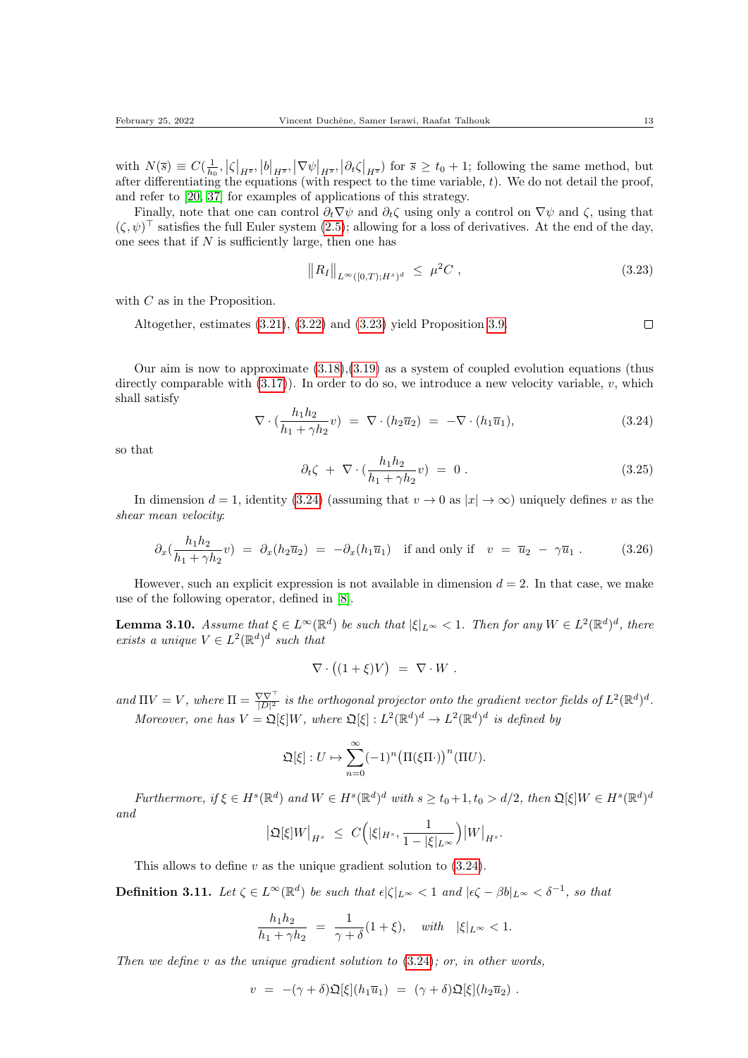with $N(\overline{s}) \equiv C(\frac{1}{h_0}, \big|\zeta\big|_{H^{\overline{s}}}, \big|b\big|_{H^{\overline{s}}}, \big|\nabla\psi\big|_{H^{\overline{s}}}, \big|\partial_t\zeta\big|_{H^{\overline{s}}})$ for $\overline{s} \geq t_0 + 1$; following the same method, but after differentiating the equations (with respect to the time variable, $t$). We do not detail the proof, and refer to [20, 37] for examples of applications of this strategy.

Finally, note that one can control $\partial_t \nabla\psi$ and $\partial_t\zeta$ using only a control on $\nabla\psi$ and $\zeta$, using that $(\zeta, \psi)^\top$ satisfies the full Euler system (2.5); allowing for a loss of derivatives. At the end of the day, one sees that if $N$ is sufficiently large, then one has

$$\big\|R_I\big\|_{L^\infty([0,T);H^s)^d} \;\leq\; \mu^2 C\ , \tag{3.23}$$

with $C$ as in the Proposition.

Altogether, estimates (3.21), (3.22) and (3.23) yield Proposition 3.9. $\square$

Our aim is now to approximate (3.18),(3.19) as a system of coupled evolution equations (thus directly comparable with (3.17)). In order to do so, we introduce a new velocity variable, $v$, which shall satisfy

$$\nabla\cdot(\frac{h_1h_2}{h_1+\gamma h_2}v) \;=\; \nabla\cdot(h_2\overline{u}_2) \;=\; -\nabla\cdot(h_1\overline{u}_1), \tag{3.24}$$

so that

$$\partial_t\zeta \;+\; \nabla\cdot(\frac{h_1h_2}{h_1+\gamma h_2}v) \;=\; 0\ . \tag{3.25}$$

In dimension $d=1$, identity (3.24) (assuming that $v \to 0$ as $|x|\to\infty$) uniquely defines $v$ as the *shear mean velocity*:

$$\partial_x(\frac{h_1h_2}{h_1+\gamma h_2}v) \;=\; \partial_x(h_2\overline{u}_2) \;=\; -\partial_x(h_1\overline{u}_1) \quad \text{if and only if} \quad v \;=\; \overline{u}_2 \;-\; \gamma\overline{u}_1\ . \tag{3.26}$$

However, such an explicit expression is not available in dimension $d=2$. In that case, we make use of the following operator, defined in [8].

**Lemma 3.10.** *Assume that $\xi \in L^\infty(\mathbb{R}^d)$ be such that $|\xi|_{L^\infty} < 1$. Then for any $W \in L^2(\mathbb{R}^d)^d$, there exists a unique $V \in L^2(\mathbb{R}^d)^d$ such that*

$$\nabla\cdot\big((1+\xi)V\big) \;=\; \nabla\cdot W\ .$$

*and $\Pi V = V$, where $\Pi = \frac{\nabla\nabla^\top}{|D|^2}$ is the orthogonal projector onto the gradient vector fields of $L^2(\mathbb{R}^d)^d$.*

*Moreover, one has $V = \mathfrak{Q}[\xi]W$, where $\mathfrak{Q}[\xi] : L^2(\mathbb{R}^d)^d \to L^2(\mathbb{R}^d)^d$ is defined by*

$$\mathfrak{Q}[\xi] : U \mapsto \sum_{n=0}^{\infty}(-1)^n\big(\Pi(\xi\Pi\cdot)\big)^n(\Pi U).$$

*Furthermore, if $\xi \in H^s(\mathbb{R}^d)$ and $W \in H^s(\mathbb{R}^d)^d$ with $s \geq t_0+1, t_0 > d/2$, then $\mathfrak{Q}[\xi]W \in H^s(\mathbb{R}^d)^d$ and*

$$\big|\mathfrak{Q}[\xi]W\big|_{H^s} \;\leq\; C\Big(|\xi|_{H^s}, \frac{1}{1-|\xi|_{L^\infty}}\Big)\big|W\big|_{H^s}.$$

This allows to define $v$ as the unique gradient solution to (3.24).

**Definition 3.11.** *Let $\zeta \in L^\infty(\mathbb{R}^d)$ be such that $\epsilon|\zeta|_{L^\infty} < 1$ and $|\epsilon\zeta - \beta b|_{L^\infty} < \delta^{-1}$, so that*

$$\frac{h_1h_2}{h_1+\gamma h_2} \;=\; \frac{1}{\gamma+\delta}(1+\xi), \quad \textit{with} \quad |\xi|_{L^\infty} < 1.$$

*Then we define $v$ as the unique gradient solution to (3.24); or, in other words,*

$$v \;=\; -(\gamma+\delta)\mathfrak{Q}[\xi](h_1\overline{u}_1) \;=\; (\gamma+\delta)\mathfrak{Q}[\xi](h_2\overline{u}_2)\ .$$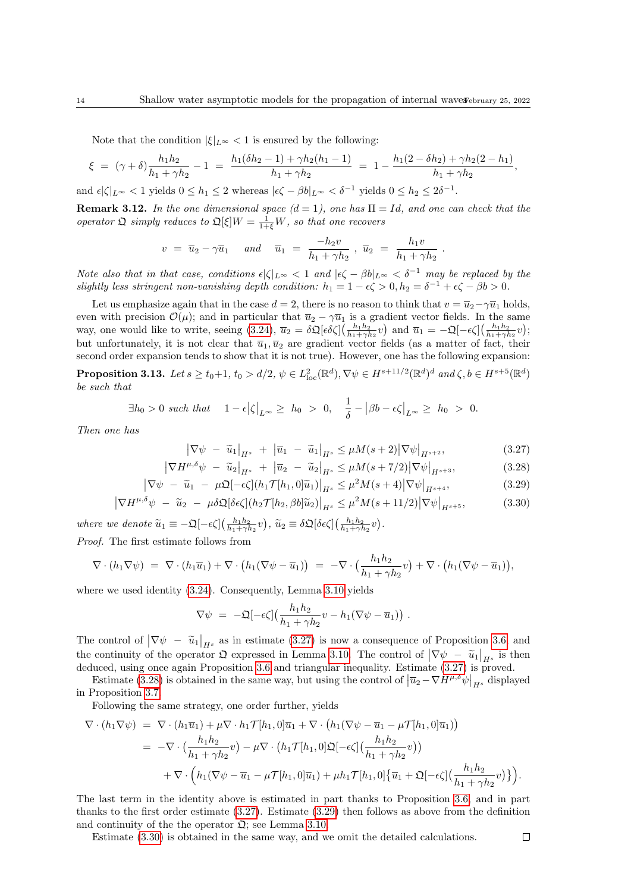Note that the condition $|\xi|_{L^\infty} < 1$ is ensured by the following:

$$\xi \ = \ (\gamma+\delta)\frac{h_1 h_2}{h_1+\gamma h_2} - 1 \ = \ \frac{h_1(\delta h_2 - 1) + \gamma h_2(h_1-1)}{h_1+\gamma h_2} \ = \ 1 - \frac{h_1(2-\delta h_2)+\gamma h_2(2-h_1)}{h_1+\gamma h_2},$$

and $\epsilon|\zeta|_{L^\infty} < 1$ yields $0 \le h_1 \le 2$ whereas $|\epsilon\zeta - \beta b|_{L^\infty} < \delta^{-1}$ yields $0 \le h_2 \le 2\delta^{-1}$.

**Remark 3.12.** *In the one dimensional space ($d=1$), one has $\Pi = Id$, and one can check that the operator $\mathfrak{Q}$ simply reduces to $\mathfrak{Q}[\xi]W = \frac{1}{1+\xi}W$, so that one recovers*

$$v \ = \ \overline{u}_2 - \gamma \overline{u}_1 \quad \text{ and } \quad \overline{u}_1 \ = \ \frac{-h_2 v}{h_1+\gamma h_2} \ , \ \overline{u}_2 \ = \ \frac{h_1 v}{h_1+\gamma h_2} \ .$$

*Note also that in that case, conditions $\epsilon|\zeta|_{L^\infty} < 1$ and $|\epsilon\zeta - \beta b|_{L^\infty} < \delta^{-1}$ may be replaced by the slightly less stringent non-vanishing depth condition: $h_1 = 1-\epsilon\zeta > 0, h_2 = \delta^{-1} + \epsilon\zeta - \beta b > 0$.*

Let us emphasize again that in the case $d=2$, there is no reason to think that $v = \overline{u}_2 - \gamma\overline{u}_1$ holds, even with precision $\mathcal{O}(\mu)$; and in particular that $\overline{u}_2 - \gamma\overline{u}_1$ is a gradient vector fields. In the same way, one would like to write, seeing (3.24), $\overline{u}_2 = \delta\mathfrak{Q}[\epsilon\delta\zeta]\big(\frac{h_1h_2}{h_1+\gamma h_2}v\big)$ and $\overline{u}_1 = -\mathfrak{Q}[-\epsilon\zeta]\big(\frac{h_1h_2}{h_1+\gamma h_2}v\big)$; but unfortunately, it is not clear that $\overline{u}_1, \overline{u}_2$ are gradient vector fields (as a matter of fact, their second order expansion tends to show that it is not true). However, one has the following expansion:

**Proposition 3.13.** *Let $s \ge t_0+1$, $t_0 > d/2$, $\psi \in L^2_{\rm loc}(\mathbb{R}^d), \nabla\psi \in H^{s+11/2}(\mathbb{R}^d)^d$ and $\zeta, b \in H^{s+5}(\mathbb{R}^d)$ be such that*

$$\exists h_0 > 0 \text{ such that } \quad 1 - \epsilon\big|\zeta\big|_{L^\infty} \ge \ h_0 \ > \ 0, \quad \frac{1}{\delta} - \big|\beta b - \epsilon\zeta\big|_{L^\infty} \ge \ h_0 \ > \ 0.$$

*Then one has*

$$\big|\nabla\psi \ - \ \widetilde{u}_1\big|_{H^s} \ + \ \big|\overline{u}_1 \ - \ \widetilde{u}_1\big|_{H^s} \le \mu M(s+2)\big|\nabla\psi\big|_{H^{s+2}}, \tag{3.27}$$

$$\big|\nabla H^{\mu,\delta}\psi \ - \ \widetilde{u}_2\big|_{H^s} \ + \ \big|\overline{u}_2 \ - \ \widetilde{u}_2\big|_{H^s} \le \mu M(s+7/2)\big|\nabla\psi\big|_{H^{s+3}}, \tag{3.28}$$

$$\big|\nabla\psi \ - \ \widetilde{u}_1 \ - \ \mu\mathfrak{Q}[-\epsilon\zeta](h_1\mathcal{T}[h_1,0]\widetilde{u}_1)\big|_{H^s} \le \mu^2 M(s+4)\big|\nabla\psi\big|_{H^{s+4}}, \tag{3.29}$$

$$\big|\nabla H^{\mu,\delta}\psi \ - \ \widetilde{u}_2 \ - \ \mu\delta\mathfrak{Q}[\delta\epsilon\zeta](h_2\mathcal{T}[h_2,\beta b]\widetilde{u}_2)\big|_{H^s} \le \mu^2 M(s+11/2)\big|\nabla\psi\big|_{H^{s+5}}, \tag{3.30}$$

*where we denote $\widetilde{u}_1 \equiv -\mathfrak{Q}[-\epsilon\zeta]\big(\frac{h_1h_2}{h_1+\gamma h_2}v\big)$, $\widetilde{u}_2 \equiv \delta\mathfrak{Q}[\delta\epsilon\zeta]\big(\frac{h_1h_2}{h_1+\gamma h_2}v\big)$.*

*Proof.* The first estimate follows from

$$\nabla\cdot(h_1\nabla\psi) \ = \ \nabla\cdot(h_1\overline{u}_1) + \nabla\cdot\big(h_1(\nabla\psi - \overline{u}_1)\big) \ = \ -\nabla\cdot\big(\frac{h_1h_2}{h_1+\gamma h_2}v\big) + \nabla\cdot\big(h_1(\nabla\psi - \overline{u}_1)\big),$$

where we used identity (3.24). Consequently, Lemma 3.10 yields

$$\nabla\psi \ = \ -\mathfrak{Q}[-\epsilon\zeta]\big(\frac{h_1h_2}{h_1+\gamma h_2}v - h_1(\nabla\psi - \overline{u}_1)\big) \ .$$

The control of $\big|\nabla\psi \ - \ \widetilde{u}_1\big|_{H^s}$ as in estimate (3.27) is now a consequence of Proposition 3.6, and the continuity of the operator $\mathfrak{Q}$ expressed in Lemma 3.10. The control of $\big|\nabla\psi \ - \ \widetilde{u}_1\big|_{H^s}$ is then deduced, using once again Proposition 3.6 and triangular inequality. Estimate (3.27) is proved.

Estimate (3.28) is obtained in the same way, but using the control of $\big|\overline{u}_2 - \nabla H^{\mu,\delta}\psi\big|_{H^s}$ displayed in Proposition 3.7.

Following the same strategy, one order further, yields

$$\begin{aligned}
\nabla\cdot(h_1\nabla\psi) \ &= \ \nabla\cdot(h_1\overline{u}_1) + \mu\nabla\cdot h_1\mathcal{T}[h_1,0]\overline{u}_1 + \nabla\cdot\big(h_1(\nabla\psi - \overline{u}_1 - \mu\mathcal{T}[h_1,0]\overline{u}_1)\big) \\
&= \ -\nabla\cdot\big(\frac{h_1h_2}{h_1+\gamma h_2}v\big) - \mu\nabla\cdot\big(h_1\mathcal{T}[h_1,0]\mathfrak{Q}[-\epsilon\zeta]\big(\frac{h_1h_2}{h_1+\gamma h_2}v\big)\big) \\
&\quad + \nabla\cdot\Big(h_1(\nabla\psi - \overline{u}_1 - \mu\mathcal{T}[h_1,0]\overline{u}_1) + \mu h_1\mathcal{T}[h_1,0]\big\{\overline{u}_1 + \mathfrak{Q}[-\epsilon\zeta]\big(\frac{h_1h_2}{h_1+\gamma h_2}v\big)\big\}\Big).
\end{aligned}$$

The last term in the identity above is estimated in part thanks to Proposition 3.6, and in part thanks to the first order estimate (3.27). Estimate (3.29) then follows as above from the definition and continuity of the the operator $\mathfrak{Q}$; see Lemma 3.10.

Estimate (3.30) is obtained in the same way, and we omit the detailed calculations. □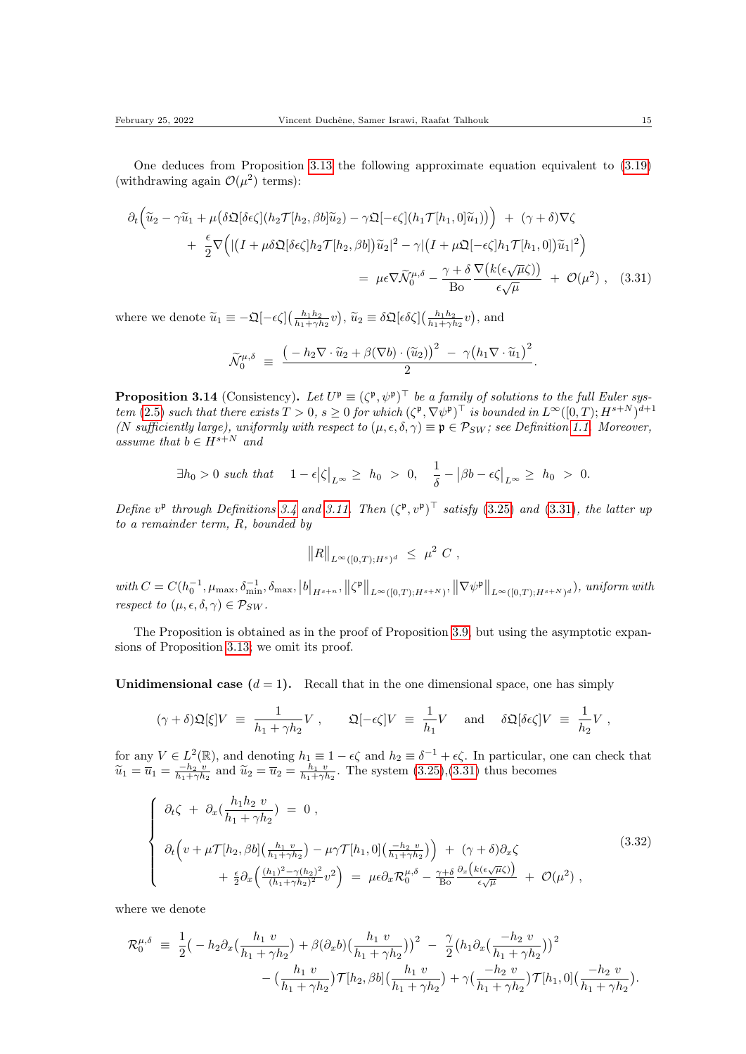One deduces from Proposition 3.13 the following approximate equation equivalent to (3.19) (withdrawing again $\mathcal{O}(\mu^2)$ terms):

$$\partial_t\Big(\widetilde{u}_2 - \gamma\widetilde{u}_1 + \mu\big(\delta\mathfrak{Q}[\delta\epsilon\zeta](h_2\mathcal{T}[h_2,\beta b]\widetilde{u}_2) - \gamma\mathfrak{Q}[-\epsilon\zeta](h_1\mathcal{T}[h_1,0]\widetilde{u}_1)\big)\Big) \ + \ (\gamma+\delta)\nabla\zeta$$
$$+ \ \frac{\epsilon}{2}\nabla\Big(|\big(I+\mu\delta\mathfrak{Q}[\delta\epsilon\zeta]h_2\mathcal{T}[h_2,\beta b]\big)\widetilde{u}_2|^2 - \gamma|\big(I+\mu\mathfrak{Q}[-\epsilon\zeta]h_1\mathcal{T}[h_1,0]\big)\widetilde{u}_1|^2\Big)$$
$$= \ \mu\epsilon\nabla\widetilde{\mathcal{N}}_0^{\mu,\delta} - \frac{\gamma+\delta}{\mathrm{Bo}}\frac{\nabla\big(k(\epsilon\sqrt{\mu}\zeta)\big)}{\epsilon\sqrt{\mu}} \ + \ \mathcal{O}(\mu^2)\ , \quad (3.31)$$

where we denote $\widetilde{u}_1 \equiv -\mathfrak{Q}[-\epsilon\zeta]\big(\frac{h_1h_2}{h_1+\gamma h_2}v\big)$, $\widetilde{u}_2 \equiv \delta\mathfrak{Q}[\epsilon\delta\zeta]\big(\frac{h_1h_2}{h_1+\gamma h_2}v\big)$, and

$$\widetilde{\mathcal{N}}_0^{\mu,\delta} \ \equiv \ \frac{\big(-h_2\nabla\cdot\widetilde{u}_2 + \beta(\nabla b)\cdot(\widetilde{u}_2)\big)^2 \ - \ \gamma\big(h_1\nabla\cdot\widetilde{u}_1\big)^2}{2}.$$

**Proposition 3.14** (Consistency)**.** *Let $U^{\mathfrak{p}} \equiv (\zeta^{\mathfrak{p}},\psi^{\mathfrak{p}})^\top$ be a family of solutions to the full Euler system (2.5) such that there exists $T>0$, $s\geq 0$ for which $(\zeta^{\mathfrak{p}},\nabla\psi^{\mathfrak{p}})^\top$ is bounded in $L^\infty([0,T);H^{s+N})^{d+1}$ ($N$ sufficiently large), uniformly with respect to $(\mu,\epsilon,\delta,\gamma)\equiv\mathfrak{p}\in\mathcal{P}_{SW}$; see Definition 1.1. Moreover, assume that $b\in H^{s+N}$ and*

$$\exists h_0>0 \text{ such that} \quad 1-\epsilon\big|\zeta\big|_{L^\infty} \geq \ h_0 \ > \ 0, \quad \frac{1}{\delta} - \big|\beta b - \epsilon\zeta\big|_{L^\infty} \geq \ h_0 \ > \ 0.$$

*Define $v^{\mathfrak{p}}$ through Definitions 3.4 and 3.11. Then $(\zeta^{\mathfrak{p}},v^{\mathfrak{p}})^\top$ satisfy (3.25) and (3.31), the latter up to a remainder term, $R$, bounded by*

$$\big\|R\big\|_{L^\infty([0,T);H^s)^d} \ \leq \ \mu^2 \ C \ ,$$

*with $C = C(h_0^{-1},\mu_{\max},\delta_{\min}^{-1},\delta_{\max},\big|b\big|_{H^{s+n}},\big\|\zeta^{\mathfrak{p}}\big\|_{L^\infty([0,T);H^{s+N})},\big\|\nabla\psi^{\mathfrak{p}}\big\|_{L^\infty([0,T);H^{s+N})^d})$, uniform with respect to $(\mu,\epsilon,\delta,\gamma)\in\mathcal{P}_{SW}$.*

The Proposition is obtained as in the proof of Proposition 3.9, but using the asymptotic expansions of Proposition 3.13; we omit its proof.

**Unidimensional case ($d=1$).** Recall that in the one dimensional space, one has simply

$$(\gamma+\delta)\mathfrak{Q}[\xi]V \ \equiv \ \frac{1}{h_1+\gamma h_2}V\ , \qquad \mathfrak{Q}[-\epsilon\zeta]V \ \equiv \ \frac{1}{h_1}V \quad \text{ and } \quad \delta\mathfrak{Q}[\delta\epsilon\zeta]V \ \equiv \ \frac{1}{h_2}V\ ,$$

for any $V\in L^2(\mathbb{R})$, and denoting $h_1\equiv 1-\epsilon\zeta$ and $h_2\equiv\delta^{-1}+\epsilon\zeta$. In particular, one can check that $\widetilde{u}_1 = \overline{u}_1 = \frac{-h_2\ v}{h_1+\gamma h_2}$ and $\widetilde{u}_2 = \overline{u}_2 = \frac{h_1\ v}{h_1+\gamma h_2}$. The system (3.25),(3.31) thus becomes

$$\left\{\begin{array}{l} \partial_t\zeta \ + \ \partial_x\big(\dfrac{h_1h_2\ v}{h_1+\gamma h_2}\big) \ = \ 0\ , \\[2ex] \partial_t\Big(v + \mu\mathcal{T}[h_2,\beta b]\big(\frac{h_1\ v}{h_1+\gamma h_2}\big) - \mu\gamma\mathcal{T}[h_1,0]\big(\frac{-h_2\ v}{h_1+\gamma h_2}\big)\Big) \ + \ (\gamma+\delta)\partial_x\zeta \\[2ex] \qquad + \ \frac{\epsilon}{2}\partial_x\Big(\frac{(h_1)^2-\gamma(h_2)^2}{(h_1+\gamma h_2)^2}v^2\Big) \ = \ \mu\epsilon\partial_x\mathcal{R}_0^{\mu,\delta} - \frac{\gamma+\delta}{\mathrm{Bo}}\frac{\partial_x\big(k(\epsilon\sqrt{\mu}\zeta)\big)}{\epsilon\sqrt{\mu}} \ + \ \mathcal{O}(\mu^2)\ , \end{array}\right. \quad (3.32)$$

where we denote

$$\mathcal{R}_0^{\mu,\delta} \ \equiv \ \frac{1}{2}\big(-h_2\partial_x\big(\frac{h_1\ v}{h_1+\gamma h_2}\big) + \beta(\partial_x b)\big(\frac{h_1\ v}{h_1+\gamma h_2}\big)\big)^2 \ - \ \frac{\gamma}{2}\big(h_1\partial_x\big(\frac{-h_2\ v}{h_1+\gamma h_2}\big)\big)^2$$
$$-\big(\frac{h_1\ v}{h_1+\gamma h_2}\big)\mathcal{T}[h_2,\beta b]\big(\frac{h_1\ v}{h_1+\gamma h_2}\big) + \gamma\big(\frac{-h_2\ v}{h_1+\gamma h_2}\big)\mathcal{T}[h_1,0]\big(\frac{-h_2\ v}{h_1+\gamma h_2}\big).$$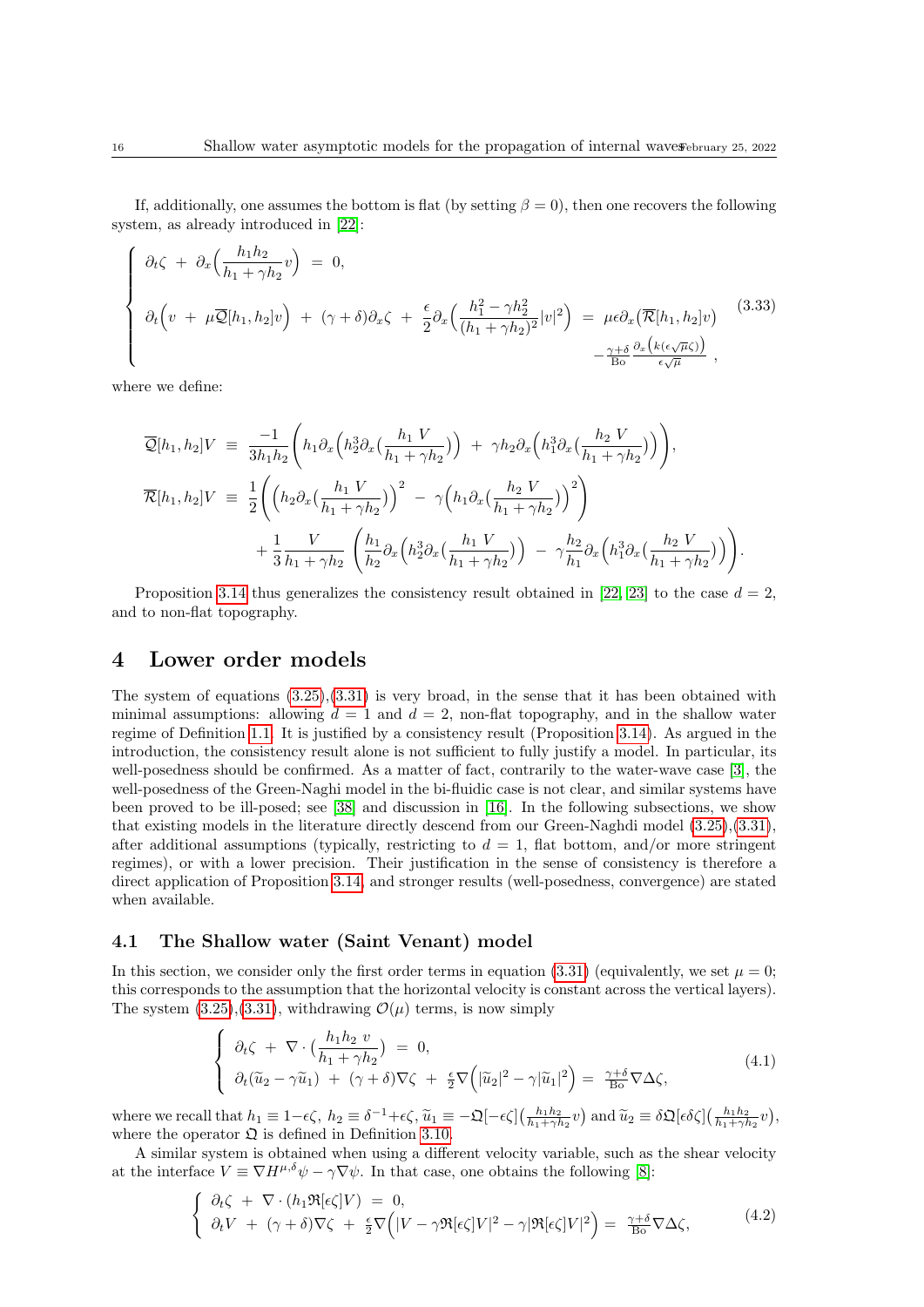If, additionally, one assumes the bottom is flat (by setting $\beta = 0$), then one recovers the following system, as already introduced in [22]:

$$
\left\{
\begin{array}{l}
\partial_t \zeta \ + \ \partial_x \Big( \dfrac{h_1 h_2}{h_1 + \gamma h_2} v \Big) \ = \ 0, \\[2ex]
\partial_t \Big( v \ + \ \mu \overline{\mathcal{Q}}[h_1, h_2] v \Big) \ + \ (\gamma + \delta) \partial_x \zeta \ + \ \dfrac{\epsilon}{2} \partial_x \Big( \dfrac{h_1^2 - \gamma h_2^2}{(h_1 + \gamma h_2)^2} |v|^2 \Big) \ = \ \mu \epsilon \partial_x \big( \overline{\mathcal{R}}[h_1, h_2] v \big) \\[1ex]
\qquad\qquad\qquad\qquad\qquad\qquad\qquad\qquad\qquad\qquad - \frac{\gamma+\delta}{\mathrm{Bo}} \frac{\partial_x \left( k(\epsilon\sqrt{\mu}\zeta) \right)}{\epsilon\sqrt{\mu}} \ ,
\end{array}
\right.
\tag{3.33}
$$

where we define:

$$
\begin{aligned}
\overline{\mathcal{Q}}[h_1, h_2] V \ &\equiv \ \frac{-1}{3 h_1 h_2} \Bigg( h_1 \partial_x \Big( h_2^3 \partial_x \big( \frac{h_1 \ V}{h_1 + \gamma h_2} \big) \Big) \ + \ \gamma h_2 \partial_x \Big( h_1^3 \partial_x \big( \frac{h_2 \ V}{h_1 + \gamma h_2} \big) \Big) \Bigg), \\
\overline{\mathcal{R}}[h_1, h_2] V \ &\equiv \ \frac{1}{2} \Bigg( \Big( h_2 \partial_x \big( \frac{h_1 \ V}{h_1 + \gamma h_2} \big) \Big)^2 \ - \ \gamma \Big( h_1 \partial_x \big( \frac{h_2 \ V}{h_1 + \gamma h_2} \big) \Big)^2 \Bigg) \\
&\quad + \frac{1}{3} \frac{V}{h_1 + \gamma h_2} \ \Bigg( \frac{h_1}{h_2} \partial_x \Big( h_2^3 \partial_x \big( \frac{h_1 \ V}{h_1 + \gamma h_2} \big) \Big) \ - \ \gamma \frac{h_2}{h_1} \partial_x \Big( h_1^3 \partial_x \big( \frac{h_2 \ V}{h_1 + \gamma h_2} \big) \Big) \Bigg).
\end{aligned}
$$

Proposition 3.14 thus generalizes the consistency result obtained in [22, 23] to the case $d = 2$, and to non-flat topography.

# 4 Lower order models

The system of equations (3.25),(3.31) is very broad, in the sense that it has been obtained with minimal assumptions: allowing $d = 1$ and $d = 2$, non-flat topography, and in the shallow water regime of Definition 1.1. It is justified by a consistency result (Proposition 3.14). As argued in the introduction, the consistency result alone is not sufficient to fully justify a model. In particular, its well-posedness should be confirmed. As a matter of fact, contrarily to the water-wave case [3], the well-posedness of the Green-Naghi model in the bi-fluidic case is not clear, and similar systems have been proved to be ill-posed; see [38] and discussion in [16]. In the following subsections, we show that existing models in the literature directly descend from our Green-Naghdi model (3.25),(3.31), after additional assumptions (typically, restricting to $d = 1$, flat bottom, and/or more stringent regimes), or with a lower precision. Their justification in the sense of consistency is therefore a direct application of Proposition 3.14, and stronger results (well-posedness, convergence) are stated when available.

## 4.1 The Shallow water (Saint Venant) model

In this section, we consider only the first order terms in equation (3.31) (equivalently, we set $\mu = 0$; this corresponds to the assumption that the horizontal velocity is constant across the vertical layers). The system (3.25),(3.31), withdrawing $\mathcal{O}(\mu)$ terms, is now simply

$$
\left\{
\begin{array}{l}
\partial_t \zeta \ + \ \nabla \cdot \big( \dfrac{h_1 h_2 \ v}{h_1 + \gamma h_2} \big) \ = \ 0, \\[1ex]
\partial_t (\widetilde{u}_2 - \gamma \widetilde{u}_1) \ + \ (\gamma + \delta) \nabla \zeta \ + \ \frac{\epsilon}{2} \nabla \Big( |\widetilde{u}_2|^2 - \gamma |\widetilde{u}_1|^2 \Big) \ = \ \frac{\gamma+\delta}{\mathrm{Bo}} \nabla \Delta \zeta,
\end{array}
\right.
\tag{4.1}
$$

where we recall that $h_1 \equiv 1 - \epsilon\zeta$, $h_2 \equiv \delta^{-1} + \epsilon\zeta$, $\widetilde{u}_1 \equiv -\mathfrak{Q}[-\epsilon\zeta] \big( \frac{h_1 h_2}{h_1 + \gamma h_2} v \big)$ and $\widetilde{u}_2 \equiv \delta \mathfrak{Q}[\epsilon\delta\zeta] \big( \frac{h_1 h_2}{h_1 + \gamma h_2} v \big)$, where the operator $\mathfrak{Q}$ is defined in Definition 3.10.

A similar system is obtained when using a different velocity variable, such as the shear velocity at the interface $V \equiv \nabla H^{\mu,\delta} \psi - \gamma \nabla \psi$. In that case, one obtains the following [8]:

$$
\left\{
\begin{array}{l}
\partial_t \zeta \ + \ \nabla \cdot \big( h_1 \mathfrak{R}[\epsilon\zeta] V \big) \ = \ 0, \\[1ex]
\partial_t V \ + \ (\gamma + \delta) \nabla \zeta \ + \ \frac{\epsilon}{2} \nabla \Big( |V - \gamma \mathfrak{R}[\epsilon\zeta] V|^2 - \gamma |\mathfrak{R}[\epsilon\zeta] V|^2 \Big) \ = \ \frac{\gamma+\delta}{\mathrm{Bo}} \nabla \Delta \zeta,
\end{array}
\right.
\tag{4.2}
$$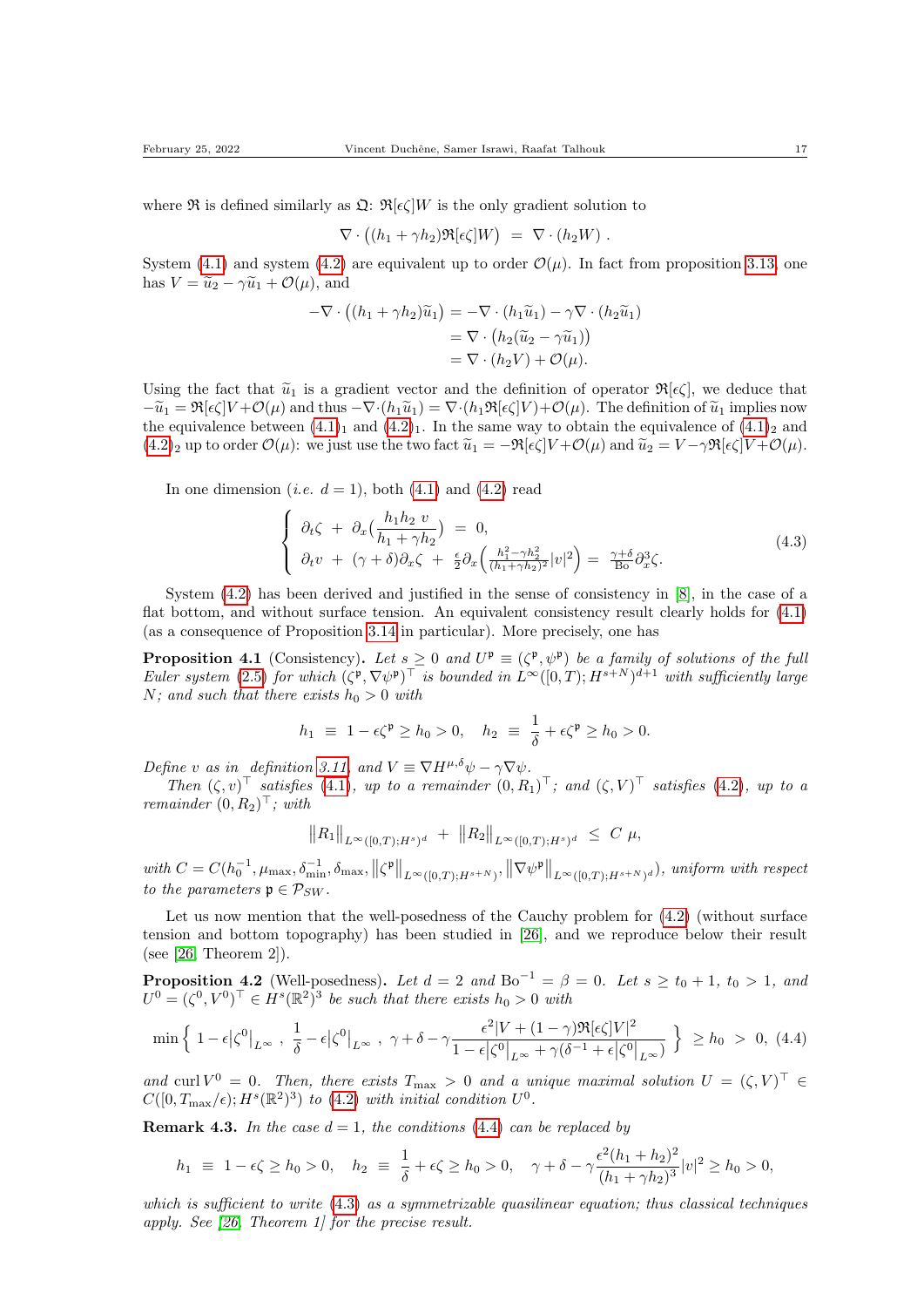where $\mathfrak{R}$ is defined similarly as $\mathfrak{Q}$: $\mathfrak{R}[\epsilon\zeta]W$ is the only gradient solution to

$$\nabla \cdot \big( (h_1 + \gamma h_2) \mathfrak{R}[\epsilon\zeta] W \big) \;=\; \nabla \cdot (h_2 W) \,.$$

System (4.1) and system (4.2) are equivalent up to order $\mathcal{O}(\mu)$. In fact from proposition 3.13, one has $V = \widetilde{u}_2 - \gamma \widetilde{u}_1 + \mathcal{O}(\mu)$, and

$$\begin{aligned}
-\nabla \cdot \big( (h_1 + \gamma h_2) \widetilde{u}_1 \big) &= -\nabla \cdot (h_1 \widetilde{u}_1) - \gamma \nabla \cdot (h_2 \widetilde{u}_1) \\
&= \nabla \cdot \big( h_2 (\widetilde{u}_2 - \gamma \widetilde{u}_1) \big) \\
&= \nabla \cdot (h_2 V) + \mathcal{O}(\mu).
\end{aligned}$$

Using the fact that $\widetilde{u}_1$ is a gradient vector and the definition of operator $\mathfrak{R}[\epsilon\zeta]$, we deduce that $-\widetilde{u}_1 = \mathfrak{R}[\epsilon\zeta]V + \mathcal{O}(\mu)$ and thus $-\nabla \cdot (h_1 \widetilde{u}_1) = \nabla \cdot (h_1 \mathfrak{R}[\epsilon\zeta]V) + \mathcal{O}(\mu)$. The definition of $\widetilde{u}_1$ implies now the equivalence between $(4.1)_1$ and $(4.2)_1$. In the same way to obtain the equivalence of $(4.1)_2$ and $(4.2)_2$ up to order $\mathcal{O}(\mu)$: we just use the two fact $\widetilde{u}_1 = -\mathfrak{R}[\epsilon\zeta]V + \mathcal{O}(\mu)$ and $\widetilde{u}_2 = V - \gamma \mathfrak{R}[\epsilon\zeta]V + \mathcal{O}(\mu)$.

In one dimension (*i.e.* $d = 1$), both (4.1) and (4.2) read

$$\left\{ \begin{array}{l}
\partial_t \zeta \;+\; \partial_x \big( \dfrac{h_1 h_2 \, v}{h_1 + \gamma h_2} \big) \;=\; 0, \\[2mm]
\partial_t v \;+\; (\gamma + \delta) \partial_x \zeta \;+\; \frac{\epsilon}{2} \partial_x \Big( \frac{h_1^2 - \gamma h_2^2}{(h_1 + \gamma h_2)^2} |v|^2 \Big) \;=\; \frac{\gamma + \delta}{\mathrm{Bo}} \partial_x^3 \zeta.
\end{array} \right. \tag{4.3}$$

System (4.2) has been derived and justified in the sense of consistency in [8], in the case of a flat bottom, and without surface tension. An equivalent consistency result clearly holds for (4.1) (as a consequence of Proposition 3.14 in particular). More precisely, one has

**Proposition 4.1** (Consistency). *Let $s \geq 0$ and $U^{\mathfrak{p}} \equiv (\zeta^{\mathfrak{p}}, \psi^{\mathfrak{p}})$ be a family of solutions of the full Euler system (2.5) for which $(\zeta^{\mathfrak{p}}, \nabla \psi^{\mathfrak{p}})^\top$ is bounded in $L^\infty([0,T); H^{s+N})^{d+1}$ with sufficiently large $N$; and such that there exists $h_0 > 0$ with*

$$h_1 \;\equiv\; 1 - \epsilon \zeta^{\mathfrak{p}} \geq h_0 > 0, \quad h_2 \;\equiv\; \frac{1}{\delta} + \epsilon \zeta^{\mathfrak{p}} \geq h_0 > 0.$$

*Define $v$ as in definition 3.11, and $V \equiv \nabla H^{\mu,\delta} \psi - \gamma \nabla \psi$.*

*Then $(\zeta, v)^\top$ satisfies (4.1), up to a remainder $(0, R_1)^\top$; and $(\zeta, V)^\top$ satisfies (4.2), up to a remainder $(0, R_2)^\top$; with*

$$\big\| R_1 \big\|_{L^\infty([0,T); H^s)^d} \;+\; \big\| R_2 \big\|_{L^\infty([0,T); H^s)^d} \;\leq\; C \; \mu,$$

*with $C = C(h_0^{-1}, \mu_{\max}, \delta_{\min}^{-1}, \delta_{\max}, \big\| \zeta^{\mathfrak{p}} \big\|_{L^\infty([0,T); H^{s+N})}, \big\| \nabla \psi^{\mathfrak{p}} \big\|_{L^\infty([0,T); H^{s+N})^d})$, uniform with respect to the parameters $\mathfrak{p} \in \mathcal{P}_{SW}$.*

Let us now mention that the well-posedness of the Cauchy problem for (4.2) (without surface tension and bottom topography) has been studied in [26], and we reproduce below their result (see [26, Theorem 2]).

**Proposition 4.2** (Well-posedness). *Let $d = 2$ and $\mathrm{Bo}^{-1} = \beta = 0$. Let $s \geq t_0 + 1$, $t_0 > 1$, and $U^0 = (\zeta^0, V^0)^\top \in H^s(\mathbb{R}^2)^3$ be such that there exists $h_0 > 0$ with*

$$\min \Big\{ \; 1 - \epsilon \big| \zeta^0 \big|_{L^\infty} \; , \; \frac{1}{\delta} - \epsilon \big| \zeta^0 \big|_{L^\infty} \; , \; \gamma + \delta - \gamma \frac{\epsilon^2 |V + (1 - \gamma) \mathfrak{R}[\epsilon\zeta] V|^2}{1 - \epsilon \big| \zeta^0 \big|_{L^\infty} + \gamma(\delta^{-1} + \epsilon \big| \zeta^0 \big|_{L^\infty})} \; \Big\} \;\geq\; h_0 \;>\; 0, \tag{4.4}$$

*and $\operatorname{curl} V^0 = 0$. Then, there exists $T_{\max} > 0$ and a unique maximal solution $U = (\zeta, V)^\top \in C([0, T_{\max}/\epsilon); H^s(\mathbb{R}^2)^3)$ to (4.2) with initial condition $U^0$.*

**Remark 4.3.** *In the case $d = 1$, the conditions (4.4) can be replaced by*

$$h_1 \;\equiv\; 1 - \epsilon \zeta \geq h_0 > 0, \quad h_2 \;\equiv\; \frac{1}{\delta} + \epsilon \zeta \geq h_0 > 0, \quad \gamma + \delta - \gamma \frac{\epsilon^2 (h_1 + h_2)^2}{(h_1 + \gamma h_2)^3} |v|^2 \geq h_0 > 0,$$

*which is sufficient to write (4.3) as a symmetrizable quasilinear equation; thus classical techniques apply. See [26, Theorem 1] for the precise result.*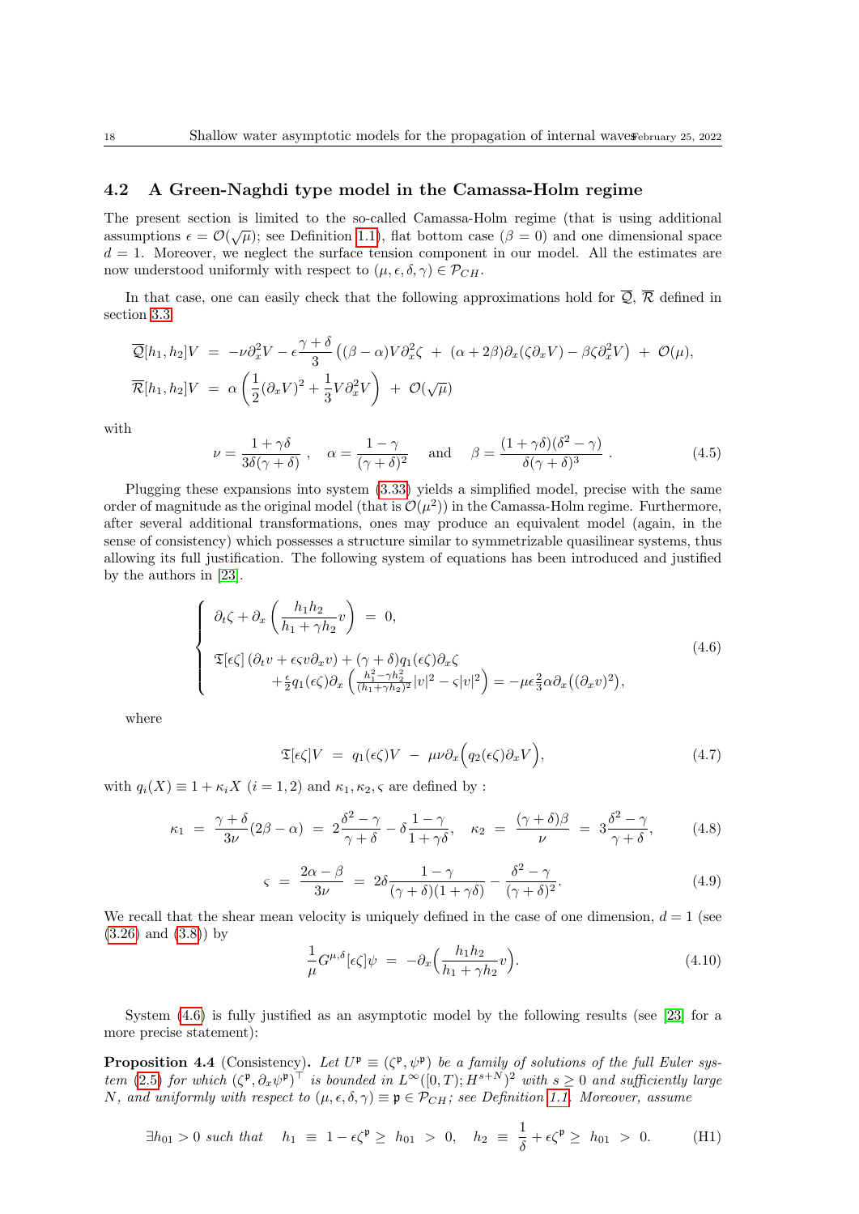## 4.2 A Green-Naghdi type model in the Camassa-Holm regime

The present section is limited to the so-called Camassa-Holm regime (that is using additional assumptions $\epsilon = \mathcal{O}(\sqrt{\mu})$; see Definition 1.1), flat bottom case ($\beta = 0$) and one dimensional space $d = 1$. Moreover, we neglect the surface tension component in our model. All the estimates are now understood uniformly with respect to $(\mu, \epsilon, \delta, \gamma) \in \mathcal{P}_{CH}$.

In that case, one can easily check that the following approximations hold for $\overline{\mathcal{Q}}$, $\overline{\mathcal{R}}$ defined in section 3.3

$$
\begin{aligned}
\overline{\mathcal{Q}}[h_1, h_2]V &= -\nu \partial_x^2 V - \epsilon \frac{\gamma + \delta}{3} \left( (\beta - \alpha) V \partial_x^2 \zeta \ + \ (\alpha + 2\beta) \partial_x (\zeta \partial_x V) - \beta \zeta \partial_x^2 V \right) \ + \ \mathcal{O}(\mu), \\
\overline{\mathcal{R}}[h_1, h_2]V &= \alpha \left( \frac{1}{2} (\partial_x V)^2 + \frac{1}{3} V \partial_x^2 V \right) \ + \ \mathcal{O}(\sqrt{\mu})
\end{aligned}
$$

with

$$
\nu = \frac{1 + \gamma\delta}{3\delta(\gamma + \delta)}, \quad \alpha = \frac{1 - \gamma}{(\gamma + \delta)^2} \quad \text{and} \quad \beta = \frac{(1 + \gamma\delta)(\delta^2 - \gamma)}{\delta(\gamma + \delta)^3}. \tag{4.5}
$$

Plugging these expansions into system (3.33) yields a simplified model, precise with the same order of magnitude as the original model (that is $\mathcal{O}(\mu^2)$) in the Camassa-Holm regime. Furthermore, after several additional transformations, ones may produce an equivalent model (again, in the sense of consistency) which possesses a structure similar to symmetrizable quasilinear systems, thus allowing its full justification. The following system of equations has been introduced and justified by the authors in [23].

$$
\left\{
\begin{array}{l}
\partial_t \zeta + \partial_x \left( \dfrac{h_1 h_2}{h_1 + \gamma h_2} v \right) \ = \ 0, \\[2ex]
\mathfrak{T}[\epsilon\zeta] \left( \partial_t v + \epsilon\varsigma v \partial_x v \right) + (\gamma + \delta) q_1(\epsilon\zeta) \partial_x \zeta \\
\qquad + \frac{\epsilon}{2} q_1(\epsilon\zeta) \partial_x \left( \frac{h_1^2 - \gamma h_2^2}{(h_1 + \gamma h_2)^2} |v|^2 - \varsigma |v|^2 \right) = -\mu\epsilon \frac{2}{3} \alpha \partial_x \big( (\partial_x v)^2 \big),
\end{array}
\right. \tag{4.6}
$$

where

$$
\mathfrak{T}[\epsilon\zeta]V \ = \ q_1(\epsilon\zeta)V \ - \ \mu\nu \partial_x \Big( q_2(\epsilon\zeta) \partial_x V \Big), \tag{4.7}
$$

with $q_i(X) \equiv 1 + \kappa_i X$ $(i = 1, 2)$ and $\kappa_1, \kappa_2, \varsigma$ are defined by :

$$
\kappa_1 \ = \ \frac{\gamma + \delta}{3\nu}(2\beta - \alpha) \ = \ 2\frac{\delta^2 - \gamma}{\gamma + \delta} - \delta\frac{1 - \gamma}{1 + \gamma\delta}, \quad \kappa_2 \ = \ \frac{(\gamma + \delta)\beta}{\nu} \ = \ 3\frac{\delta^2 - \gamma}{\gamma + \delta}, \tag{4.8}
$$

$$
\varsigma \ = \ \frac{2\alpha - \beta}{3\nu} \ = \ 2\delta\frac{1 - \gamma}{(\gamma + \delta)(1 + \gamma\delta)} - \frac{\delta^2 - \gamma}{(\gamma + \delta)^2}. \tag{4.9}
$$

We recall that the shear mean velocity is uniquely defined in the case of one dimension, $d = 1$ (see (3.26) and (3.8)) by

$$
\frac{1}{\mu} G^{\mu,\delta}[\epsilon\zeta]\psi \ = \ -\partial_x \Big( \frac{h_1 h_2}{h_1 + \gamma h_2} v \Big). \tag{4.10}
$$

System (4.6) is fully justified as an asymptotic model by the following results (see [23] for a more precise statement):

**Proposition 4.4** (Consistency). *Let $U^{\mathfrak{p}} \equiv (\zeta^{\mathfrak{p}}, \psi^{\mathfrak{p}})$ be a family of solutions of the full Euler system (2.5) for which $(\zeta^{\mathfrak{p}}, \partial_x \psi^{\mathfrak{p}})^\top$ is bounded in $L^\infty([0, T); H^{s+N})^2$ with $s \geq 0$ and sufficiently large $N$, and uniformly with respect to $(\mu, \epsilon, \delta, \gamma) \equiv \mathfrak{p} \in \mathcal{P}_{CH}$; see Definition 1.1. Moreover, assume*

$$
\exists h_{01} > 0 \text{ such that } \quad h_1 \ \equiv \ 1 - \epsilon\zeta^{\mathfrak{p}} \geq \ h_{01} \ > \ 0, \quad h_2 \ \equiv \ \frac{1}{\delta} + \epsilon\zeta^{\mathfrak{p}} \geq \ h_{01} \ > \ 0. \tag{H1}
$$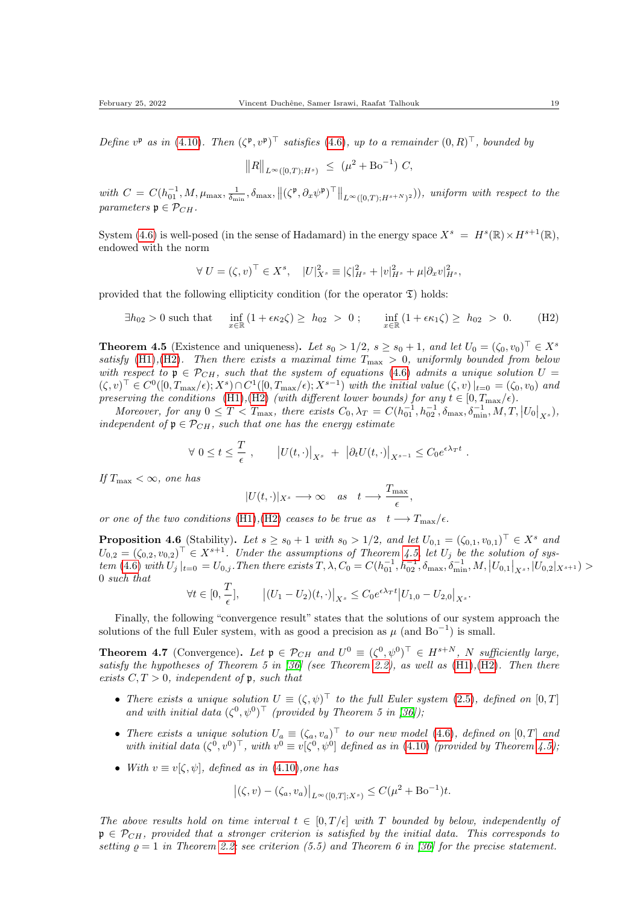*Define $v^{\mathfrak{p}}$ as in (4.10). Then $(\zeta^{\mathfrak{p}}, v^{\mathfrak{p}})^\top$ satisfies (4.6), up to a remainder $(0,R)^\top$, bounded by*

$$\big\|R\big\|_{L^\infty([0,T);H^s)} \ \leq\ (\mu^2 + \mathrm{Bo}^{-1})\ C,$$

*with $C = C(h_{01}^{-1}, M, \mu_{\max}, \frac{1}{\delta_{\min}}, \delta_{\max}, \big\|(\zeta^{\mathfrak{p}}, \partial_x \psi^{\mathfrak{p}})^\top\big\|_{L^\infty([0,T);H^{s+N})^2}))$, uniform with respect to the parameters $\mathfrak{p} \in \mathcal{P}_{CH}$.*

System (4.6) is well-posed (in the sense of Hadamard) in the energy space $X^s = H^s(\mathbb{R}) \times H^{s+1}(\mathbb{R})$, endowed with the norm

$$\forall\ U = (\zeta, v)^\top \in X^s, \quad |U|^2_{X^s} \equiv |\zeta|^2_{H^s} + |v|^2_{H^s} + \mu|\partial_x v|^2_{H^s},$$

provided that the following ellipticity condition (for the operator $\mathfrak{T}$) holds:

$$\exists h_{02} > 0 \text{ such that } \quad \inf_{x\in\mathbb{R}} (1 + \epsilon\kappa_2\zeta) \geq\ h_{02}\ >\ 0\ ; \qquad \inf_{x\in\mathbb{R}} (1 + \epsilon\kappa_1\zeta) \geq\ h_{02}\ >\ 0. \tag{H2}$$

**Theorem 4.5** (Existence and uniqueness). *Let $s_0 > 1/2$, $s \geq s_0 + 1$, and let $U_0 = (\zeta_0, v_0)^\top \in X^s$ satisfy (H1),(H2). Then there exists a maximal time $T_{\max} > 0$, uniformly bounded from below with respect to $\mathfrak{p} \in \mathcal{P}_{CH}$, such that the system of equations (4.6) admits a unique solution $U = (\zeta, v)^\top \in C^0([0, T_{\max}/\epsilon); X^s) \cap C^1([0, T_{\max}/\epsilon); X^{s-1})$ with the initial value $(\zeta, v)\,|_{t=0} = (\zeta_0, v_0)$ and preserving the conditions (H1),(H2) (with different lower bounds) for any $t \in [0, T_{\max}/\epsilon)$.*

*Moreover, for any $0 \leq T < T_{\max}$, there exists $C_0, \lambda_T = C(h_{01}^{-1}, h_{02}^{-1}, \delta_{\max}, \delta_{\min}^{-1}, M, T, \big|U_0\big|_{X^s})$, independent of $\mathfrak{p} \in \mathcal{P}_{CH}$, such that one has the energy estimate*

$$\forall\ 0 \leq t \leq \frac{T}{\epsilon}\ , \qquad \big|U(t, \cdot)\big|_{X^s}\ +\ \big|\partial_t U(t, \cdot)\big|_{X^{s-1}} \leq C_0 e^{\epsilon\lambda_T t}\ .$$

*If $T_{\max} < \infty$, one has*

$$|U(t, \cdot)|_{X^s} \longrightarrow \infty \quad \text{as} \quad t \longrightarrow \frac{T_{\max}}{\epsilon},$$

*or one of the two conditions (H1),(H2) ceases to be true as $\ t \longrightarrow T_{\max}/\epsilon$.*

**Proposition 4.6** (Stability). *Let $s \geq s_0 + 1$ with $s_0 > 1/2$, and let $U_{0,1} = (\zeta_{0,1}, v_{0,1})^\top \in X^s$ and $U_{0,2} = (\zeta_{0,2}, v_{0,2})^\top \in X^{s+1}$. Under the assumptions of Theorem 4.5, let $U_j$ be the solution of system (4.6) with $U_j\,|_{t=0} = U_{0,j}$. Then there exists $T, \lambda, C_0 = C(h_{01}^{-1}, h_{02}^{-1}, \delta_{\max}, \delta_{\min}^{-1}, M, \big|U_{0,1}\big|_{X^s}, |U_{0,2}|_{X^{s+1}}) > 0$ such that*

$$\forall t \in [0, \frac{T}{\epsilon}], \qquad \big|(U_1 - U_2)(t, \cdot)\big|_{X^s} \leq C_0 e^{\epsilon\lambda_T t}\big|U_{1,0} - U_{2,0}\big|_{X^s}.$$

Finally, the following "convergence result" states that the solutions of our system approach the solutions of the full Euler system, with as good a precision as $\mu$ (and $\mathrm{Bo}^{-1}$) is small.

**Theorem 4.7** (Convergence). *Let $\mathfrak{p} \in \mathcal{P}_{CH}$ and $U^0 \equiv (\zeta^0, \psi^0)^\top \in H^{s+N}$, $N$ sufficiently large, satisfy the hypotheses of Theorem 5 in [36] (see Theorem 2.2), as well as (H1),(H2). Then there exists $C, T > 0$, independent of $\mathfrak{p}$, such that*

- *There exists a unique solution $U \equiv (\zeta, \psi)^\top$ to the full Euler system (2.5), defined on $[0, T]$ and with initial data $(\zeta^0, \psi^0)^\top$ (provided by Theorem 5 in [36]);*
- *There exists a unique solution $U_a \equiv (\zeta_a, v_a)^\top$ to our new model (4.6), defined on $[0, T]$ and with initial data $(\zeta^0, v^0)^\top$, with $v^0 \equiv v[\zeta^0, \psi^0]$ defined as in (4.10) (provided by Theorem 4.5);*
- *With $v \equiv v[\zeta, \psi]$, defined as in (4.10), one has*

$$\big|(\zeta, v) - (\zeta_a, v_a)\big|_{L^\infty([0,T];X^s)} \leq C(\mu^2 + \mathrm{Bo}^{-1})t.$$

*The above results hold on time interval $t \in [0, T/\epsilon]$ with $T$ bounded by below, independently of $\mathfrak{p} \in \mathcal{P}_{CH}$, provided that a stronger criterion is satisfied by the initial data. This corresponds to setting $\varrho = 1$ in Theorem 2.2; see criterion (5.5) and Theorem 6 in [36] for the precise statement.*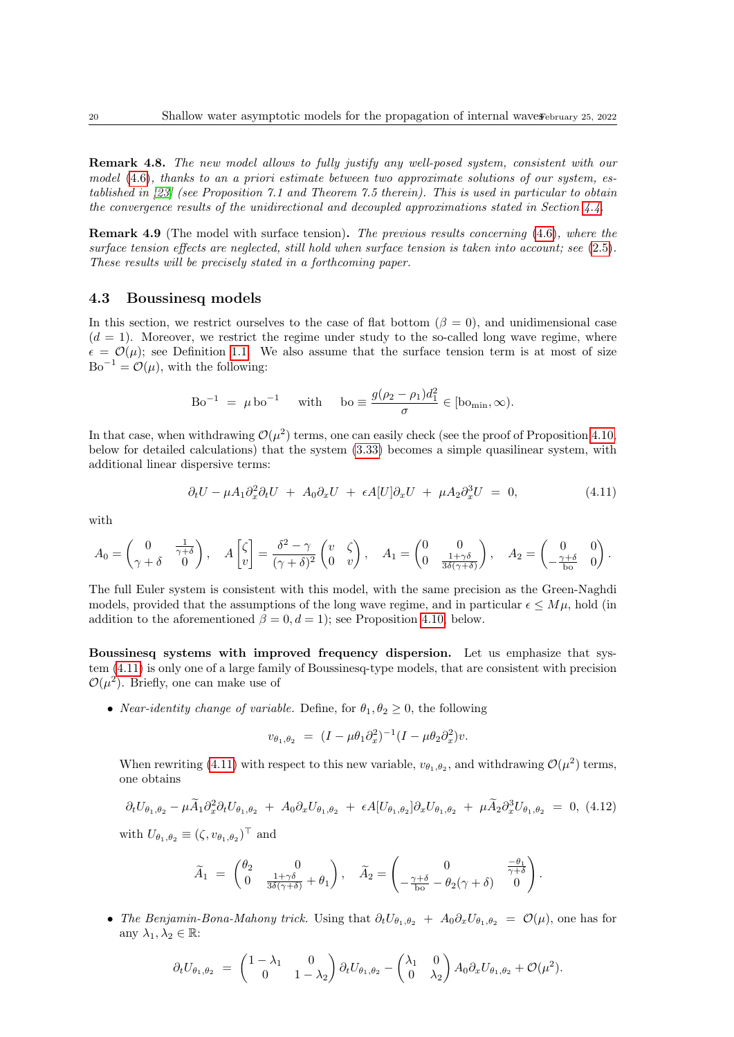**Remark 4.8.** *The new model allows to fully justify any well-posed system, consistent with our model (4.6), thanks to an a priori estimate between two approximate solutions of our system, established in [23] (see Proposition 7.1 and Theorem 7.5 therein). This is used in particular to obtain the convergence results of the unidirectional and decoupled approximations stated in Section 4.4.*

**Remark 4.9** (The model with surface tension)**.** *The previous results concerning (4.6), where the surface tension effects are neglected, still hold when surface tension is taken into account; see (2.5). These results will be precisely stated in a forthcoming paper.*

### 4.3 Boussinesq models

In this section, we restrict ourselves to the case of flat bottom ($\beta = 0$), and unidimensional case ($d = 1$). Moreover, we restrict the regime under study to the so-called long wave regime, where $\epsilon = \mathcal{O}(\mu)$; see Definition 1.1. We also assume that the surface tension term is at most of size $\mathrm{Bo}^{-1} = \mathcal{O}(\mu)$, with the following:

$$\mathrm{Bo}^{-1} \ = \ \mu\, \mathrm{bo}^{-1} \quad \text{ with } \quad \mathrm{bo} \equiv \frac{g(\rho_2-\rho_1)d_1^2}{\sigma} \in [\mathrm{bo}_{\min}, \infty).$$

In that case, when withdrawing $\mathcal{O}(\mu^2)$ terms, one can easily check (see the proof of Proposition 4.10, below for detailed calculations) that the system (3.33) becomes a simple quasilinear system, with additional linear dispersive terms:

$$\partial_t U - \mu A_1 \partial_x^2 \partial_t U \ + \ A_0 \partial_x U \ + \ \epsilon A[U] \partial_x U \ + \ \mu A_2 \partial_x^3 U \ = \ 0, \tag{4.11}$$

with

$$A_0 = \begin{pmatrix} 0 & \frac{1}{\gamma+\delta} \\ \gamma+\delta & 0 \end{pmatrix}, \quad A\begin{bmatrix} \zeta \\ v \end{bmatrix} = \frac{\delta^2-\gamma}{(\gamma+\delta)^2}\begin{pmatrix} v & \zeta \\ 0 & v \end{pmatrix}, \quad A_1 = \begin{pmatrix} 0 & 0 \\ 0 & \frac{1+\gamma\delta}{3\delta(\gamma+\delta)} \end{pmatrix}, \quad A_2 = \begin{pmatrix} 0 & 0 \\ -\frac{\gamma+\delta}{\mathrm{bo}} & 0 \end{pmatrix}.$$

The full Euler system is consistent with this model, with the same precision as the Green-Naghdi models, provided that the assumptions of the long wave regime, and in particular $\epsilon \leq M\mu$, hold (in addition to the aforementioned $\beta = 0, d = 1$); see Proposition 4.10, below.

**Boussinesq systems with improved frequency dispersion.** Let us emphasize that system (4.11) is only one of a large family of Boussinesq-type models, that are consistent with precision $\mathcal{O}(\mu^2)$. Briefly, one can make use of

- *Near-identity change of variable.* Define, for $\theta_1, \theta_2 \geq 0$, the following

$$v_{\theta_1,\theta_2} \ = \ (I - \mu\theta_1\partial_x^2)^{-1}(I - \mu\theta_2\partial_x^2)v.$$

  When rewriting (4.11) with respect to this new variable, $v_{\theta_1,\theta_2}$, and withdrawing $\mathcal{O}(\mu^2)$ terms, one obtains

$$\partial_t U_{\theta_1,\theta_2} - \mu \widetilde{A}_1 \partial_x^2 \partial_t U_{\theta_1,\theta_2} \ + \ A_0 \partial_x U_{\theta_1,\theta_2} \ + \ \epsilon A[U_{\theta_1,\theta_2}] \partial_x U_{\theta_1,\theta_2} \ + \ \mu \widetilde{A}_2 \partial_x^3 U_{\theta_1,\theta_2} \ = \ 0, \tag{4.12}$$

  with $U_{\theta_1,\theta_2} \equiv (\zeta, v_{\theta_1,\theta_2})^\top$ and

$$\widetilde{A}_1 \ = \ \begin{pmatrix} \theta_2 & 0 \\ 0 & \frac{1+\gamma\delta}{3\delta(\gamma+\delta)} + \theta_1 \end{pmatrix}, \quad \widetilde{A}_2 = \begin{pmatrix} 0 & \frac{-\theta_1}{\gamma+\delta} \\ -\frac{\gamma+\delta}{\mathrm{bo}} - \theta_2(\gamma+\delta) & 0 \end{pmatrix}.$$

- *The Benjamin-Bona-Mahony trick.* Using that $\partial_t U_{\theta_1,\theta_2} \ + \ A_0 \partial_x U_{\theta_1,\theta_2} \ = \ \mathcal{O}(\mu)$, one has for any $\lambda_1, \lambda_2 \in \mathbb{R}$:

$$\partial_t U_{\theta_1,\theta_2} \ = \ \begin{pmatrix} 1-\lambda_1 & 0 \\ 0 & 1-\lambda_2 \end{pmatrix} \partial_t U_{\theta_1,\theta_2} - \begin{pmatrix} \lambda_1 & 0 \\ 0 & \lambda_2 \end{pmatrix} A_0 \partial_x U_{\theta_1,\theta_2} + \mathcal{O}(\mu^2).$$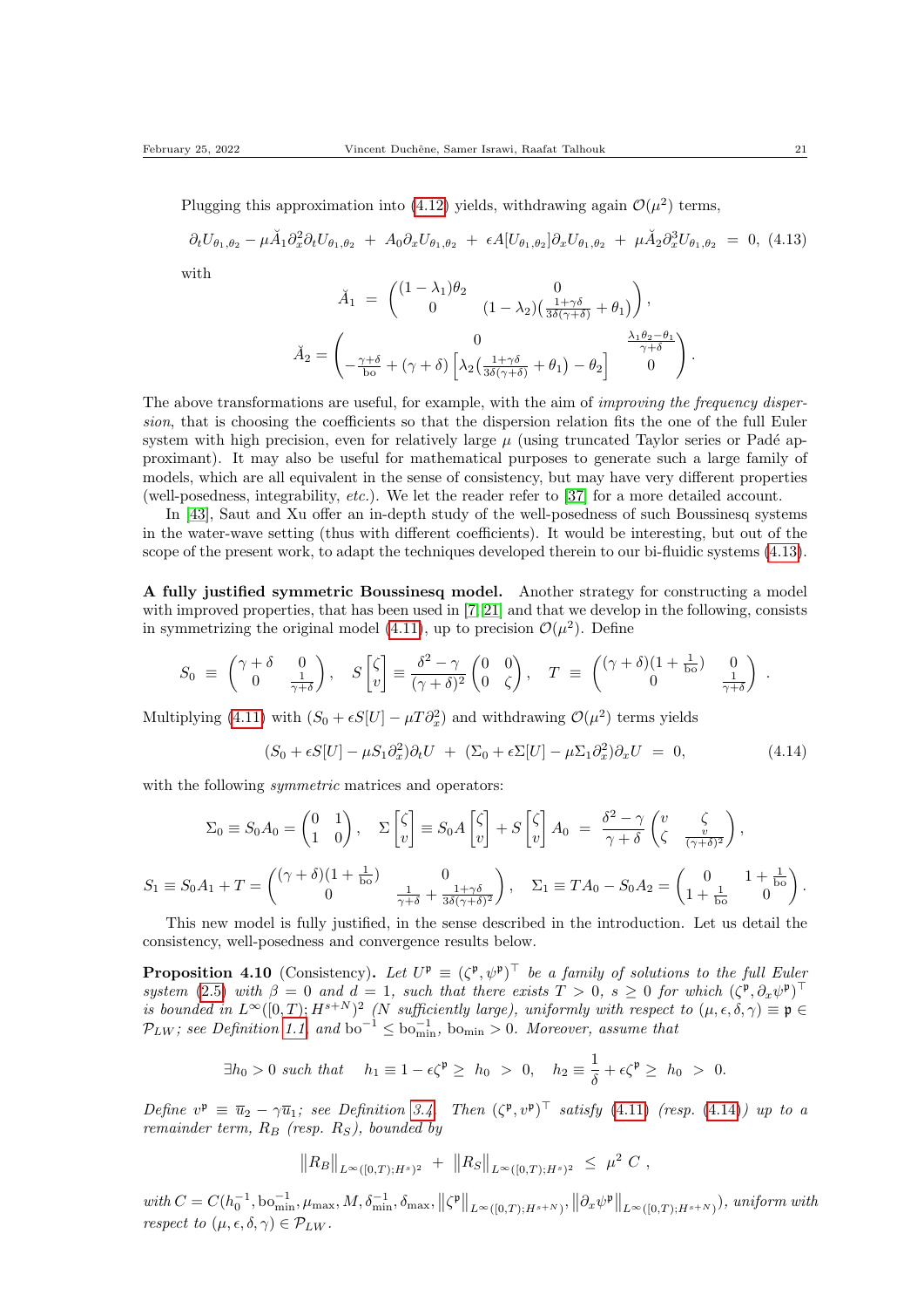Plugging this approximation into (4.12) yields, withdrawing again $\mathcal{O}(\mu^2)$ terms,

$$\partial_t U_{\theta_1,\theta_2} - \mu \breve{A}_1 \partial_x^2 \partial_t U_{\theta_1,\theta_2} \ + \ A_0 \partial_x U_{\theta_1,\theta_2} \ + \ \epsilon A[U_{\theta_1,\theta_2}] \partial_x U_{\theta_1,\theta_2} \ + \ \mu \breve{A}_2 \partial_x^3 U_{\theta_1,\theta_2} \ = \ 0, \quad (4.13)$$

with

$$\breve{A}_1 \ = \ \begin{pmatrix} (1-\lambda_1)\theta_2 & 0 \\ 0 & (1-\lambda_2)\big(\frac{1+\gamma\delta}{3\delta(\gamma+\delta)} + \theta_1\big) \end{pmatrix},$$

$$\breve{A}_2 = \begin{pmatrix} 0 & \frac{\lambda_1\theta_2 - \theta_1}{\gamma+\delta} \\ -\frac{\gamma+\delta}{\mathrm{bo}} + (\gamma+\delta)\Big[\lambda_2\big(\frac{1+\gamma\delta}{3\delta(\gamma+\delta)} + \theta_1\big) - \theta_2\Big] & 0 \end{pmatrix}.$$

The above transformations are useful, for example, with the aim of *improving the frequency dispersion*, that is choosing the coefficients so that the dispersion relation fits the one of the full Euler system with high precision, even for relatively large $\mu$ (using truncated Taylor series or Padé approximant). It may also be useful for mathematical purposes to generate such a large family of models, which are all equivalent in the sense of consistency, but may have very different properties (well-posedness, integrability, *etc.*). We let the reader refer to [37] for a more detailed account.

In [43], Saut and Xu offer an in-depth study of the well-posedness of such Boussinesq systems in the water-wave setting (thus with different coefficients). It would be interesting, but out of the scope of the present work, to adapt the techniques developed therein to our bi-fluidic systems (4.13).

**A fully justified symmetric Boussinesq model.** Another strategy for constructing a model with improved properties, that has been used in [7, 21] and that we develop in the following, consists in symmetrizing the original model (4.11), up to precision $\mathcal{O}(\mu^2)$. Define

$$S_0 \ \equiv \ \begin{pmatrix} \gamma+\delta & 0 \\ 0 & \frac{1}{\gamma+\delta} \end{pmatrix}, \quad S\begin{bmatrix} \zeta \\ v \end{bmatrix} \equiv \frac{\delta^2-\gamma}{(\gamma+\delta)^2}\begin{pmatrix} 0 & 0 \\ 0 & \zeta \end{pmatrix}, \quad T \ \equiv \ \begin{pmatrix} (\gamma+\delta)(1+\frac{1}{\mathrm{bo}}) & 0 \\ 0 & \frac{1}{\gamma+\delta} \end{pmatrix} \ .$$

Multiplying (4.11) with $(S_0 + \epsilon S[U] - \mu T\partial_x^2)$ and withdrawing $\mathcal{O}(\mu^2)$ terms yields

$$(S_0 + \epsilon S[U] - \mu S_1 \partial_x^2)\partial_t U \ + \ (\Sigma_0 + \epsilon\Sigma[U] - \mu\Sigma_1\partial_x^2)\partial_x U \ = \ 0, \quad (4.14)$$

with the following *symmetric* matrices and operators:

$$\Sigma_0 \equiv S_0 A_0 = \begin{pmatrix} 0 & 1 \\ 1 & 0 \end{pmatrix}, \quad \Sigma\begin{bmatrix} \zeta \\ v \end{bmatrix} \equiv S_0 A\begin{bmatrix} \zeta \\ v \end{bmatrix} + S\begin{bmatrix} \zeta \\ v \end{bmatrix} A_0 \ = \ \frac{\delta^2-\gamma}{\gamma+\delta}\begin{pmatrix} v & \zeta \\ \zeta & \frac{v}{(\gamma+\delta)^2} \end{pmatrix},$$

$$S_1 \equiv S_0 A_1 + T = \begin{pmatrix} (\gamma+\delta)(1+\frac{1}{\mathrm{bo}}) & 0 \\ 0 & \frac{1}{\gamma+\delta} + \frac{1+\gamma\delta}{3\delta(\gamma+\delta)^2} \end{pmatrix}, \quad \Sigma_1 \equiv TA_0 - S_0 A_2 = \begin{pmatrix} 0 & 1+\frac{1}{\mathrm{bo}} \\ 1+\frac{1}{\mathrm{bo}} & 0 \end{pmatrix}.$$

This new model is fully justified, in the sense described in the introduction. Let us detail the consistency, well-posedness and convergence results below.

**Proposition 4.10** (Consistency)**.** *Let $U^{\mathfrak{p}} \equiv (\zeta^{\mathfrak{p}}, \psi^{\mathfrak{p}})^\top$ be a family of solutions to the full Euler system (2.5) with $\beta = 0$ and $d = 1$, such that there exists $T > 0$, $s \geq 0$ for which $(\zeta^{\mathfrak{p}}, \partial_x\psi^{\mathfrak{p}})^\top$ is bounded in $L^\infty([0,T); H^{s+N})^2$ ($N$ sufficiently large), uniformly with respect to $(\mu,\epsilon,\delta,\gamma) \equiv \mathfrak{p} \in \mathcal{P}_{LW}$; see Definition 1.1, and $\mathrm{bo}^{-1} \leq \mathrm{bo}_{\min}^{-1}$, $\mathrm{bo}_{\min} > 0$. Moreover, assume that*

$$\exists h_0 > 0 \text{ such that } \quad h_1 \equiv 1 - \epsilon\zeta^{\mathfrak{p}} \geq \ h_0 \ > \ 0, \quad h_2 \equiv \frac{1}{\delta} + \epsilon\zeta^{\mathfrak{p}} \geq \ h_0 \ > \ 0.$$

*Define $v^{\mathfrak{p}} \equiv \overline{u}_2 - \gamma\overline{u}_1$; see Definition 3.4. Then $(\zeta^{\mathfrak{p}}, v^{\mathfrak{p}})^\top$ satisfy (4.11) (resp. (4.14)) up to a remainder term, $R_B$ (resp. $R_S$), bounded by*

$$\big\|R_B\big\|_{L^\infty([0,T);H^s)^2} \ + \ \big\|R_S\big\|_{L^\infty([0,T);H^s)^2} \ \leq \ \mu^2 \ C \ ,$$

*with $C = C(h_0^{-1}, \mathrm{bo}_{\min}^{-1}, \mu_{\max}, M, \delta_{\min}^{-1}, \delta_{\max}, \big\|\zeta^{\mathfrak{p}}\big\|_{L^\infty([0,T);H^{s+N})}, \big\|\partial_x\psi^{\mathfrak{p}}\big\|_{L^\infty([0,T);H^{s+N})})$, uniform with respect to $(\mu,\epsilon,\delta,\gamma) \in \mathcal{P}_{LW}$.*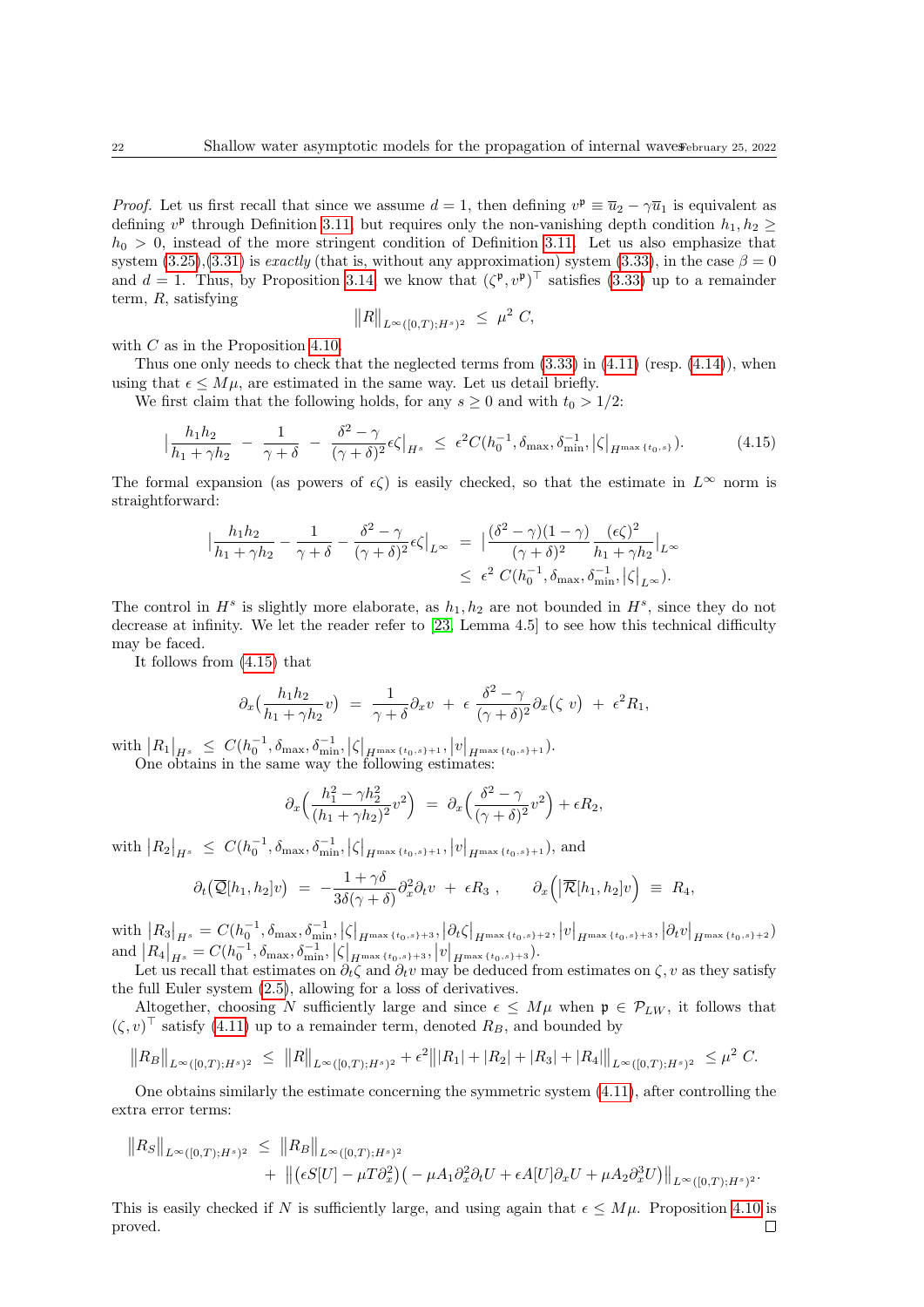*Proof.* Let us first recall that since we assume $d = 1$, then defining $v^{\mathfrak{p}} \equiv \overline{u}_2 - \gamma\overline{u}_1$ is equivalent as defining $v^{\mathfrak{p}}$ through Definition 3.11, but requires only the non-vanishing depth condition $h_1, h_2 \geq h_0 > 0$, instead of the more stringent condition of Definition 3.11. Let us also emphasize that system (3.25),(3.31) is *exactly* (that is, without any approximation) system (3.33), in the case $\beta = 0$ and $d = 1$. Thus, by Proposition 3.14, we know that $(\zeta^{\mathfrak{p}}, v^{\mathfrak{p}})^\top$ satisfies (3.33) up to a remainder term, $R$, satisfying

$$\big\|R\big\|_{L^\infty([0,T);H^s)^2} \ \leq \ \mu^2 \ C,$$

with $C$ as in the Proposition 4.10.

Thus one only needs to check that the neglected terms from (3.33) in (4.11) (resp. (4.14)), when using that $\epsilon \leq M\mu$, are estimated in the same way. Let us detail briefly.

We first claim that the following holds, for any $s \geq 0$ and with $t_0 > 1/2$:

$$\big|\frac{h_1 h_2}{h_1 + \gamma h_2} \ - \ \frac{1}{\gamma + \delta} \ - \ \frac{\delta^2 - \gamma}{(\gamma+\delta)^2}\epsilon\zeta\big|_{H^s} \ \leq \ \epsilon^2 C(h_0^{-1}, \delta_{\max}, \delta_{\min}^{-1}, \big|\zeta\big|_{H^{\max\{t_0,s\}}}). \tag{4.15}$$

The formal expansion (as powers of $\epsilon\zeta$) is easily checked, so that the estimate in $L^\infty$ norm is straightforward:

$$\begin{aligned}
\big|\frac{h_1 h_2}{h_1 + \gamma h_2} - \frac{1}{\gamma + \delta} - \frac{\delta^2 - \gamma}{(\gamma+\delta)^2}\epsilon\zeta\big|_{L^\infty} \ &= \ \big|\frac{(\delta^2-\gamma)(1-\gamma)}{(\gamma+\delta)^2}\frac{(\epsilon\zeta)^2}{h_1 + \gamma h2}\big|_{L^\infty} \\
&\leq \ \epsilon^2 \ C(h_0^{-1}, \delta_{\max}, \delta_{\min}^{-1}, \big|\zeta\big|_{L^\infty}).
\end{aligned}$$

The control in $H^s$ is slightly more elaborate, as $h_1, h_2$ are not bounded in $H^s$, since they do not decrease at infinity. We let the reader refer to [23, Lemma 4.5] to see how this technical difficulty may be faced.

It follows from (4.15) that

$$\partial_x\big(\frac{h_1 h_2}{h_1 + \gamma h_2}v\big) \ = \ \frac{1}{\gamma+\delta}\partial_x v \ + \ \epsilon \ \frac{\delta^2 - \gamma}{(\gamma+\delta)^2}\partial_x\big(\zeta \ v\big) \ + \ \epsilon^2 R_1,$$

with $\big|R_1\big|_{H^s} \ \leq \ C(h_0^{-1}, \delta_{\max}, \delta_{\min}^{-1}, \big|\zeta\big|_{H^{\max\{t_0,s\}+1}}, \big|v\big|_{H^{\max\{t_0,s\}+1}})$.

One obtains in the same way the following estimates:

$$\partial_x\Big(\frac{h_1^2 - \gamma h_2^2}{(h_1+\gamma h_2)^2}v^2\Big) \ = \ \partial_x\Big(\frac{\delta^2-\gamma}{(\gamma+\delta)^2}v^2\Big) + \epsilon R_2,$$

with $\big|R_2\big|_{H^s} \ \leq \ C(h_0^{-1}, \delta_{\max}, \delta_{\min}^{-1}, \big|\zeta\big|_{H^{\max\{t_0,s\}+1}}, \big|v\big|_{H^{\max\{t_0,s\}+1}})$, and

$$\partial_t\big(\overline{\mathcal{Q}}[h_1,h_2]v\big) \ = \ -\frac{1+\gamma\delta}{3\delta(\gamma+\delta)}\partial_x^2\partial_t v \ + \ \epsilon R_3 \ , \qquad \partial_x\Big(\big|\overline{\mathcal{R}}[h_1,h_2]v\Big) \ \equiv \ R_4,$$

with $\big|R_3\big|_{H^s} = C(h_0^{-1}, \delta_{\max}, \delta_{\min}^{-1}, \big|\zeta\big|_{H^{\max\{t_0,s\}+3}}, \big|\partial_t\zeta\big|_{H^{\max\{t_0,s\}+2}}, \big|v\big|_{H^{\max\{t_0,s\}+3}}, \big|\partial_t v\big|_{H^{\max\{t_0,s\}+2}})$ and $\big|R_4\big|_{H^s} = C(h_0^{-1}, \delta_{\max}, \delta_{\min}^{-1}, \big|\zeta\big|_{H^{\max\{t_0,s\}+3}}, \big|v\big|_{H^{\max\{t_0,s\}+3}})$.

Let us recall that estimates on $\partial_t\zeta$ and $\partial_t v$ may be deduced from estimates on $\zeta, v$ as they satisfy the full Euler system (2.5), allowing for a loss of derivatives.

Altogether, choosing $N$ sufficiently large and since $\epsilon \leq M\mu$ when $\mathfrak{p} \in \mathcal{P}_{LW}$, it follows that $(\zeta, v)^\top$ satisfy (4.11) up to a remainder term, denoted $R_B$, and bounded by

$$\big\|R_B\big\|_{L^\infty([0,T);H^s)^2} \ \leq \ \big\|R\big\|_{L^\infty([0,T);H^s)^2} + \epsilon^2\big\||R_1| + |R_2| + |R_3| + |R_4|\big\|_{L^\infty([0,T);H^s)^2} \ \leq \mu^2 \ C.$$

One obtains similarly the estimate concerning the symmetric system (4.11), after controlling the extra error terms:

$$\begin{aligned}
\big\|R_S\big\|_{L^\infty([0,T);H^s)^2} \ \leq \ &\big\|R_B\big\|_{L^\infty([0,T);H^s)^2} \\
&+ \ \big\|\big(\epsilon S[U] - \mu T\partial_x^2\big)\big(-\mu A_1\partial_x^2\partial_t U + \epsilon A[U]\partial_x U + \mu A_2\partial_x^3 U\big)\big\|_{L^\infty([0,T);H^s)^2}.
\end{aligned}$$

This is easily checked if $N$ is sufficiently large, and using again that $\epsilon \leq M\mu$. Proposition 4.10 is proved. ◻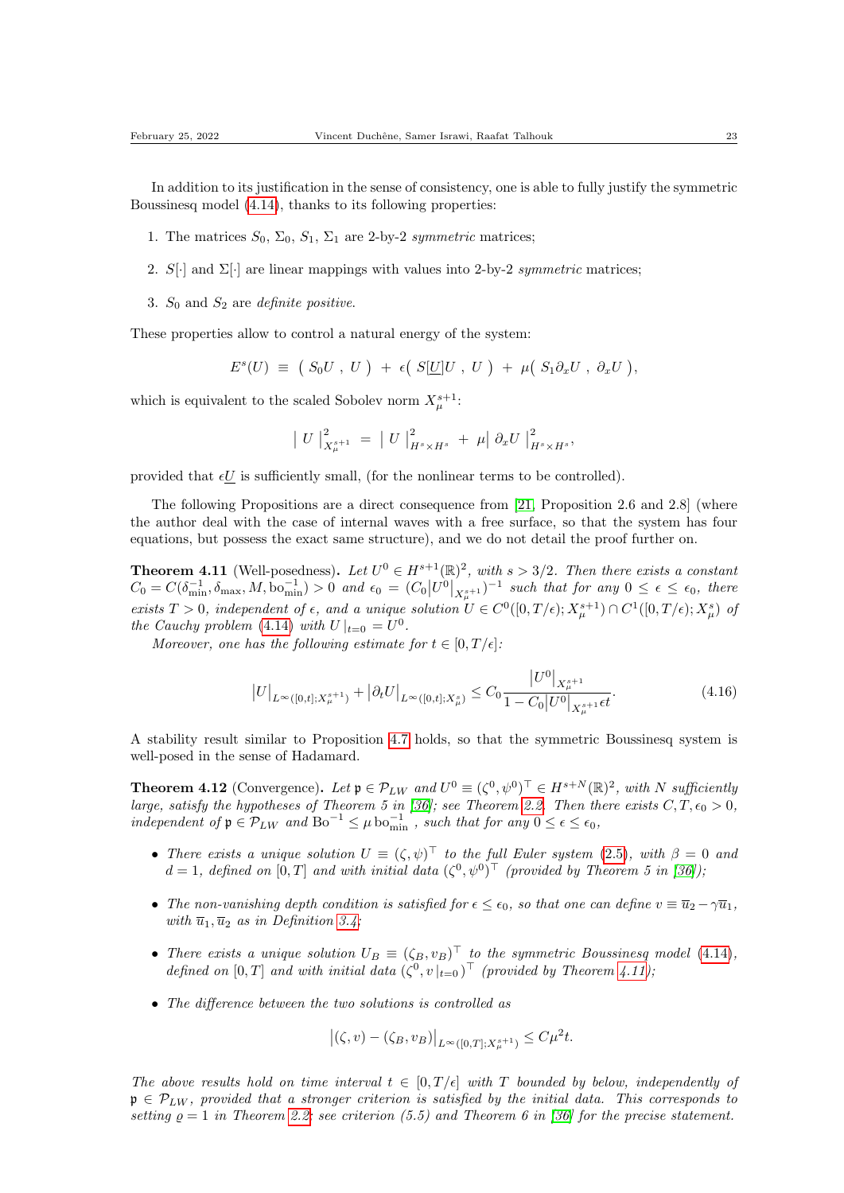In addition to its justification in the sense of consistency, one is able to fully justify the symmetric Boussinesq model (4.14), thanks to its following properties:

1. The matrices $S_0$, $\Sigma_0$, $S_1$, $\Sigma_1$ are 2-by-2 *symmetric* matrices;
2. $S[\cdot]$ and $\Sigma[\cdot]$ are linear mappings with values into 2-by-2 *symmetric* matrices;
3. $S_0$ and $S_2$ are *definite positive*.

These properties allow to control a natural energy of the system:

$$E^s(U) \;\equiv\; \big(\, S_0 U \;,\; U \,\big) \;+\; \epsilon\big(\, S[\underline{U}]U \;,\; U \,\big) \;+\; \mu\big(\, S_1\partial_x U \;,\; \partial_x U \,\big),$$

which is equivalent to the scaled Sobolev norm $X^{s+1}_\mu$:

$$\big|\, U \,\big|^2_{X^{s+1}_\mu} \;=\; \big|\, U \,\big|^2_{H^s\times H^s} \;+\; \mu\big|\, \partial_x U \,\big|^2_{H^s\times H^s},$$

provided that $\epsilon\underline{U}$ is sufficiently small, (for the nonlinear terms to be controlled).

The following Propositions are a direct consequence from [21, Proposition 2.6 and 2.8] (where the author deal with the case of internal waves with a free surface, so that the system has four equations, but possess the exact same structure), and we do not detail the proof further on.

**Theorem 4.11** (Well-posedness)**.** *Let $U^0 \in H^{s+1}(\mathbb{R})^2$, with $s > 3/2$. Then there exists a constant $C_0 = C(\delta_{\min}^{-1}, \delta_{\max}, M, \mathrm{bo}_{\min}^{-1}) > 0$ and $\epsilon_0 = (C_0\big|U^0\big|_{X^{s+1}_\mu})^{-1}$ such that for any $0 \le \epsilon \le \epsilon_0$, there exists $T > 0$, independent of $\epsilon$, and a unique solution $U \in C^0([0,T/\epsilon); X^{s+1}_\mu) \cap C^1([0,T/\epsilon); X^s_\mu)$ of the Cauchy problem (4.14) with $U\,|_{t=0} = U^0$.*

*Moreover, one has the following estimate for $t \in [0,T/\epsilon]$:*

$$\big|U\big|_{L^\infty([0,t];X^{s+1}_\mu)} + \big|\partial_t U\big|_{L^\infty([0,t];X^s_\mu)} \le C_0 \frac{\big|U^0\big|_{X^{s+1}_\mu}}{1 - C_0\big|U^0\big|_{X^{s+1}_\mu}\epsilon t}. \tag{4.16}$$

A stability result similar to Proposition 4.7 holds, so that the symmetric Boussinesq system is well-posed in the sense of Hadamard.

**Theorem 4.12** (Convergence)**.** *Let $\mathfrak{p} \in \mathcal{P}_{LW}$ and $U^0 \equiv (\zeta^0, \psi^0)^\top \in H^{s+N}(\mathbb{R})^2$, with $N$ sufficiently large, satisfy the hypotheses of Theorem 5 in [36]; see Theorem 2.2. Then there exists $C, T, \epsilon_0 > 0$, independent of $\mathfrak{p} \in \mathcal{P}_{LW}$ and $\mathrm{Bo}^{-1} \le \mu\,\mathrm{bo}_{\min}^{-1}$ , such that for any $0 \le \epsilon \le \epsilon_0$,*

- *There exists a unique solution $U \equiv (\zeta, \psi)^\top$ to the full Euler system (2.5), with $\beta = 0$ and $d = 1$, defined on $[0,T]$ and with initial data $(\zeta^0, \psi^0)^\top$ (provided by Theorem 5 in [36]);*
- *The non-vanishing depth condition is satisfied for $\epsilon \le \epsilon_0$, so that one can define $v \equiv \overline{u}_2 - \gamma\overline{u}_1$, with $\overline{u}_1, \overline{u}_2$ as in Definition 3.4;*
- *There exists a unique solution $U_B \equiv (\zeta_B, v_B)^\top$ to the symmetric Boussinesq model (4.14), defined on $[0,T]$ and with initial data $(\zeta^0, v\,|_{t=0})^\top$ (provided by Theorem 4.11);*
- *The difference between the two solutions is controlled as*

$$\big|(\zeta, v) - (\zeta_B, v_B)\big|_{L^\infty([0,T];X^{s+1}_\mu)} \le C\mu^2 t.$$

*The above results hold on time interval $t \in [0,T/\epsilon]$ with $T$ bounded by below, independently of $\mathfrak{p} \in \mathcal{P}_{LW}$, provided that a stronger criterion is satisfied by the initial data. This corresponds to setting $\varrho = 1$ in Theorem 2.2; see criterion (5.5) and Theorem 6 in [36] for the precise statement.*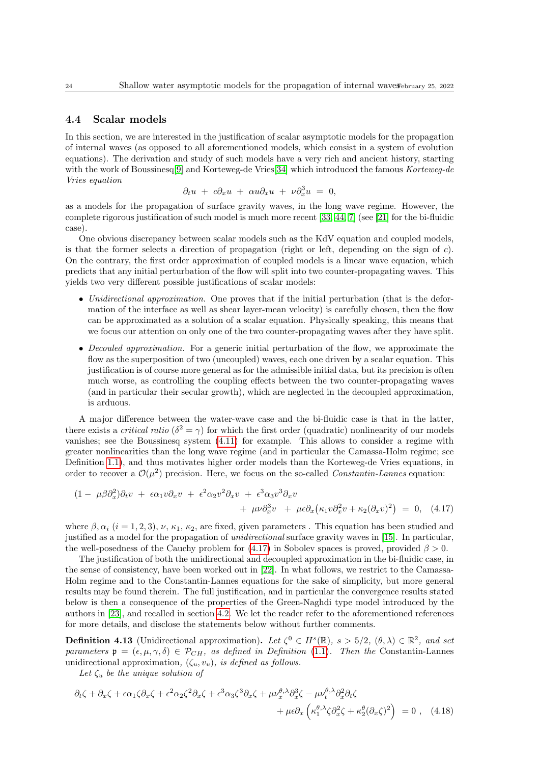### 4.4 Scalar models

In this section, we are interested in the justification of scalar asymptotic models for the propagation of internal waves (as opposed to all aforementioned models, which consist in a system of evolution equations). The derivation and study of such models have a very rich and ancient history, starting with the work of Boussinesq[9] and Korteweg-de Vries[34] which introduced the famous *Korteweg-de Vries equation*

$$\partial_t u \ + \ c\partial_x u \ + \ \alpha u\partial_x u \ + \ \nu\partial_x^3 u \ = \ 0,$$

as a models for the propagation of surface gravity waves, in the long wave regime. However, the complete rigorous justification of such model is much more recent [33, 44, 7] (see [21] for the bi-fluidic case).

One obvious discrepancy between scalar models such as the KdV equation and coupled models, is that the former selects a direction of propagation (right or left, depending on the sign of $c$). On the contrary, the first order approximation of coupled models is a linear wave equation, which predicts that any initial perturbation of the flow will split into two counter-propagating waves. This yields two very different possible justifications of scalar models:

- *Unidirectional approximation.* One proves that if the initial perturbation (that is the deformation of the interface as well as shear layer-mean velocity) is carefully chosen, then the flow can be approximated as a solution of a scalar equation. Physically speaking, this means that we focus our attention on only one of the two counter-propagating waves after they have split.
- *Decouled approximation.* For a generic initial perturbation of the flow, we approximate the flow as the superposition of two (uncoupled) waves, each one driven by a scalar equation. This justification is of course more general as for the admissible initial data, but its precision is often much worse, as controlling the coupling effects between the two counter-propagating waves (and in particular their secular growth), which are neglected in the decoupled approximation, is arduous.

A major difference between the water-wave case and the bi-fluidic case is that in the latter, there exists a *critical ratio* ($\delta^2 = \gamma$) for which the first order (quadratic) nonlinearity of our models vanishes; see the Boussinesq system (4.11) for example. This allows to consider a regime with greater nonlinearities than the long wave regime (and in particular the Camassa-Holm regime; see Definition 1.1), and thus motivates higher order models than the Korteweg-de Vries equations, in order to recover a $\mathcal{O}(\mu^2)$ precision. Here, we focus on the so-called *Constantin-Lannes* equation:

$$(1 - \ \mu\beta\partial_x^2)\partial_t v \ + \ \epsilon\alpha_1 v\partial_x v \ + \ \epsilon^2\alpha_2 v^2\partial_x v \ + \ \epsilon^3\alpha_3 v^3\partial_x v \\ + \ \mu\nu\partial_x^3 v \ + \ \mu\epsilon\partial_x\big(\kappa_1 v\partial_x^2 v + \kappa_2(\partial_x v)^2\big) \ = \ 0, \quad (4.17)$$

where $\beta, \alpha_i$ $(i = 1, 2, 3)$, $\nu$, $\kappa_1$, $\kappa_2$, are fixed, given parameters . This equation has been studied and justified as a model for the propagation of *unidirectional* surface gravity waves in [15]. In particular, the well-posedness of the Cauchy problem for (4.17) in Sobolev spaces is proved, provided $\beta > 0$.

The justification of both the unidirectional and decoupled approximation in the bi-fluidic case, in the sense of consistency, have been worked out in [22]. In what follows, we restrict to the Camassa-Holm regime and to the Constantin-Lannes equations for the sake of simplicity, but more general results may be found therein. The full justification, and in particular the convergence results stated below is then a consequence of the properties of the Green-Naghdi type model introduced by the authors in [23], and recalled in section 4.2. We let the reader refer to the aforementioned references for more details, and disclose the statements below without further comments.

**Definition 4.13** (Unidirectional approximation)**.** *Let $\zeta^0 \in H^s(\mathbb{R})$, $s > 5/2$, $(\theta, \lambda) \in \mathbb{R}^2$, and set parameters $\mathfrak{p} = (\epsilon, \mu, \gamma, \delta) \in \mathcal{P}_{CH}$, as defined in Definition (1.1). Then the* Constantin-Lannes *unidirectional approximation, $(\zeta_u, v_u)$, is defined as follows.*

*Let $\zeta_u$ be the unique solution of*

$$\partial_t\zeta + \partial_x\zeta + \epsilon\alpha_1\zeta\partial_x\zeta + \epsilon^2\alpha_2\zeta^2\partial_x\zeta + \epsilon^3\alpha_3\zeta^3\partial_x\zeta + \mu\nu_x^{\theta,\lambda}\partial_x^3\zeta - \mu\nu_t^{\theta,\lambda}\partial_x^2\partial_t\zeta \\ + \mu\epsilon\partial_x\left(\kappa_1^{\theta,\lambda}\zeta\partial_x^2\zeta + \kappa_2^{\theta}(\partial_x\zeta)^2\right) \ = 0 \ , \quad (4.18)$$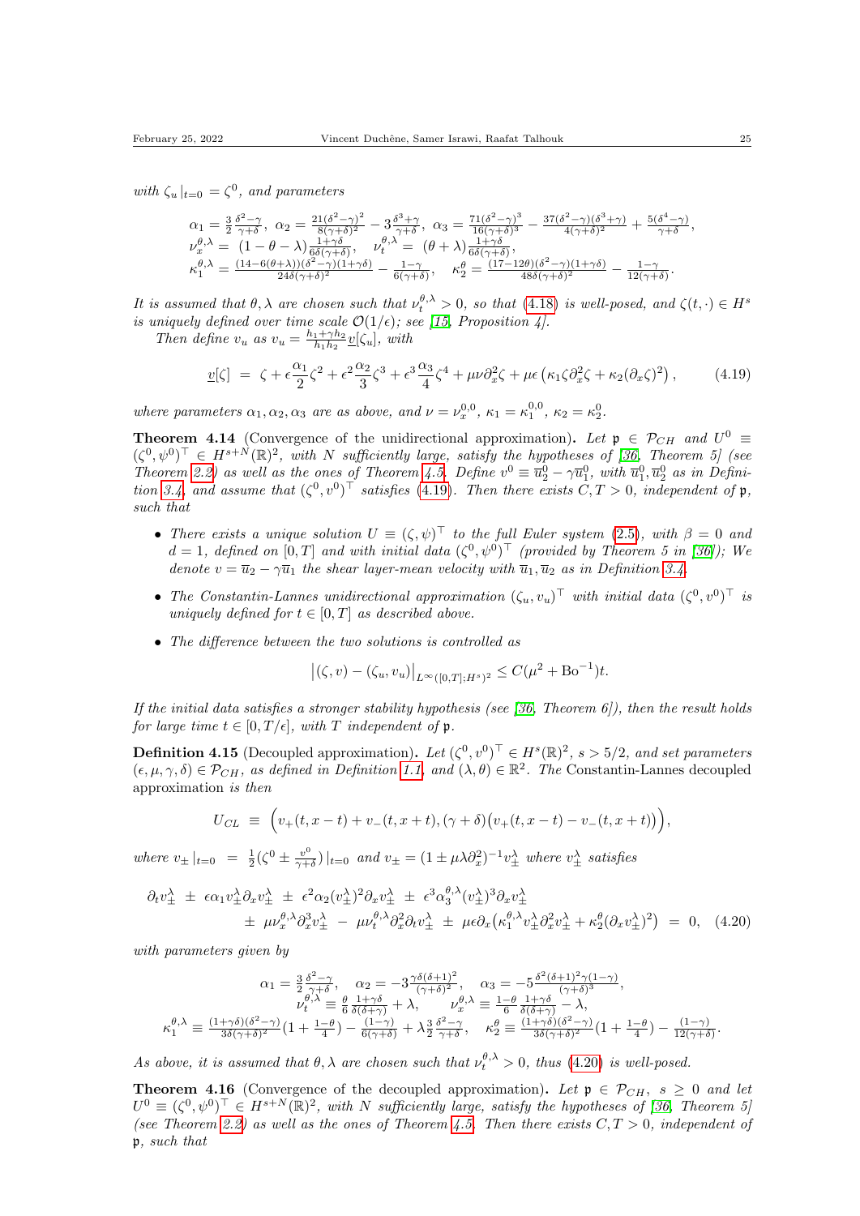*with* $\zeta_u\,|_{t=0} = \zeta^0$*, and parameters*

$$\alpha_1 = \tfrac{3}{2}\tfrac{\delta^2-\gamma}{\gamma+\delta},\ \alpha_2 = \tfrac{21(\delta^2-\gamma)^2}{8(\gamma+\delta)^2} - 3\tfrac{\delta^3+\gamma}{\gamma+\delta},\ \alpha_3 = \tfrac{71(\delta^2-\gamma)^3}{16(\gamma+\delta)^3} - \tfrac{37(\delta^2-\gamma)(\delta^3+\gamma)}{4(\gamma+\delta)^2} + \tfrac{5(\delta^4-\gamma)}{\gamma+\delta},$$
$$\nu_x^{\theta,\lambda} = \ (1-\theta-\lambda)\tfrac{1+\gamma\delta}{6\delta(\gamma+\delta)}, \quad \nu_t^{\theta,\lambda} = \ (\theta+\lambda)\tfrac{1+\gamma\delta}{6\delta(\gamma+\delta)},$$
$$\kappa_1^{\theta,\lambda} = \tfrac{(14-6(\theta+\lambda))(\delta^2-\gamma)(1+\gamma\delta)}{24\delta(\gamma+\delta)^2} - \tfrac{1-\gamma}{6(\gamma+\delta)}, \quad \kappa_2^{\theta} = \tfrac{(17-12\theta)(\delta^2-\gamma)(1+\gamma\delta)}{48\delta(\gamma+\delta)^2} - \tfrac{1-\gamma}{12(\gamma+\delta)}.$$

*It is assumed that* $\theta,\lambda$ *are chosen such that* $\nu_t^{\theta,\lambda} > 0$*, so that (4.18) is well-posed, and* $\zeta(t,\cdot) \in H^s$ *is uniquely defined over time scale* $\mathcal{O}(1/\epsilon)$*; see [15, Proposition 4].*

Then define $v_u$ as $v_u = \frac{h_1+\gamma h_2}{h_1 h_2}\underline{v}[\zeta_u]$, with

$$\underline{v}[\zeta] \ = \ \zeta + \epsilon\frac{\alpha_1}{2}\zeta^2 + \epsilon^2\frac{\alpha_2}{3}\zeta^3 + \epsilon^3\frac{\alpha_3}{4}\zeta^4 + \mu\nu\partial_x^2\zeta + \mu\epsilon\left(\kappa_1\zeta\partial_x^2\zeta + \kappa_2(\partial_x\zeta)^2\right), \tag{4.19}$$

*where parameters* $\alpha_1, \alpha_2, \alpha_3$ *are as above, and* $\nu = \nu_x^{0,0}$*,* $\kappa_1 = \kappa_1^{0,0}$*,* $\kappa_2 = \kappa_2^0$*.*

**Theorem 4.14** (Convergence of the unidirectional approximation)**.** *Let* $\mathfrak{p} \in \mathcal{P}_{CH}$ *and* $U^0 \equiv (\zeta^0,\psi^0)^\top \in H^{s+N}(\mathbb{R})^2$*, with* $N$ *sufficiently large, satisfy the hypotheses of [36, Theorem 5] (see Theorem 2.2) as well as the ones of Theorem 4.5. Define* $v^0 \equiv \overline{u}_2^0 - \gamma\overline{u}_1^0$*, with* $\overline{u}_1^0, \overline{u}_2^0$ *as in Definition 3.4, and assume that* $(\zeta^0, v^0)^\top$ *satisfies (4.19). Then there exists* $C, T > 0$*, independent of* $\mathfrak{p}$*, such that*

- *There exists a unique solution* $U \equiv (\zeta,\psi)^\top$ *to the full Euler system (2.5), with* $\beta = 0$ *and* $d = 1$*, defined on* $[0,T]$ *and with initial data* $(\zeta^0,\psi^0)$ *(provided by Theorem 5 in [36]); We denote* $v = \overline{u}_2 - \gamma\overline{u}_1$ *the shear layer-mean velocity with* $\overline{u}_1, \overline{u}_2$ *as in Definition 3.4.*
- *The Constantin-Lannes unidirectional approximation* $(\zeta_u, v_u)^\top$ *with initial data* $(\zeta^0, v^0)^\top$ *is uniquely defined for* $t \in [0,T]$ *as described above.*
- *The difference between the two solutions is controlled as*

$$\big|(\zeta, v) - (\zeta_u, v_u)\big|_{L^\infty([0,T];H^s)^2} \leq C(\mu^2 + \mathrm{Bo}^{-1})t.$$

*If the initial data satisfies a stronger stability hypothesis (see [36, Theorem 6]), then the result holds for large time* $t \in [0, T/\epsilon]$*, with* $T$ *independent of* $\mathfrak{p}$*.*

**Definition 4.15** (Decoupled approximation)**.** *Let* $(\zeta^0, v^0)^\top \in H^s(\mathbb{R})^2$*,* $s > 5/2$*, and set parameters* $(\epsilon,\mu,\gamma,\delta) \in \mathcal{P}_{CH}$*, as defined in Definition 1.1, and* $(\lambda,\theta) \in \mathbb{R}^2$*. The* Constantin-Lannes decoupled approximation *is then*

$$U_{CL} \ \equiv \ \Big(v_+(t,x-t) + v_-(t,x+t), (\gamma+\delta)\big(v_+(t,x-t) - v_-(t,x+t)\big)\Big),$$

*where* $v_\pm\,|_{t=0} \ = \ \frac{1}{2}(\zeta^0 \pm \frac{v^0}{\gamma+\delta})\,|_{t=0}$ *and* $v_\pm = (1 \pm \mu\lambda\partial_x^2)^{-1}v_\pm^\lambda$ *where* $v_\pm^\lambda$ *satisfies*

$$\begin{aligned}\partial_t v_\pm^\lambda \ \pm \ \epsilon\alpha_1 v_\pm^\lambda\partial_x v_\pm^\lambda \ \pm \ \epsilon^2\alpha_2(v_\pm^\lambda)^2\partial_x v_\pm^\lambda \ \pm \ \epsilon^3\alpha_3^{\theta,\lambda}(v_\pm^\lambda)^3\partial_x v_\pm^\lambda \\ \pm \ \mu\nu_x^{\theta,\lambda}\partial_x^3 v_\pm^\lambda \ - \ \mu\nu_t^{\theta,\lambda}\partial_x^2\partial_t v_\pm^\lambda \ \pm \ \mu\epsilon\partial_x\big(\kappa_1^{\theta,\lambda} v_\pm^\lambda\partial_x^2 v_\pm^\lambda + \kappa_2^\theta(\partial_x v_\pm^\lambda)^2\big) \ = \ 0,\end{aligned} \tag{4.20}$$

*with parameters given by*

$$\alpha_1 = \tfrac{3}{2}\tfrac{\delta^2-\gamma}{\gamma+\delta}, \quad \alpha_2 = -3\tfrac{\gamma\delta(\delta+1)^2}{(\gamma+\delta)^2}, \quad \alpha_3 = -5\tfrac{\delta^2(\delta+1)^2\gamma(1-\gamma)}{(\gamma+\delta)^3},$$
$$\nu_t^{\theta,\lambda} \equiv \tfrac{\theta}{6}\tfrac{1+\gamma\delta}{\delta(\delta+\gamma)} + \lambda, \qquad \nu_x^{\theta,\lambda} \equiv \tfrac{1-\theta}{6}\tfrac{1+\gamma\delta}{\delta(\delta+\gamma)} - \lambda,$$
$$\kappa_1^{\theta,\lambda} \equiv \tfrac{(1+\gamma\delta)(\delta^2-\gamma)}{3\delta(\gamma+\delta)^2}(1 + \tfrac{1-\theta}{4}) - \tfrac{(1-\gamma)}{6(\gamma+\delta)} + \lambda\tfrac{3}{2}\tfrac{\delta^2-\gamma}{\gamma+\delta}, \quad \kappa_2^\theta \equiv \tfrac{(1+\gamma\delta)(\delta^2-\gamma)}{3\delta(\gamma+\delta)^2}(1 + \tfrac{1-\theta}{4}) - \tfrac{(1-\gamma)}{12(\gamma+\delta)}.$$

*As above, it is assumed that* $\theta,\lambda$ *are chosen such that* $\nu_t^{\theta,\lambda} > 0$*, thus (4.20) is well-posed.*

**Theorem 4.16** (Convergence of the decoupled approximation)**.** *Let* $\mathfrak{p} \in \mathcal{P}_{CH}$*,* $s \geq 0$ *and let* $U^0 \equiv (\zeta^0,\psi^0)^\top \in H^{s+N}(\mathbb{R})^2$*, with* $N$ *sufficiently large, satisfy the hypotheses of [36, Theorem 5] (see Theorem 2.2) as well as the ones of Theorem 4.5. Then there exists* $C, T > 0$*, independent of* $\mathfrak{p}$*, such that*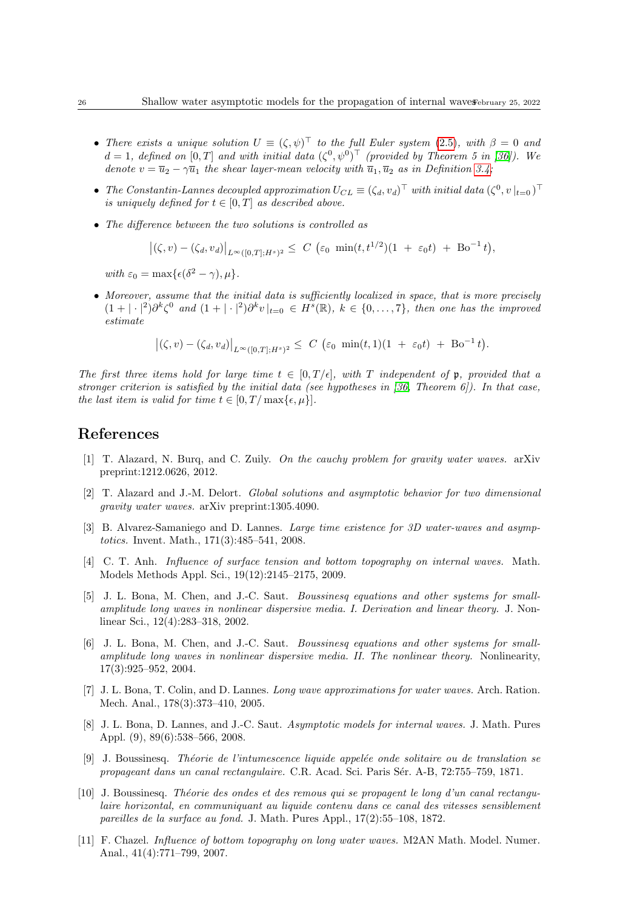- *There exists a unique solution $U \equiv (\zeta, \psi)^\top$ to the full Euler system (2.5), with $\beta = 0$ and $d = 1$, defined on $[0, T]$ and with initial data $(\zeta^0, \psi^0)^\top$ (provided by Theorem 5 in [36]). We denote $v = \overline{u}_2 - \gamma \overline{u}_1$ the shear layer-mean velocity with $\overline{u}_1, \overline{u}_2$ as in Definition 3.4;*
- *The Constantin-Lannes decoupled approximation $U_{CL} \equiv (\zeta_d, v_d)^\top$ with initial data $(\zeta^0, v\,|_{t=0})^\top$ is uniquely defined for $t \in [0, T]$ as described above.*
- *The difference between the two solutions is controlled as*

$$\big|(\zeta, v) - (\zeta_d, v_d)\big|_{L^\infty([0,T];H^s)^2} \leq \; C \; \left(\varepsilon_0 \; \min(t, t^{1/2})(1 \; + \; \varepsilon_0 t) \; + \; \mathrm{Bo}^{-1}\, t\right),$$

*with $\varepsilon_0 = \max\{\epsilon(\delta^2 - \gamma), \mu\}$.*

- *Moreover, assume that the initial data is sufficiently localized in space, that is more precisely $(1 + |\cdot|^2)\partial^k \zeta^0$ and $(1 + |\cdot|^2)\partial^k v\,|_{t=0} \in H^s(\mathbb{R})$, $k \in \{0, \ldots, 7\}$, then one has the improved estimate*

$$\big|(\zeta, v) - (\zeta_d, v_d)\big|_{L^\infty([0,T];H^s)^2} \leq \; C \; \left(\varepsilon_0 \; \min(t, 1)(1 \; + \; \varepsilon_0 t) \; + \; \mathrm{Bo}^{-1}\, t\right).$$

*The first three items hold for large time $t \in [0, T/\epsilon]$, with $T$ independent of $\mathfrak{p}$, provided that a stronger criterion is satisfied by the initial data (see hypotheses in [36, Theorem 6]). In that case, the last item is valid for time $t \in [0, T/\max\{\epsilon, \mu\}]$.*

# References

[1] T. Alazard, N. Burq, and C. Zuily. *On the cauchy problem for gravity water waves.* arXiv preprint:1212.0626, 2012.

[2] T. Alazard and J.-M. Delort. *Global solutions and asymptotic behavior for two dimensional gravity water waves.* arXiv preprint:1305.4090.

[3] B. Alvarez-Samaniego and D. Lannes. *Large time existence for 3D water-waves and asymptotics.* Invent. Math., 171(3):485–541, 2008.

[4] C. T. Anh. *Influence of surface tension and bottom topography on internal waves.* Math. Models Methods Appl. Sci., 19(12):2145–2175, 2009.

[5] J. L. Bona, M. Chen, and J.-C. Saut. *Boussinesq equations and other systems for small-amplitude long waves in nonlinear dispersive media. I. Derivation and linear theory.* J. Nonlinear Sci., 12(4):283–318, 2002.

[6] J. L. Bona, M. Chen, and J.-C. Saut. *Boussinesq equations and other systems for small-amplitude long waves in nonlinear dispersive media. II. The nonlinear theory.* Nonlinearity, 17(3):925–952, 2004.

[7] J. L. Bona, T. Colin, and D. Lannes. *Long wave approximations for water waves.* Arch. Ration. Mech. Anal., 178(3):373–410, 2005.

[8] J. L. Bona, D. Lannes, and J.-C. Saut. *Asymptotic models for internal waves.* J. Math. Pures Appl. (9), 89(6):538–566, 2008.

[9] J. Boussinesq. *Théorie de l'intumescence liquide appelée onde solitaire ou de translation se propageant dans un canal rectangulaire.* C.R. Acad. Sci. Paris Sér. A-B, 72:755–759, 1871.

[10] J. Boussinesq. *Théorie des ondes et des remous qui se propagent le long d'un canal rectangulaire horizontal, en communiquant au liquide contenu dans ce canal des vitesses sensiblement pareilles de la surface au fond.* J. Math. Pures Appl., 17(2):55–108, 1872.

[11] F. Chazel. *Influence of bottom topography on long water waves.* M2AN Math. Model. Numer. Anal., 41(4):771–799, 2007.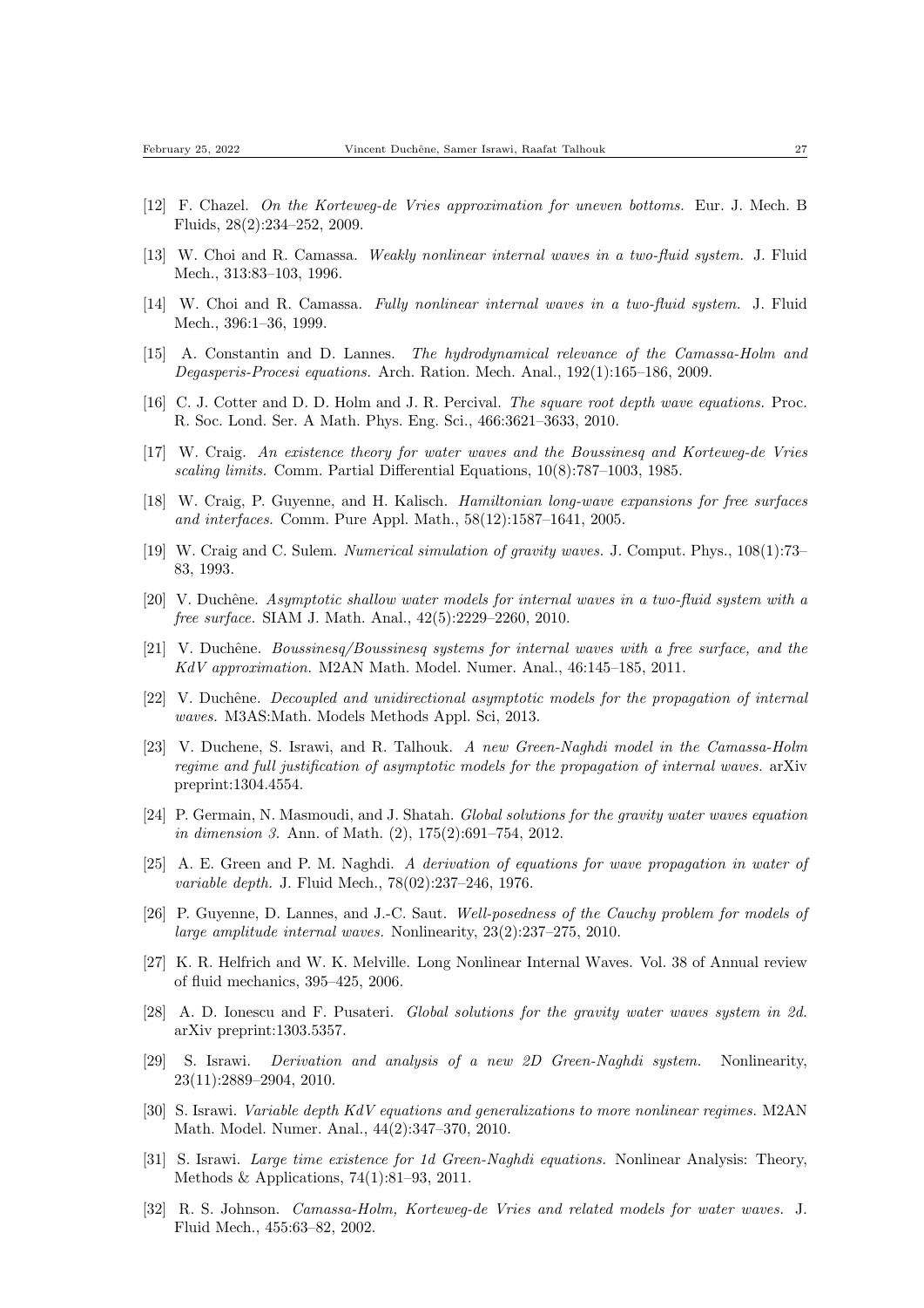[12] F. Chazel. *On the Korteweg-de Vries approximation for uneven bottoms.* Eur. J. Mech. B Fluids, 28(2):234–252, 2009.

[13] W. Choi and R. Camassa. *Weakly nonlinear internal waves in a two-fluid system.* J. Fluid Mech., 313:83–103, 1996.

[14] W. Choi and R. Camassa. *Fully nonlinear internal waves in a two-fluid system.* J. Fluid Mech., 396:1–36, 1999.

[15] A. Constantin and D. Lannes. *The hydrodynamical relevance of the Camassa-Holm and Degasperis-Procesi equations.* Arch. Ration. Mech. Anal., 192(1):165–186, 2009.

[16] C. J. Cotter and D. D. Holm and J. R. Percival. *The square root depth wave equations.* Proc. R. Soc. Lond. Ser. A Math. Phys. Eng. Sci., 466:3621–3633, 2010.

[17] W. Craig. *An existence theory for water waves and the Boussinesq and Korteweg-de Vries scaling limits.* Comm. Partial Differential Equations, 10(8):787–1003, 1985.

[18] W. Craig, P. Guyenne, and H. Kalisch. *Hamiltonian long-wave expansions for free surfaces and interfaces.* Comm. Pure Appl. Math., 58(12):1587–1641, 2005.

[19] W. Craig and C. Sulem. *Numerical simulation of gravity waves.* J. Comput. Phys., 108(1):73–83, 1993.

[20] V. Duchêne. *Asymptotic shallow water models for internal waves in a two-fluid system with a free surface.* SIAM J. Math. Anal., 42(5):2229–2260, 2010.

[21] V. Duchêne. *Boussinesq/Boussinesq systems for internal waves with a free surface, and the KdV approximation.* M2AN Math. Model. Numer. Anal., 46:145–185, 2011.

[22] V. Duchêne. *Decoupled and unidirectional asymptotic models for the propagation of internal waves.* M3AS:Math. Models Methods Appl. Sci, 2013.

[23] V. Duchene, S. Israwi, and R. Talhouk. *A new Green-Naghdi model in the Camassa-Holm regime and full justification of asymptotic models for the propagation of internal waves.* arXiv preprint:1304.4554.

[24] P. Germain, N. Masmoudi, and J. Shatah. *Global solutions for the gravity water waves equation in dimension 3.* Ann. of Math. (2), 175(2):691–754, 2012.

[25] A. E. Green and P. M. Naghdi. *A derivation of equations for wave propagation in water of variable depth.* J. Fluid Mech., 78(02):237–246, 1976.

[26] P. Guyenne, D. Lannes, and J.-C. Saut. *Well-posedness of the Cauchy problem for models of large amplitude internal waves.* Nonlinearity, 23(2):237–275, 2010.

[27] K. R. Helfrich and W. K. Melville. Long Nonlinear Internal Waves. Vol. 38 of Annual review of fluid mechanics, 395–425, 2006.

[28] A. D. Ionescu and F. Pusateri. *Global solutions for the gravity water waves system in 2d.* arXiv preprint:1303.5357.

[29] S. Israwi. *Derivation and analysis of a new 2D Green-Naghdi system.* Nonlinearity, 23(11):2889–2904, 2010.

[30] S. Israwi. *Variable depth KdV equations and generalizations to more nonlinear regimes.* M2AN Math. Model. Numer. Anal., 44(2):347–370, 2010.

[31] S. Israwi. *Large time existence for 1d Green-Naghdi equations.* Nonlinear Analysis: Theory, Methods & Applications, 74(1):81–93, 2011.

[32] R. S. Johnson. *Camassa-Holm, Korteweg-de Vries and related models for water waves.* J. Fluid Mech., 455:63–82, 2002.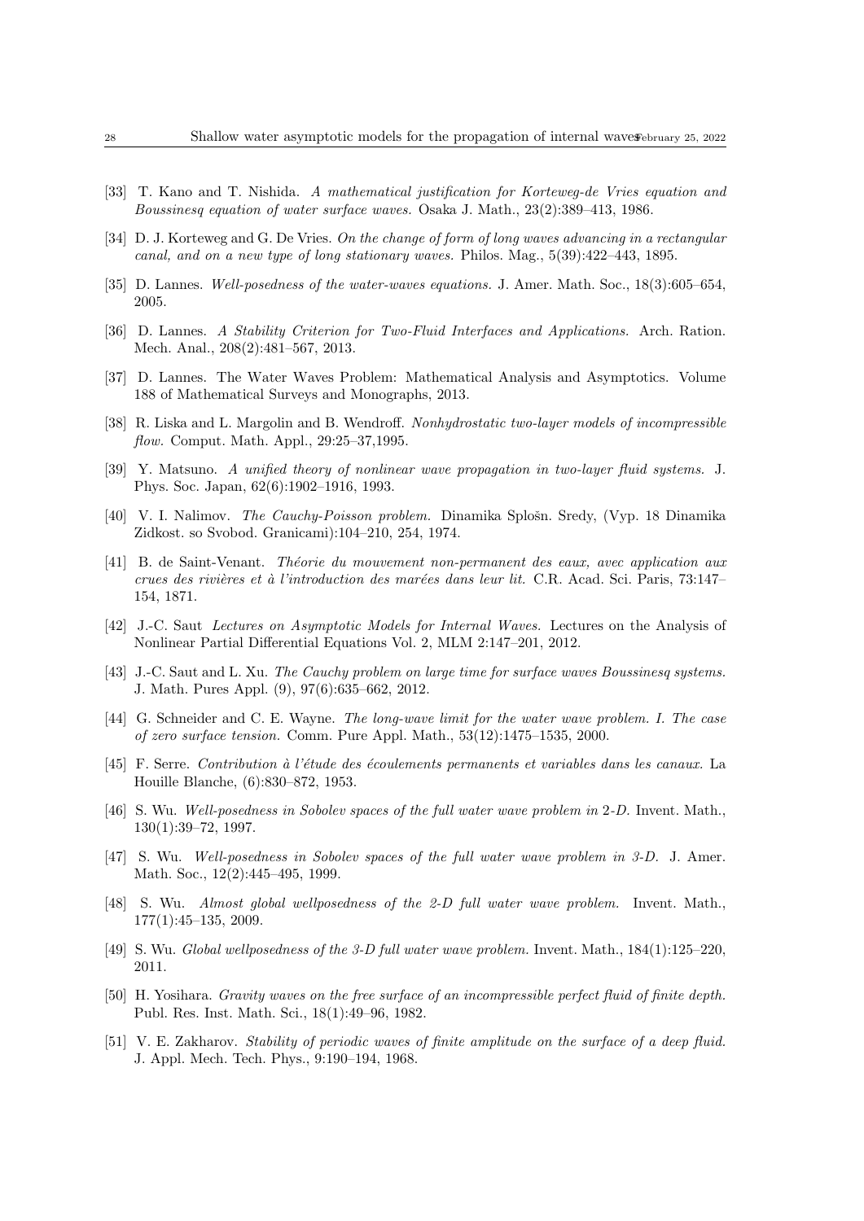[33] T. Kano and T. Nishida. *A mathematical justification for Korteweg-de Vries equation and Boussinesq equation of water surface waves.* Osaka J. Math., 23(2):389–413, 1986.

[34] D. J. Korteweg and G. De Vries. *On the change of form of long waves advancing in a rectangular canal, and on a new type of long stationary waves.* Philos. Mag., 5(39):422–443, 1895.

[35] D. Lannes. *Well-posedness of the water-waves equations.* J. Amer. Math. Soc., 18(3):605–654, 2005.

[36] D. Lannes. *A Stability Criterion for Two-Fluid Interfaces and Applications.* Arch. Ration. Mech. Anal., 208(2):481–567, 2013.

[37] D. Lannes. The Water Waves Problem: Mathematical Analysis and Asymptotics. Volume 188 of Mathematical Surveys and Monographs, 2013.

[38] R. Liska and L. Margolin and B. Wendroff. *Nonhydrostatic two-layer models of incompressible flow.* Comput. Math. Appl., 29:25–37,1995.

[39] Y. Matsuno. *A unified theory of nonlinear wave propagation in two-layer fluid systems.* J. Phys. Soc. Japan, 62(6):1902–1916, 1993.

[40] V. I. Nalimov. *The Cauchy-Poisson problem.* Dinamika Splošn. Sredy, (Vyp. 18 Dinamika Zidkost. so Svobod. Granicami):104–210, 254, 1974.

[41] B. de Saint-Venant. *Théorie du mouvement non-permanent des eaux, avec application aux crues des rivières et à l'introduction des marées dans leur lit.* C.R. Acad. Sci. Paris, 73:147–154, 1871.

[42] J.-C. Saut *Lectures on Asymptotic Models for Internal Waves.* Lectures on the Analysis of Nonlinear Partial Differential Equations Vol. 2, MLM 2:147–201, 2012.

[43] J.-C. Saut and L. Xu. *The Cauchy problem on large time for surface waves Boussinesq systems.* J. Math. Pures Appl. (9), 97(6):635–662, 2012.

[44] G. Schneider and C. E. Wayne. *The long-wave limit for the water wave problem. I. The case of zero surface tension.* Comm. Pure Appl. Math., 53(12):1475–1535, 2000.

[45] F. Serre. *Contribution à l'étude des écoulements permanents et variables dans les canaux.* La Houille Blanche, (6):830–872, 1953.

[46] S. Wu. *Well-posedness in Sobolev spaces of the full water wave problem in 2-D.* Invent. Math., 130(1):39–72, 1997.

[47] S. Wu. *Well-posedness in Sobolev spaces of the full water wave problem in 3-D.* J. Amer. Math. Soc., 12(2):445–495, 1999.

[48] S. Wu. *Almost global wellposedness of the 2-D full water wave problem.* Invent. Math., 177(1):45–135, 2009.

[49] S. Wu. *Global wellposedness of the 3-D full water wave problem.* Invent. Math., 184(1):125–220, 2011.

[50] H. Yosihara. *Gravity waves on the free surface of an incompressible perfect fluid of finite depth.* Publ. Res. Inst. Math. Sci., 18(1):49–96, 1982.

[51] V. E. Zakharov. *Stability of periodic waves of finite amplitude on the surface of a deep fluid.* J. Appl. Mech. Tech. Phys., 9:190–194, 1968.